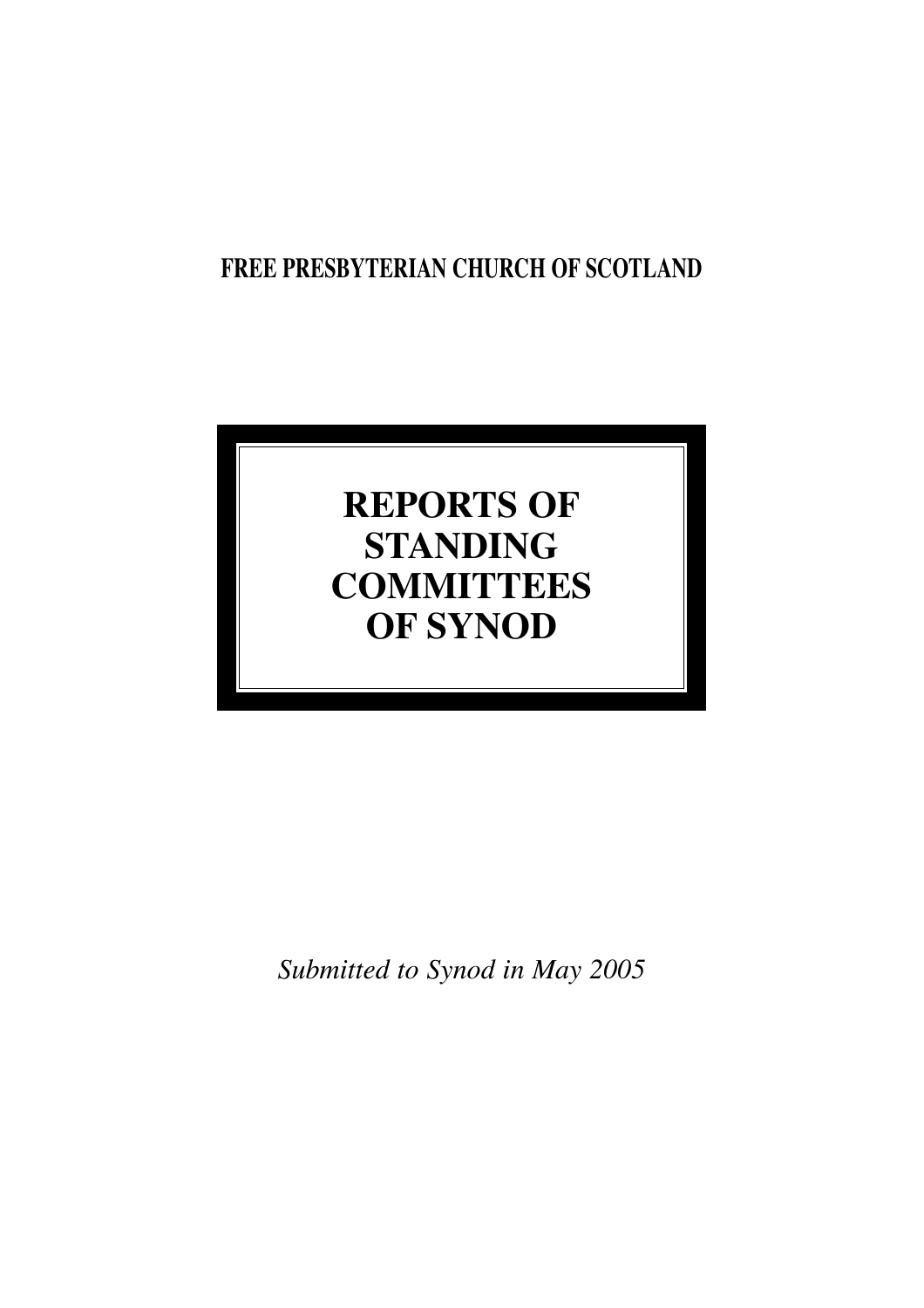**FREE PRESBYTERIAN CHURCH OF SCOTLAND**

# REPORTS OF STANDING COMMITTEES OF SYNOD

*Submitted to Synod in May 2005*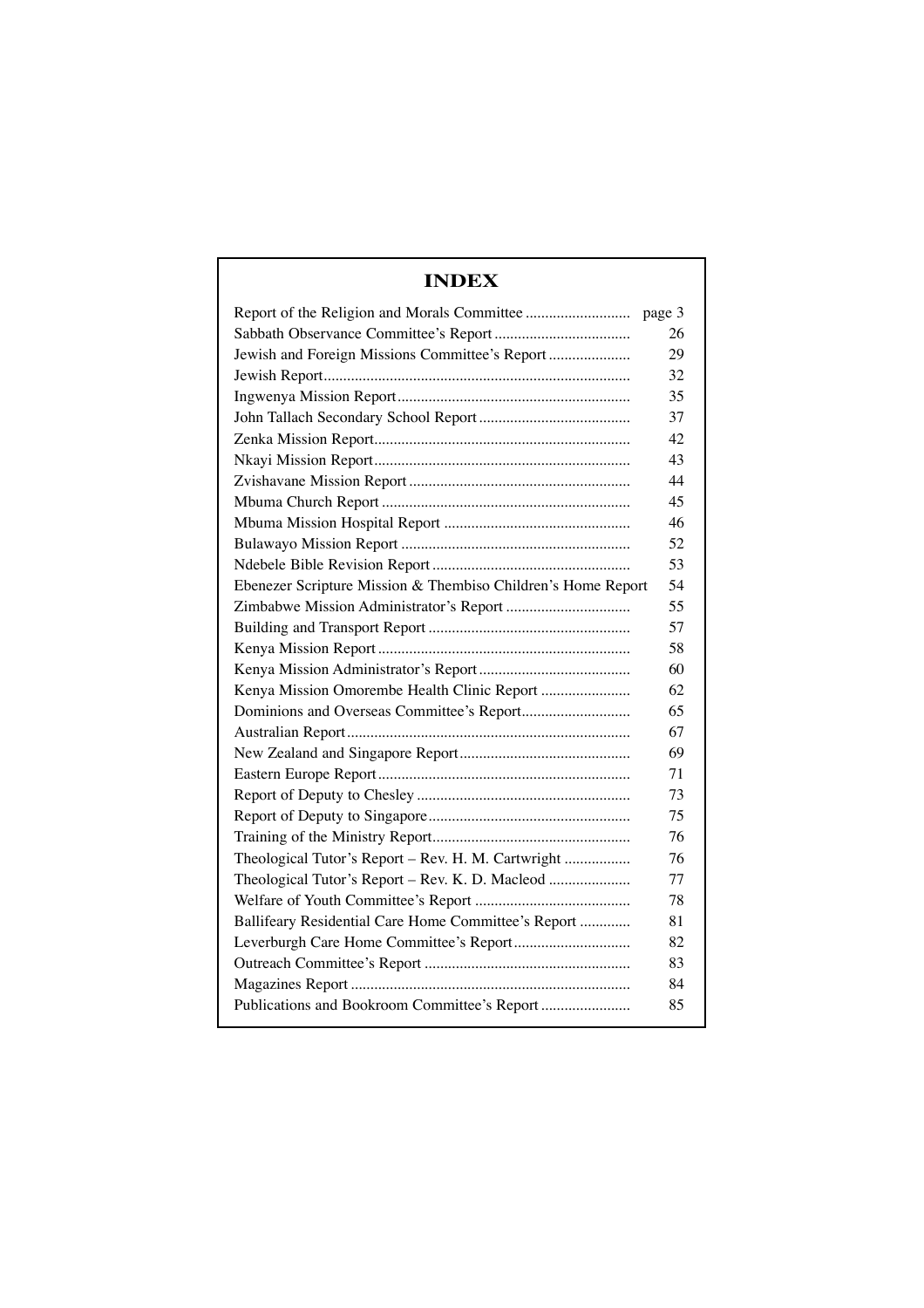# INDEX

| | |
|---|---|
| Report of the Religion and Morals Committee | page 3 |
| Sabbath Observance Committee's Report | 26 |
| Jewish and Foreign Missions Committee's Report | 29 |
| Jewish Report | 32 |
| Ingwenya Mission Report | 35 |
| John Tallach Secondary School Report | 37 |
| Zenka Mission Report | 42 |
| Nkayi Mission Report | 43 |
| Zvishavane Mission Report | 44 |
| Mbuma Church Report | 45 |
| Mbuma Mission Hospital Report | 46 |
| Bulawayo Mission Report | 52 |
| Ndebele Bible Revision Report | 53 |
| Ebenezer Scripture Mission & Thembiso Children's Home Report | 54 |
| Zimbabwe Mission Administrator's Report | 55 |
| Building and Transport Report | 57 |
| Kenya Mission Report | 58 |
| Kenya Mission Administrator's Report | 60 |
| Kenya Mission Omorembe Health Clinic Report | 62 |
| Dominions and Overseas Committee's Report | 65 |
| Australian Report | 67 |
| New Zealand and Singapore Report | 69 |
| Eastern Europe Report | 71 |
| Report of Deputy to Chesley | 73 |
| Report of Deputy to Singapore | 75 |
| Training of the Ministry Report | 76 |
| Theological Tutor's Report – Rev. H. M. Cartwright | 76 |
| Theological Tutor's Report – Rev. K. D. Macleod | 77 |
| Welfare of Youth Committee's Report | 78 |
| Ballifeary Residential Care Home Committee's Report | 81 |
| Leverburgh Care Home Committee's Report | 82 |
| Outreach Committee's Report | 83 |
| Magazines Report | 84 |
| Publications and Bookroom Committee's Report | 85 |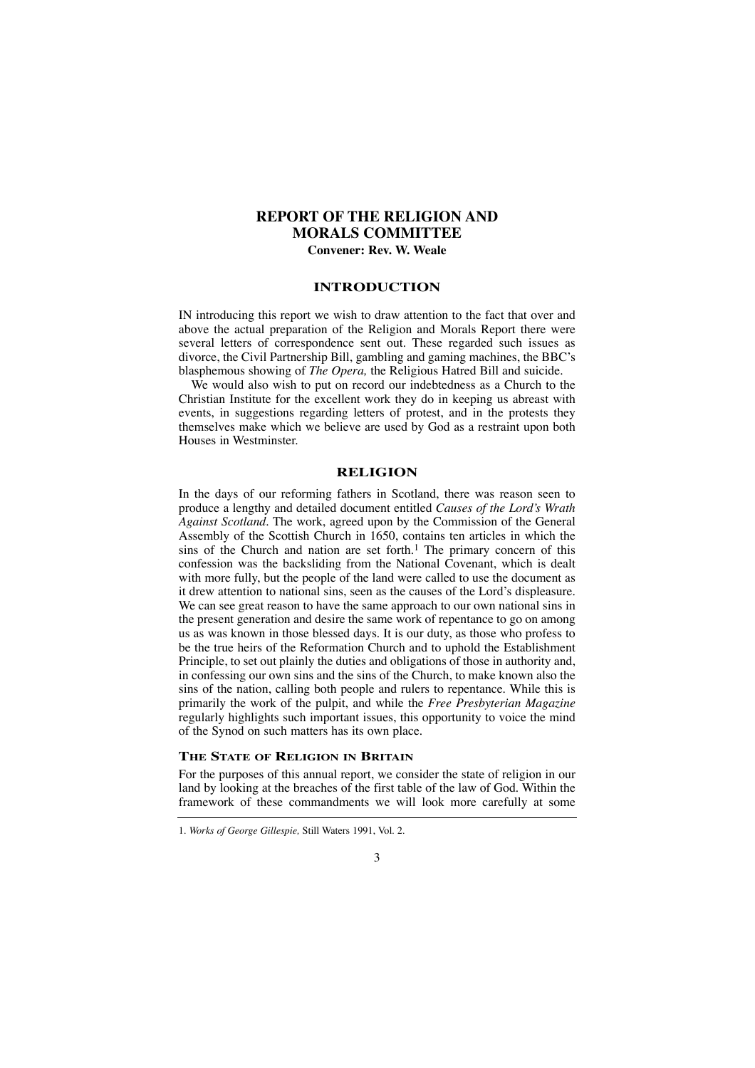# REPORT OF THE RELIGION AND MORALS COMMITTEE

**Convener: Rev. W. Weale**

## INTRODUCTION

IN introducing this report we wish to draw attention to the fact that over and above the actual preparation of the Religion and Morals Report there were several letters of correspondence sent out. These regarded such issues as divorce, the Civil Partnership Bill, gambling and gaming machines, the BBC's blasphemous showing of *The Opera,* the Religious Hatred Bill and suicide.

We would also wish to put on record our indebtedness as a Church to the Christian Institute for the excellent work they do in keeping us abreast with events, in suggestions regarding letters of protest, and in the protests they themselves make which we believe are used by God as a restraint upon both Houses in Westminster.

## RELIGION

In the days of our reforming fathers in Scotland, there was reason seen to produce a lengthy and detailed document entitled *Causes of the Lord's Wrath Against Scotland*. The work, agreed upon by the Commission of the General Assembly of the Scottish Church in 1650, contains ten articles in which the sins of the Church and nation are set forth.[1] The primary concern of this confession was the backsliding from the National Covenant, which is dealt with more fully, but the people of the land were called to use the document as it drew attention to national sins, seen as the causes of the Lord's displeasure. We can see great reason to have the same approach to our own national sins in the present generation and desire the same work of repentance to go on among us as was known in those blessed days. It is our duty, as those who profess to be the true heirs of the Reformation Church and to uphold the Establishment Principle, to set out plainly the duties and obligations of those in authority and, in confessing our own sins and the sins of the Church, to make known also the sins of the nation, calling both people and rulers to repentance. While this is primarily the work of the pulpit, and while the *Free Presbyterian Magazine* regularly highlights such important issues, this opportunity to voice the mind of the Synod on such matters has its own place.

### THE STATE OF RELIGION IN BRITAIN

For the purposes of this annual report, we consider the state of religion in our land by looking at the breaches of the first table of the law of God. Within the framework of these commandments we will look more carefully at some

1. *Works of George Gillespie,* Still Waters 1991, Vol. 2.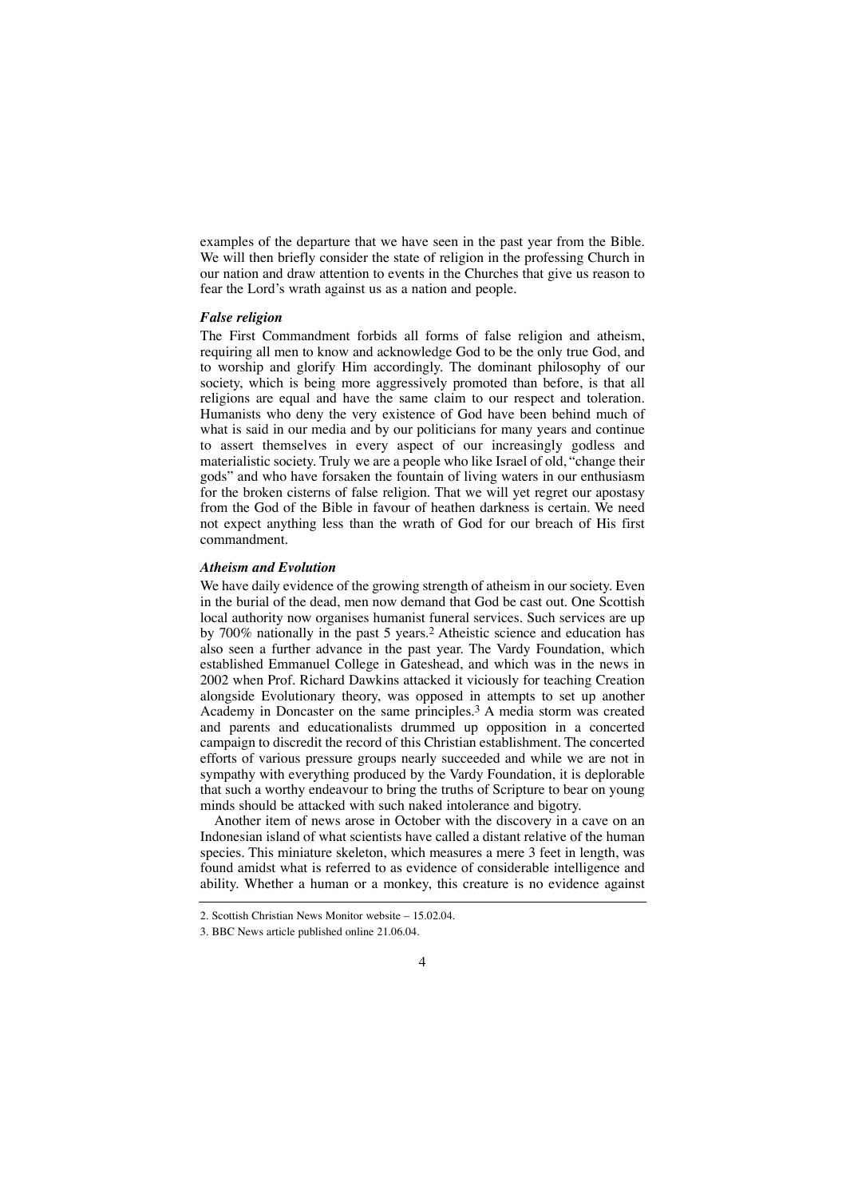examples of the departure that we have seen in the past year from the Bible. We will then briefly consider the state of religion in the professing Church in our nation and draw attention to events in the Churches that give us reason to fear the Lord's wrath against us as a nation and people.

### *False religion*

The First Commandment forbids all forms of false religion and atheism, requiring all men to know and acknowledge God to be the only true God, and to worship and glorify Him accordingly. The dominant philosophy of our society, which is being more aggressively promoted than before, is that all religions are equal and have the same claim to our respect and toleration. Humanists who deny the very existence of God have been behind much of what is said in our media and by our politicians for many years and continue to assert themselves in every aspect of our increasingly godless and materialistic society. Truly we are a people who like Israel of old, "change their gods" and who have forsaken the fountain of living waters in our enthusiasm for the broken cisterns of false religion. That we will yet regret our apostasy from the God of the Bible in favour of heathen darkness is certain. We need not expect anything less than the wrath of God for our breach of His first commandment.

### *Atheism and Evolution*

We have daily evidence of the growing strength of atheism in our society. Even in the burial of the dead, men now demand that God be cast out. One Scottish local authority now organises humanist funeral services. Such services are up by 700% nationally in the past 5 years.[2] Atheistic science and education has also seen a further advance in the past year. The Vardy Foundation, which established Emmanuel College in Gateshead, and which was in the news in 2002 when Prof. Richard Dawkins attacked it viciously for teaching Creation alongside Evolutionary theory, was opposed in attempts to set up another Academy in Doncaster on the same principles.[3] A media storm was created and parents and educationalists drummed up opposition in a concerted campaign to discredit the record of this Christian establishment. The concerted efforts of various pressure groups nearly succeeded and while we are not in sympathy with everything produced by the Vardy Foundation, it is deplorable that such a worthy endeavour to bring the truths of Scripture to bear on young minds should be attacked with such naked intolerance and bigotry.

Another item of news arose in October with the discovery in a cave on an Indonesian island of what scientists have called a distant relative of the human species. This miniature skeleton, which measures a mere 3 feet in length, was found amidst what is referred to as evidence of considerable intelligence and ability. Whether a human or a monkey, this creature is no evidence against

2. Scottish Christian News Monitor website – 15.02.04.

3. BBC News article published online 21.06.04.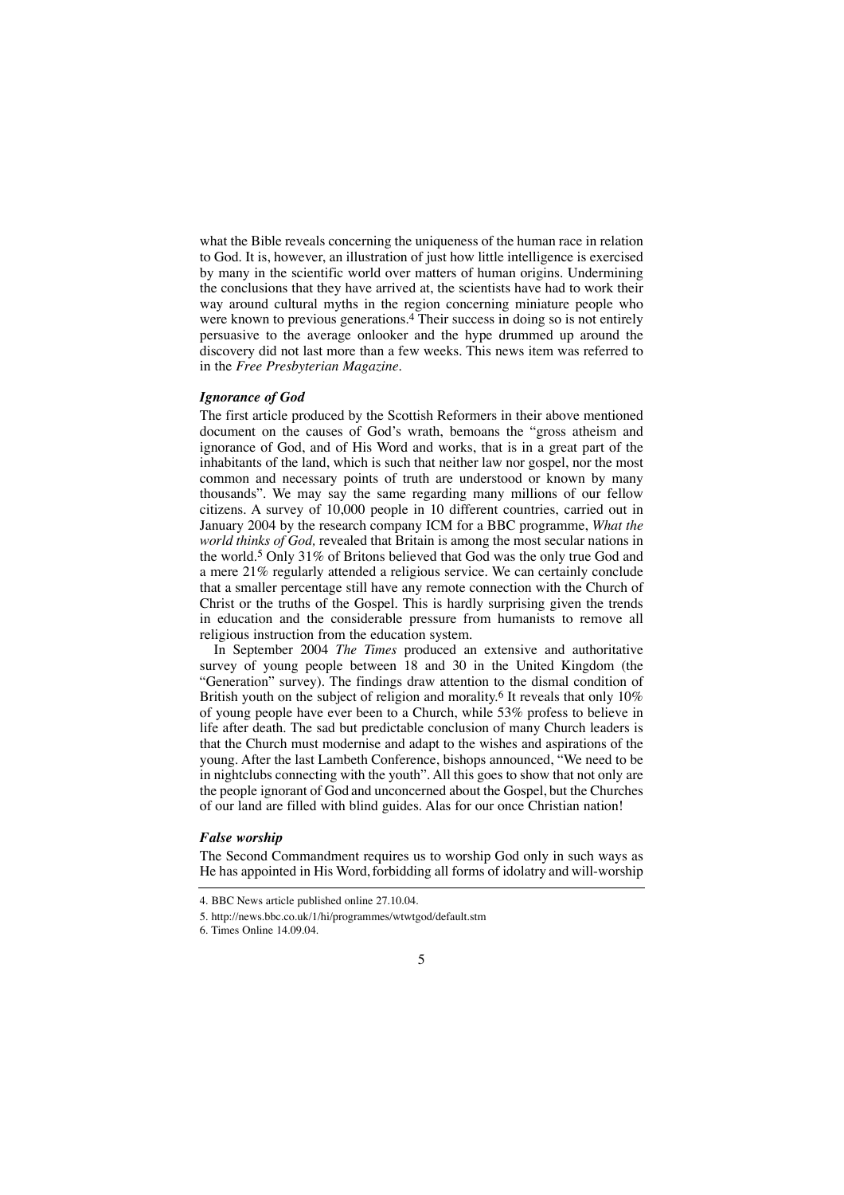what the Bible reveals concerning the uniqueness of the human race in relation to God. It is, however, an illustration of just how little intelligence is exercised by many in the scientific world over matters of human origins. Undermining the conclusions that they have arrived at, the scientists have had to work their way around cultural myths in the region concerning miniature people who were known to previous generations.[4] Their success in doing so is not entirely persuasive to the average onlooker and the hype drummed up around the discovery did not last more than a few weeks. This news item was referred to in the *Free Presbyterian Magazine*.

### *Ignorance of God*

The first article produced by the Scottish Reformers in their above mentioned document on the causes of God's wrath, bemoans the "gross atheism and ignorance of God, and of His Word and works, that is in a great part of the inhabitants of the land, which is such that neither law nor gospel, nor the most common and necessary points of truth are understood or known by many thousands". We may say the same regarding many millions of our fellow citizens. A survey of 10,000 people in 10 different countries, carried out in January 2004 by the research company ICM for a BBC programme, *What the world thinks of God,* revealed that Britain is among the most secular nations in the world.[5] Only 31% of Britons believed that God was the only true God and a mere 21% regularly attended a religious service. We can certainly conclude that a smaller percentage still have any remote connection with the Church of Christ or the truths of the Gospel. This is hardly surprising given the trends in education and the considerable pressure from humanists to remove all religious instruction from the education system.

In September 2004 *The Times* produced an extensive and authoritative survey of young people between 18 and 30 in the United Kingdom (the "Generation" survey). The findings draw attention to the dismal condition of British youth on the subject of religion and morality.[6] It reveals that only 10% of young people have ever been to a Church, while 53% profess to believe in life after death. The sad but predictable conclusion of many Church leaders is that the Church must modernise and adapt to the wishes and aspirations of the young. After the last Lambeth Conference, bishops announced, "We need to be in nightclubs connecting with the youth". All this goes to show that not only are the people ignorant of God and unconcerned about the Gospel, but the Churches of our land are filled with blind guides. Alas for our once Christian nation!

### *False worship*

The Second Commandment requires us to worship God only in such ways as He has appointed in His Word, forbidding all forms of idolatry and will-worship

---

4. BBC News article published online 27.10.04.

5. http://news.bbc.co.uk/1/hi/programmes/wtwtgod/default.stm

6. Times Online 14.09.04.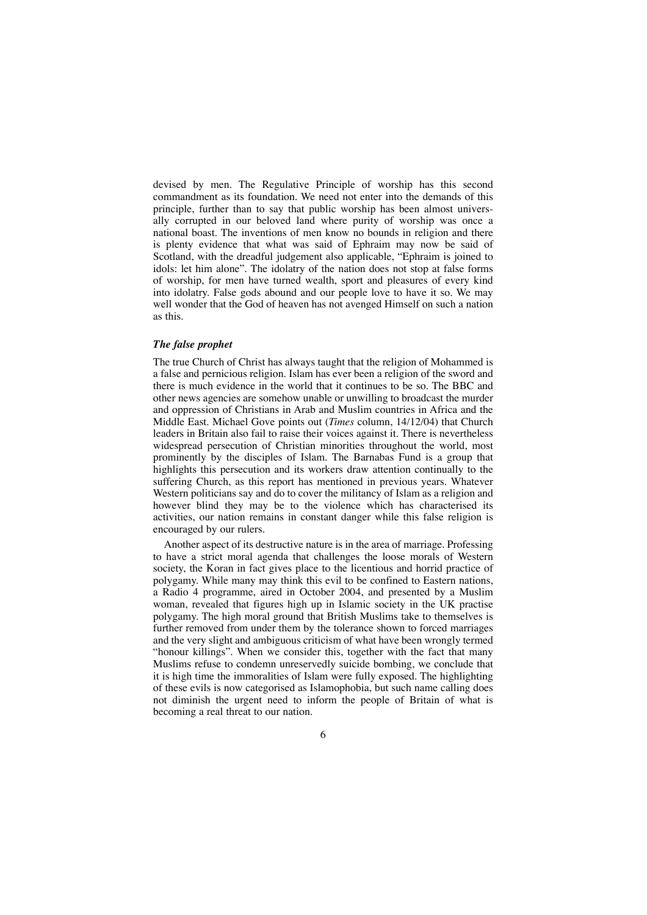devised by men. The Regulative Principle of worship has this second commandment as its foundation. We need not enter into the demands of this principle, further than to say that public worship has been almost universally corrupted in our beloved land where purity of worship was once a national boast. The inventions of men know no bounds in religion and there is plenty evidence that what was said of Ephraim may now be said of Scotland, with the dreadful judgement also applicable, "Ephraim is joined to idols: let him alone". The idolatry of the nation does not stop at false forms of worship, for men have turned wealth, sport and pleasures of every kind into idolatry. False gods abound and our people love to have it so. We may well wonder that the God of heaven has not avenged Himself on such a nation as this.

### *The false prophet*

The true Church of Christ has always taught that the religion of Mohammed is a false and pernicious religion. Islam has ever been a religion of the sword and there is much evidence in the world that it continues to be so. The BBC and other news agencies are somehow unable or unwilling to broadcast the murder and oppression of Christians in Arab and Muslim countries in Africa and the Middle East. Michael Gove points out (*Times* column, 14/12/04) that Church leaders in Britain also fail to raise their voices against it. There is nevertheless widespread persecution of Christian minorities throughout the world, most prominently by the disciples of Islam. The Barnabas Fund is a group that highlights this persecution and its workers draw attention continually to the suffering Church, as this report has mentioned in previous years. Whatever Western politicians say and do to cover the militancy of Islam as a religion and however blind they may be to the violence which has characterised its activities, our nation remains in constant danger while this false religion is encouraged by our rulers.

Another aspect of its destructive nature is in the area of marriage. Professing to have a strict moral agenda that challenges the loose morals of Western society, the Koran in fact gives place to the licentious and horrid practice of polygamy. While many may think this evil to be confined to Eastern nations, a Radio 4 programme, aired in October 2004, and presented by a Muslim woman, revealed that figures high up in Islamic society in the UK practise polygamy. The high moral ground that British Muslims take to themselves is further removed from under them by the tolerance shown to forced marriages and the very slight and ambiguous criticism of what have been wrongly termed "honour killings". When we consider this, together with the fact that many Muslims refuse to condemn unreservedly suicide bombing, we conclude that it is high time the immoralities of Islam were fully exposed. The highlighting of these evils is now categorised as Islamophobia, but such name calling does not diminish the urgent need to inform the people of Britain of what is becoming a real threat to our nation.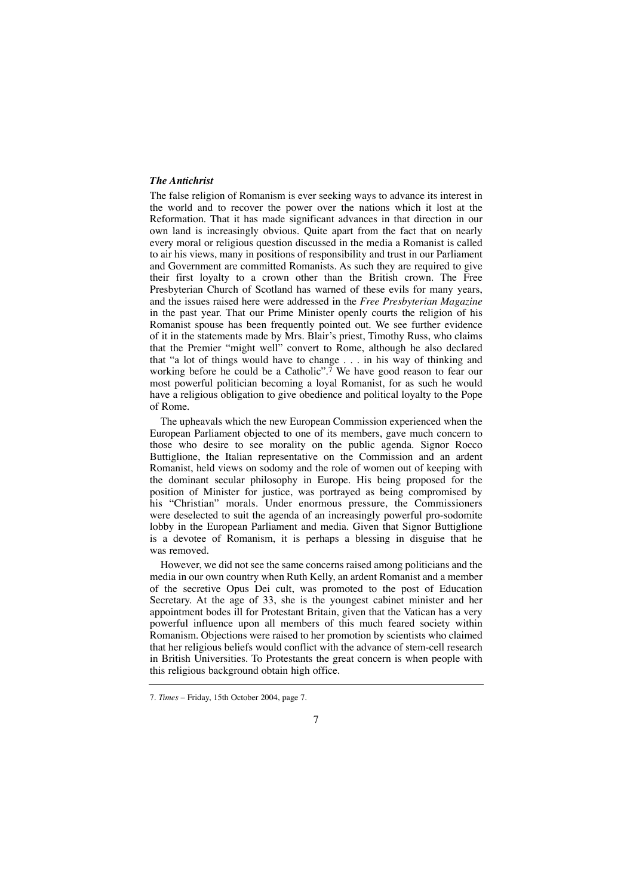***The Antichrist***

The false religion of Romanism is ever seeking ways to advance its interest in the world and to recover the power over the nations which it lost at the Reformation. That it has made significant advances in that direction in our own land is increasingly obvious. Quite apart from the fact that on nearly every moral or religious question discussed in the media a Romanist is called to air his views, many in positions of responsibility and trust in our Parliament and Government are committed Romanists. As such they are required to give their first loyalty to a crown other than the British crown. The Free Presbyterian Church of Scotland has warned of these evils for many years, and the issues raised here were addressed in the *Free Presbyterian Magazine* in the past year. That our Prime Minister openly courts the religion of his Romanist spouse has been frequently pointed out. We see further evidence of it in the statements made by Mrs. Blair's priest, Timothy Russ, who claims that the Premier "might well" convert to Rome, although he also declared that "a lot of things would have to change . . . in his way of thinking and working before he could be a Catholic".[7] We have good reason to fear our most powerful politician becoming a loyal Romanist, for as such he would have a religious obligation to give obedience and political loyalty to the Pope of Rome.

The upheavals which the new European Commission experienced when the European Parliament objected to one of its members, gave much concern to those who desire to see morality on the public agenda. Signor Rocco Buttiglione, the Italian representative on the Commission and an ardent Romanist, held views on sodomy and the role of women out of keeping with the dominant secular philosophy in Europe. His being proposed for the position of Minister for justice, was portrayed as being compromised by his "Christian" morals. Under enormous pressure, the Commissioners were deselected to suit the agenda of an increasingly powerful pro-sodomite lobby in the European Parliament and media. Given that Signor Buttiglione is a devotee of Romanism, it is perhaps a blessing in disguise that he was removed.

However, we did not see the same concerns raised among politicians and the media in our own country when Ruth Kelly, an ardent Romanist and a member of the secretive Opus Dei cult, was promoted to the post of Education Secretary. At the age of 33, she is the youngest cabinet minister and her appointment bodes ill for Protestant Britain, given that the Vatican has a very powerful influence upon all members of this much feared society within Romanism. Objections were raised to her promotion by scientists who claimed that her religious beliefs would conflict with the advance of stem-cell research in British Universities. To Protestants the great concern is when people with this religious background obtain high office.

---

7. *Times* – Friday, 15th October 2004, page 7.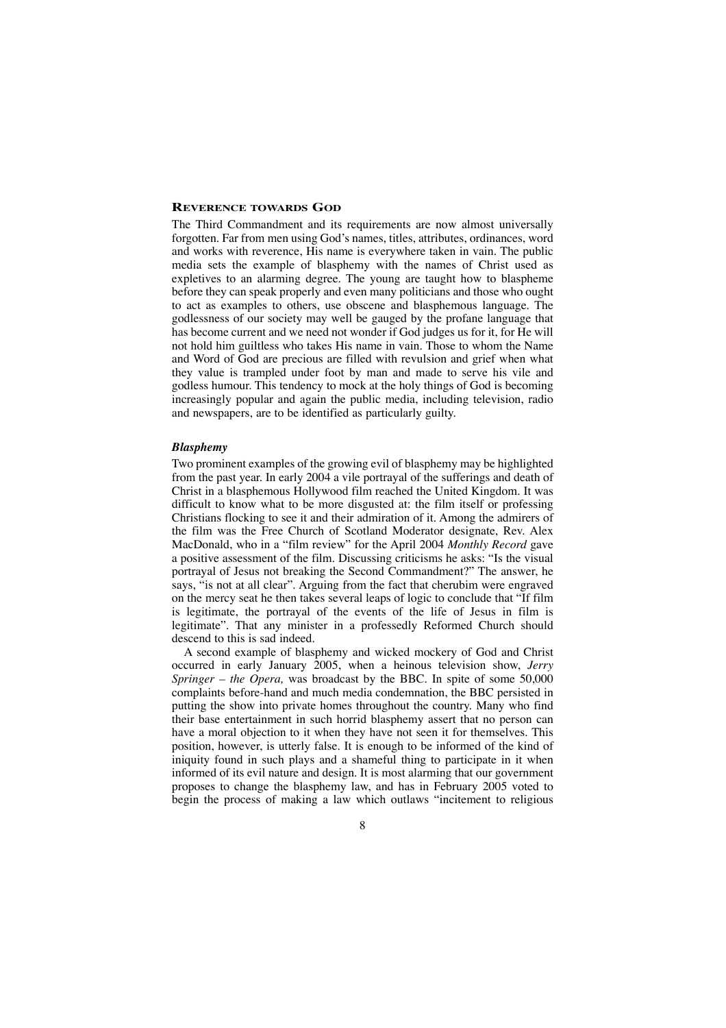## Reverence towards God

The Third Commandment and its requirements are now almost universally forgotten. Far from men using God's names, titles, attributes, ordinances, word and works with reverence, His name is everywhere taken in vain. The public media sets the example of blasphemy with the names of Christ used as expletives to an alarming degree. The young are taught how to blaspheme before they can speak properly and even many politicians and those who ought to act as examples to others, use obscene and blasphemous language. The godlessness of our society may well be gauged by the profane language that has become current and we need not wonder if God judges us for it, for He will not hold him guiltless who takes His name in vain. Those to whom the Name and Word of God are precious are filled with revulsion and grief when what they value is trampled under foot by man and made to serve his vile and godless humour. This tendency to mock at the holy things of God is becoming increasingly popular and again the public media, including television, radio and newspapers, are to be identified as particularly guilty.

### *Blasphemy*

Two prominent examples of the growing evil of blasphemy may be highlighted from the past year. In early 2004 a vile portrayal of the sufferings and death of Christ in a blasphemous Hollywood film reached the United Kingdom. It was difficult to know what to be more disgusted at: the film itself or professing Christians flocking to see it and their admiration of it. Among the admirers of the film was the Free Church of Scotland Moderator designate, Rev. Alex MacDonald, who in a "film review" for the April 2004 *Monthly Record* gave a positive assessment of the film. Discussing criticisms he asks: "Is the visual portrayal of Jesus not breaking the Second Commandment?" The answer, he says, "is not at all clear". Arguing from the fact that cherubim were engraved on the mercy seat he then takes several leaps of logic to conclude that "If film is legitimate, the portrayal of the events of the life of Jesus in film is legitimate". That any minister in a professedly Reformed Church should descend to this is sad indeed.

A second example of blasphemy and wicked mockery of God and Christ occurred in early January 2005, when a heinous television show, *Jerry Springer – the Opera,* was broadcast by the BBC. In spite of some 50,000 complaints before-hand and much media condemnation, the BBC persisted in putting the show into private homes throughout the country. Many who find their base entertainment in such horrid blasphemy assert that no person can have a moral objection to it when they have not seen it for themselves. This position, however, is utterly false. It is enough to be informed of the kind of iniquity found in such plays and a shameful thing to participate in it when informed of its evil nature and design. It is most alarming that our government proposes to change the blasphemy law, and has in February 2005 voted to begin the process of making a law which outlaws "incitement to religious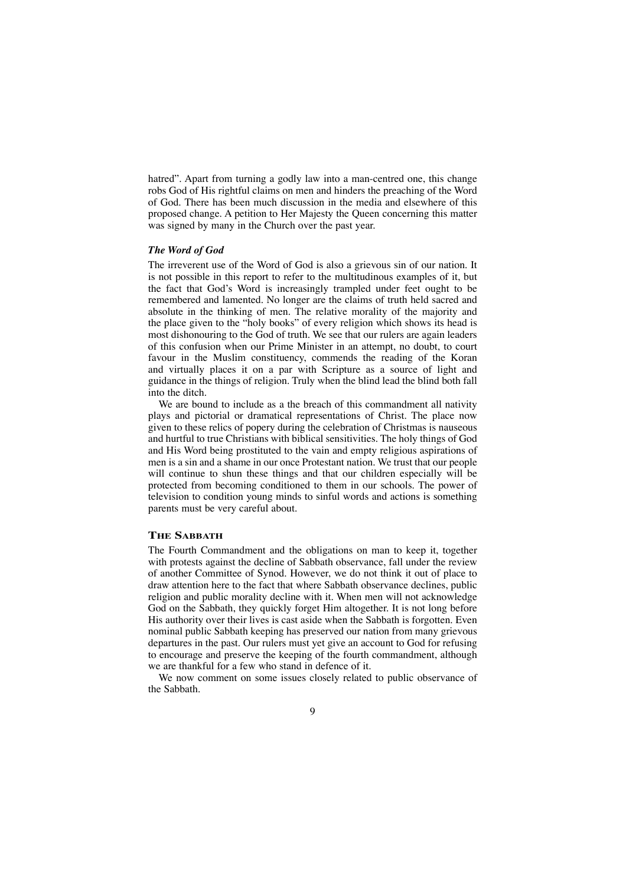hatred". Apart from turning a godly law into a man-centred one, this change robs God of His rightful claims on men and hinders the preaching of the Word of God. There has been much discussion in the media and elsewhere of this proposed change. A petition to Her Majesty the Queen concerning this matter was signed by many in the Church over the past year.

### *The Word of God*

The irreverent use of the Word of God is also a grievous sin of our nation. It is not possible in this report to refer to the multitudinous examples of it, but the fact that God's Word is increasingly trampled under feet ought to be remembered and lamented. No longer are the claims of truth held sacred and absolute in the thinking of men. The relative morality of the majority and the place given to the "holy books" of every religion which shows its head is most dishonouring to the God of truth. We see that our rulers are again leaders of this confusion when our Prime Minister in an attempt, no doubt, to court favour in the Muslim constituency, commends the reading of the Koran and virtually places it on a par with Scripture as a source of light and guidance in the things of religion. Truly when the blind lead the blind both fall into the ditch.

We are bound to include as a the breach of this commandment all nativity plays and pictorial or dramatical representations of Christ. The place now given to these relics of popery during the celebration of Christmas is nauseous and hurtful to true Christians with biblical sensitivities. The holy things of God and His Word being prostituted to the vain and empty religious aspirations of men is a sin and a shame in our once Protestant nation. We trust that our people will continue to shun these things and that our children especially will be protected from becoming conditioned to them in our schools. The power of television to condition young minds to sinful words and actions is something parents must be very careful about.

## The Sabbath

The Fourth Commandment and the obligations on man to keep it, together with protests against the decline of Sabbath observance, fall under the review of another Committee of Synod. However, we do not think it out of place to draw attention here to the fact that where Sabbath observance declines, public religion and public morality decline with it. When men will not acknowledge God on the Sabbath, they quickly forget Him altogether. It is not long before His authority over their lives is cast aside when the Sabbath is forgotten. Even nominal public Sabbath keeping has preserved our nation from many grievous departures in the past. Our rulers must yet give an account to God for refusing to encourage and preserve the keeping of the fourth commandment, although we are thankful for a few who stand in defence of it.

We now comment on some issues closely related to public observance of the Sabbath.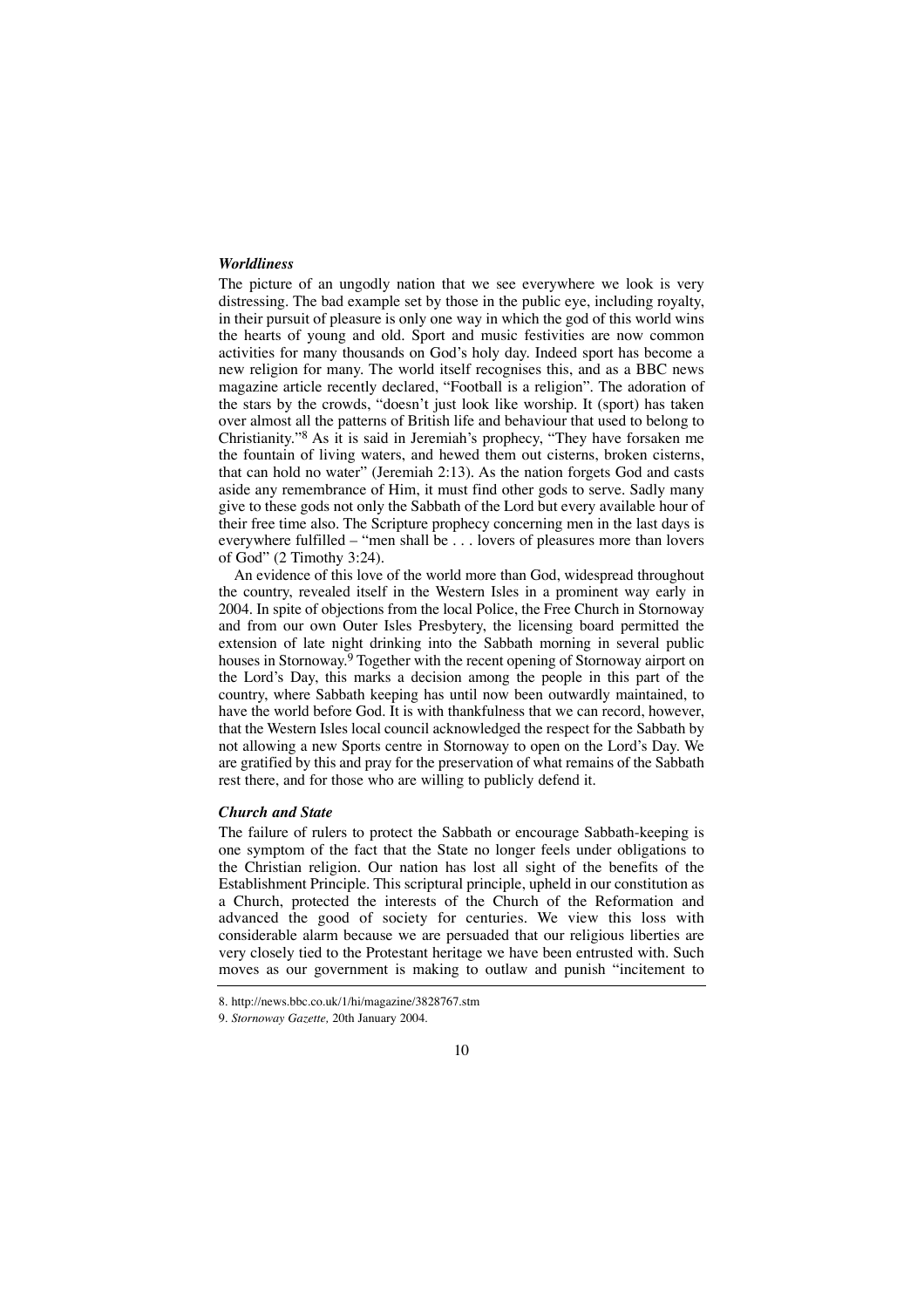### *Worldliness*

The picture of an ungodly nation that we see everywhere we look is very distressing. The bad example set by those in the public eye, including royalty, in their pursuit of pleasure is only one way in which the god of this world wins the hearts of young and old. Sport and music festivities are now common activities for many thousands on God's holy day. Indeed sport has become a new religion for many. The world itself recognises this, and as a BBC news magazine article recently declared, "Football is a religion". The adoration of the stars by the crowds, "doesn't just look like worship. It (sport) has taken over almost all the patterns of British life and behaviour that used to belong to Christianity."[8] As it is said in Jeremiah's prophecy, "They have forsaken me the fountain of living waters, and hewed them out cisterns, broken cisterns, that can hold no water" (Jeremiah 2:13). As the nation forgets God and casts aside any remembrance of Him, it must find other gods to serve. Sadly many give to these gods not only the Sabbath of the Lord but every available hour of their free time also. The Scripture prophecy concerning men in the last days is everywhere fulfilled – "men shall be . . . lovers of pleasures more than lovers of God" (2 Timothy 3:24).

An evidence of this love of the world more than God, widespread throughout the country, revealed itself in the Western Isles in a prominent way early in 2004. In spite of objections from the local Police, the Free Church in Stornoway and from our own Outer Isles Presbytery, the licensing board permitted the extension of late night drinking into the Sabbath morning in several public houses in Stornoway.[9] Together with the recent opening of Stornoway airport on the Lord's Day, this marks a decision among the people in this part of the country, where Sabbath keeping has until now been outwardly maintained, to have the world before God. It is with thankfulness that we can record, however, that the Western Isles local council acknowledged the respect for the Sabbath by not allowing a new Sports centre in Stornoway to open on the Lord's Day. We are gratified by this and pray for the preservation of what remains of the Sabbath rest there, and for those who are willing to publicly defend it.

### *Church and State*

The failure of rulers to protect the Sabbath or encourage Sabbath-keeping is one symptom of the fact that the State no longer feels under obligations to the Christian religion. Our nation has lost all sight of the benefits of the Establishment Principle. This scriptural principle, upheld in our constitution as a Church, protected the interests of the Church of the Reformation and advanced the good of society for centuries. We view this loss with considerable alarm because we are persuaded that our religious liberties are very closely tied to the Protestant heritage we have been entrusted with. Such moves as our government is making to outlaw and punish "incitement to

---

8. http://news.bbc.co.uk/1/hi/magazine/3828767.stm

9. *Stornoway Gazette,* 20th January 2004.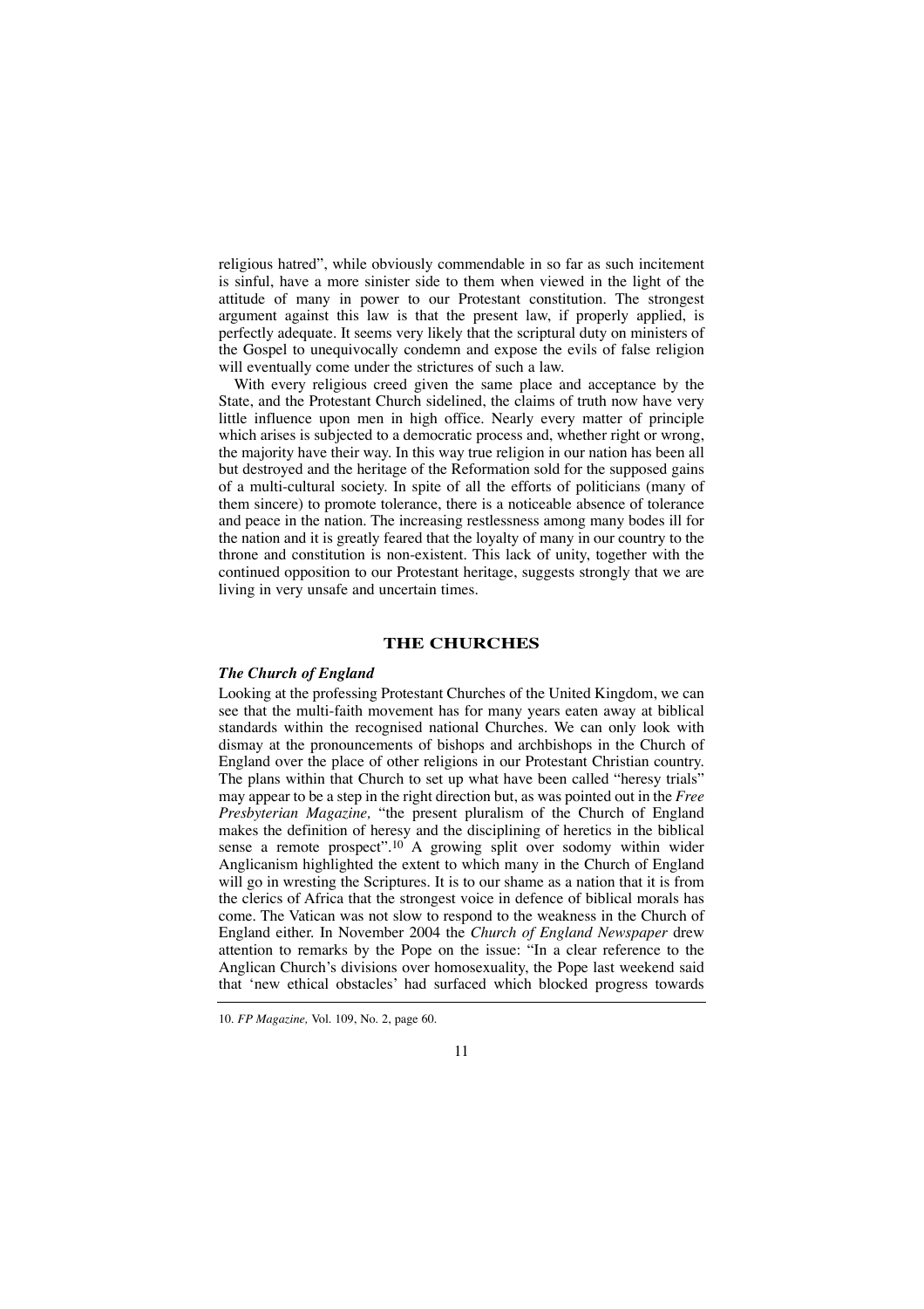religious hatred", while obviously commendable in so far as such incitement is sinful, have a more sinister side to them when viewed in the light of the attitude of many in power to our Protestant constitution. The strongest argument against this law is that the present law, if properly applied, is perfectly adequate. It seems very likely that the scriptural duty on ministers of the Gospel to unequivocally condemn and expose the evils of false religion will eventually come under the strictures of such a law.

With every religious creed given the same place and acceptance by the State, and the Protestant Church sidelined, the claims of truth now have very little influence upon men in high office. Nearly every matter of principle which arises is subjected to a democratic process and, whether right or wrong, the majority have their way. In this way true religion in our nation has been all but destroyed and the heritage of the Reformation sold for the supposed gains of a multi-cultural society. In spite of all the efforts of politicians (many of them sincere) to promote tolerance, there is a noticeable absence of tolerance and peace in the nation. The increasing restlessness among many bodes ill for the nation and it is greatly feared that the loyalty of many in our country to the throne and constitution is non-existent. This lack of unity, together with the continued opposition to our Protestant heritage, suggests strongly that we are living in very unsafe and uncertain times.

## THE CHURCHES

### *The Church of England*

Looking at the professing Protestant Churches of the United Kingdom, we can see that the multi-faith movement has for many years eaten away at biblical standards within the recognised national Churches. We can only look with dismay at the pronouncements of bishops and archbishops in the Church of England over the place of other religions in our Protestant Christian country. The plans within that Church to set up what have been called "heresy trials" may appear to be a step in the right direction but, as was pointed out in the *Free Presbyterian Magazine,* "the present pluralism of the Church of England makes the definition of heresy and the disciplining of heretics in the biblical sense a remote prospect".[10] A growing split over sodomy within wider Anglicanism highlighted the extent to which many in the Church of England will go in wresting the Scriptures. It is to our shame as a nation that it is from the clerics of Africa that the strongest voice in defence of biblical morals has come. The Vatican was not slow to respond to the weakness in the Church of England either. In November 2004 the *Church of England Newspaper* drew attention to remarks by the Pope on the issue: "In a clear reference to the Anglican Church's divisions over homosexuality, the Pope last weekend said that 'new ethical obstacles' had surfaced which blocked progress towards

10. *FP Magazine,* Vol. 109, No. 2, page 60.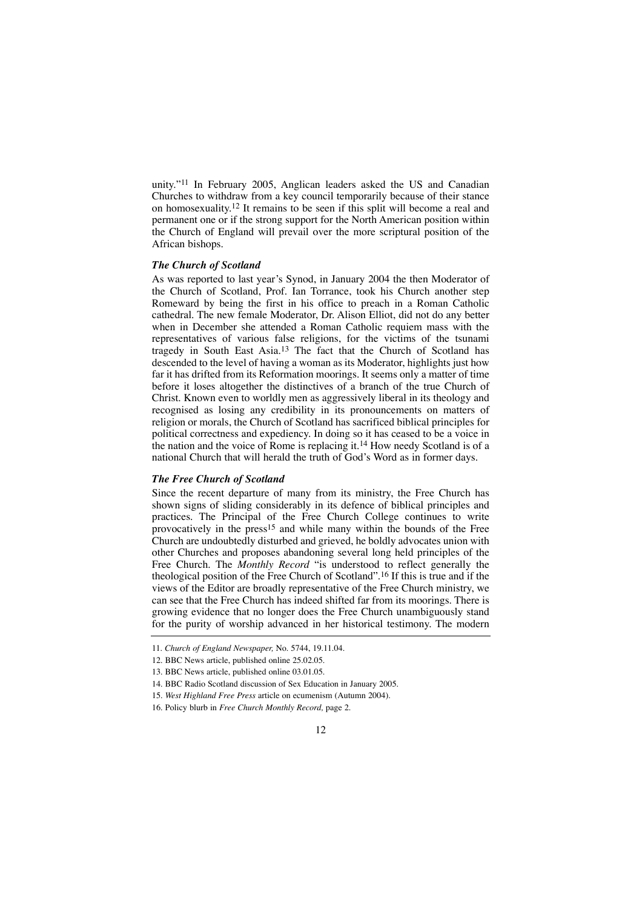unity."[11] In February 2005, Anglican leaders asked the US and Canadian Churches to withdraw from a key council temporarily because of their stance on homosexuality.[12] It remains to be seen if this split will become a real and permanent one or if the strong support for the North American position within the Church of England will prevail over the more scriptural position of the African bishops.

### *The Church of Scotland*

As was reported to last year's Synod, in January 2004 the then Moderator of the Church of Scotland, Prof. Ian Torrance, took his Church another step Romeward by being the first in his office to preach in a Roman Catholic cathedral. The new female Moderator, Dr. Alison Elliot, did not do any better when in December she attended a Roman Catholic requiem mass with the representatives of various false religions, for the victims of the tsunami tragedy in South East Asia.[13] The fact that the Church of Scotland has descended to the level of having a woman as its Moderator, highlights just how far it has drifted from its Reformation moorings. It seems only a matter of time before it loses altogether the distinctives of a branch of the true Church of Christ. Known even to worldly men as aggressively liberal in its theology and recognised as losing any credibility in its pronouncements on matters of religion or morals, the Church of Scotland has sacrificed biblical principles for political correctness and expediency. In doing so it has ceased to be a voice in the nation and the voice of Rome is replacing it.[14] How needy Scotland is of a national Church that will herald the truth of God's Word as in former days.

### *The Free Church of Scotland*

Since the recent departure of many from its ministry, the Free Church has shown signs of sliding considerably in its defence of biblical principles and practices. The Principal of the Free Church College continues to write provocatively in the press[15] and while many within the bounds of the Free Church are undoubtedly disturbed and grieved, he boldly advocates union with other Churches and proposes abandoning several long held principles of the Free Church. The *Monthly Record* "is understood to reflect generally the theological position of the Free Church of Scotland".[16] If this is true and if the views of the Editor are broadly representative of the Free Church ministry, we can see that the Free Church has indeed shifted far from its moorings. There is growing evidence that no longer does the Free Church unambiguously stand for the purity of worship advanced in her historical testimony. The modern

---

11. *Church of England Newspaper,* No. 5744, 19.11.04.
12. BBC News article, published online 25.02.05.
13. BBC News article, published online 03.01.05.
14. BBC Radio Scotland discussion of Sex Education in January 2005.
15. *West Highland Free Press* article on ecumenism (Autumn 2004).
16. Policy blurb in *Free Church Monthly Record,* page 2.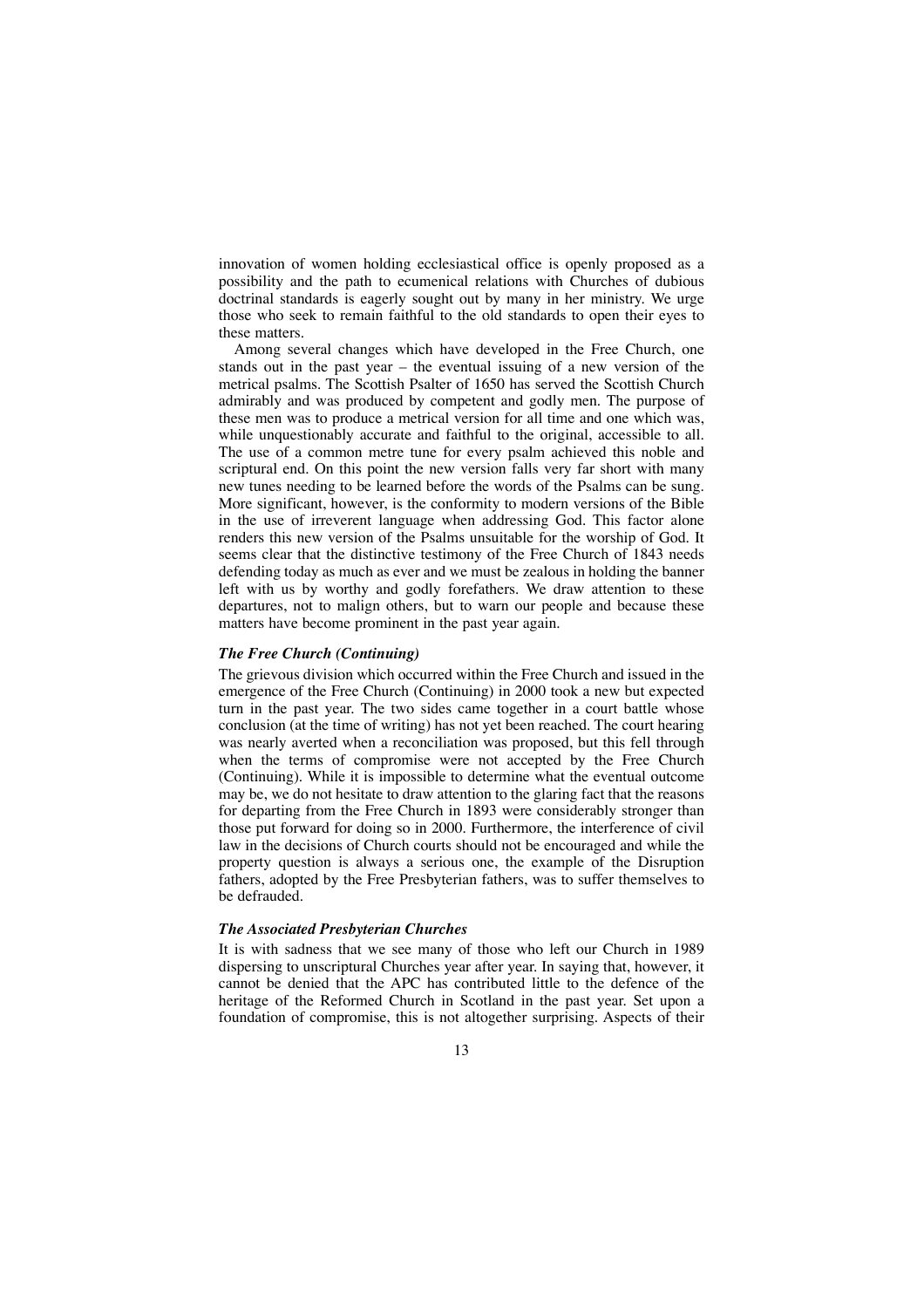innovation of women holding ecclesiastical office is openly proposed as a possibility and the path to ecumenical relations with Churches of dubious doctrinal standards is eagerly sought out by many in her ministry. We urge those who seek to remain faithful to the old standards to open their eyes to these matters.

Among several changes which have developed in the Free Church, one stands out in the past year – the eventual issuing of a new version of the metrical psalms. The Scottish Psalter of 1650 has served the Scottish Church admirably and was produced by competent and godly men. The purpose of these men was to produce a metrical version for all time and one which was, while unquestionably accurate and faithful to the original, accessible to all. The use of a common metre tune for every psalm achieved this noble and scriptural end. On this point the new version falls very far short with many new tunes needing to be learned before the words of the Psalms can be sung. More significant, however, is the conformity to modern versions of the Bible in the use of irreverent language when addressing God. This factor alone renders this new version of the Psalms unsuitable for the worship of God. It seems clear that the distinctive testimony of the Free Church of 1843 needs defending today as much as ever and we must be zealous in holding the banner left with us by worthy and godly forefathers. We draw attention to these departures, not to malign others, but to warn our people and because these matters have become prominent in the past year again.

### *The Free Church (Continuing)*

The grievous division which occurred within the Free Church and issued in the emergence of the Free Church (Continuing) in 2000 took a new but expected turn in the past year. The two sides came together in a court battle whose conclusion (at the time of writing) has not yet been reached. The court hearing was nearly averted when a reconciliation was proposed, but this fell through when the terms of compromise were not accepted by the Free Church (Continuing). While it is impossible to determine what the eventual outcome may be, we do not hesitate to draw attention to the glaring fact that the reasons for departing from the Free Church in 1893 were considerably stronger than those put forward for doing so in 2000. Furthermore, the interference of civil law in the decisions of Church courts should not be encouraged and while the property question is always a serious one, the example of the Disruption fathers, adopted by the Free Presbyterian fathers, was to suffer themselves to be defrauded.

### *The Associated Presbyterian Churches*

It is with sadness that we see many of those who left our Church in 1989 dispersing to unscriptural Churches year after year. In saying that, however, it cannot be denied that the APC has contributed little to the defence of the heritage of the Reformed Church in Scotland in the past year. Set upon a foundation of compromise, this is not altogether surprising. Aspects of their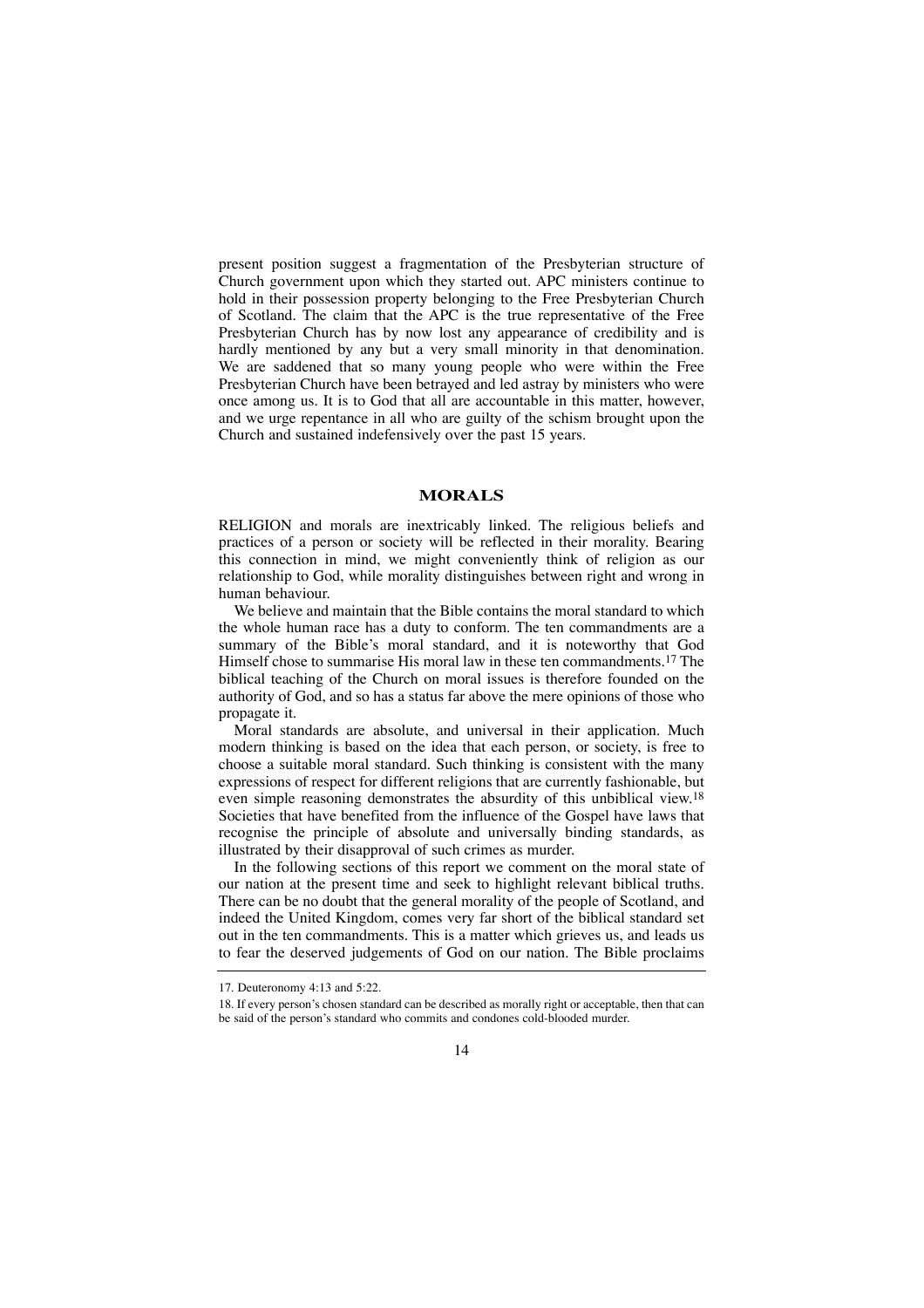present position suggest a fragmentation of the Presbyterian structure of Church government upon which they started out. APC ministers continue to hold in their possession property belonging to the Free Presbyterian Church of Scotland. The claim that the APC is the true representative of the Free Presbyterian Church has by now lost any appearance of credibility and is hardly mentioned by any but a very small minority in that denomination. We are saddened that so many young people who were within the Free Presbyterian Church have been betrayed and led astray by ministers who were once among us. It is to God that all are accountable in this matter, however, and we urge repentance in all who are guilty of the schism brought upon the Church and sustained indefensively over the past 15 years.

## MORALS

RELIGION and morals are inextricably linked. The religious beliefs and practices of a person or society will be reflected in their morality. Bearing this connection in mind, we might conveniently think of religion as our relationship to God, while morality distinguishes between right and wrong in human behaviour.

We believe and maintain that the Bible contains the moral standard to which the whole human race has a duty to conform. The ten commandments are a summary of the Bible's moral standard, and it is noteworthy that God Himself chose to summarise His moral law in these ten commandments.[17] The biblical teaching of the Church on moral issues is therefore founded on the authority of God, and so has a status far above the mere opinions of those who propagate it.

Moral standards are absolute, and universal in their application. Much modern thinking is based on the idea that each person, or society, is free to choose a suitable moral standard. Such thinking is consistent with the many expressions of respect for different religions that are currently fashionable, but even simple reasoning demonstrates the absurdity of this unbiblical view.[18] Societies that have benefited from the influence of the Gospel have laws that recognise the principle of absolute and universally binding standards, as illustrated by their disapproval of such crimes as murder.

In the following sections of this report we comment on the moral state of our nation at the present time and seek to highlight relevant biblical truths. There can be no doubt that the general morality of the people of Scotland, and indeed the United Kingdom, comes very far short of the biblical standard set out in the ten commandments. This is a matter which grieves us, and leads us to fear the deserved judgements of God on our nation. The Bible proclaims

---

17. Deuteronomy 4:13 and 5:22.

18. If every person's chosen standard can be described as morally right or acceptable, then that can be said of the person's standard who commits and condones cold-blooded murder.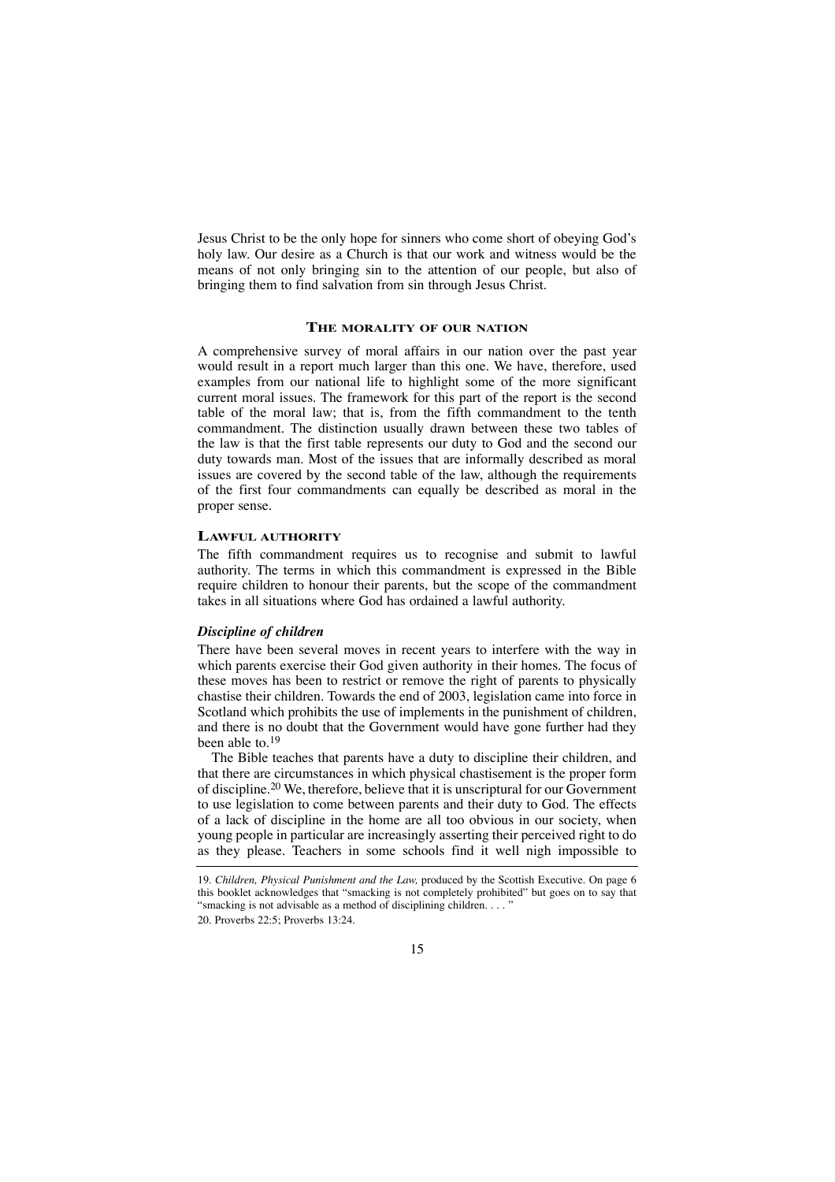Jesus Christ to be the only hope for sinners who come short of obeying God's holy law. Our desire as a Church is that our work and witness would be the means of not only bringing sin to the attention of our people, but also of bringing them to find salvation from sin through Jesus Christ.

## The morality of our nation

A comprehensive survey of moral affairs in our nation over the past year would result in a report much larger than this one. We have, therefore, used examples from our national life to highlight some of the more significant current moral issues. The framework for this part of the report is the second table of the moral law; that is, from the fifth commandment to the tenth commandment. The distinction usually drawn between these two tables of the law is that the first table represents our duty to God and the second our duty towards man. Most of the issues that are informally described as moral issues are covered by the second table of the law, although the requirements of the first four commandments can equally be described as moral in the proper sense.

### Lawful authority

The fifth commandment requires us to recognise and submit to lawful authority. The terms in which this commandment is expressed in the Bible require children to honour their parents, but the scope of the commandment takes in all situations where God has ordained a lawful authority.

#### *Discipline of children*

There have been several moves in recent years to interfere with the way in which parents exercise their God given authority in their homes. The focus of these moves has been to restrict or remove the right of parents to physically chastise their children. Towards the end of 2003, legislation came into force in Scotland which prohibits the use of implements in the punishment of children, and there is no doubt that the Government would have gone further had they been able to.[19]

The Bible teaches that parents have a duty to discipline their children, and that there are circumstances in which physical chastisement is the proper form of discipline.[20] We, therefore, believe that it is unscriptural for our Government to use legislation to come between parents and their duty to God. The effects of a lack of discipline in the home are all too obvious in our society, when young people in particular are increasingly asserting their perceived right to do as they please. Teachers in some schools find it well nigh impossible to

---

19. *Children, Physical Punishment and the Law,* produced by the Scottish Executive. On page 6 this booklet acknowledges that "smacking is not completely prohibited" but goes on to say that "smacking is not advisable as a method of disciplining children. . . . "

20. Proverbs 22:5; Proverbs 13:24.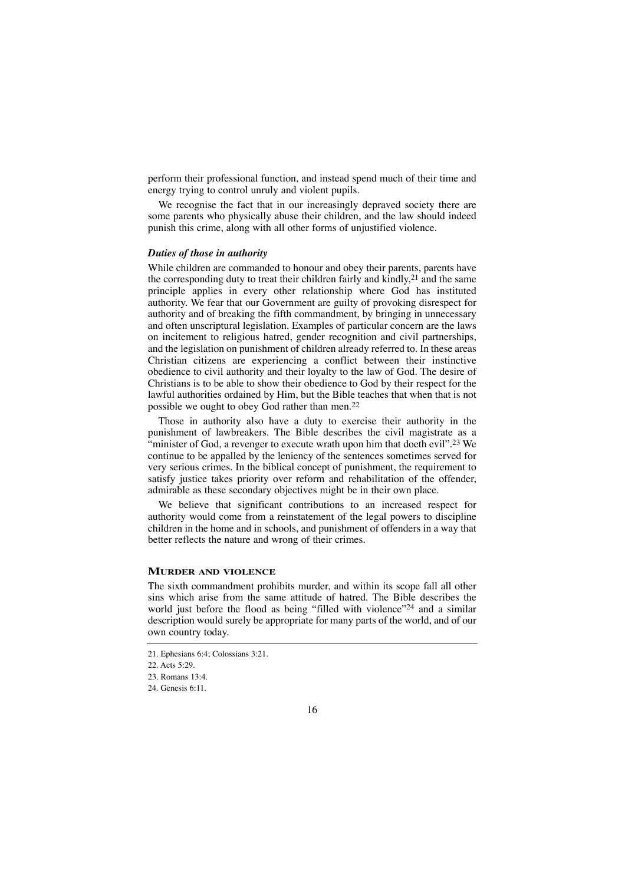perform their professional function, and instead spend much of their time and energy trying to control unruly and violent pupils.

We recognise the fact that in our increasingly depraved society there are some parents who physically abuse their children, and the law should indeed punish this crime, along with all other forms of unjustified violence.

### *Duties of those in authority*

While children are commanded to honour and obey their parents, parents have the corresponding duty to treat their children fairly and kindly,[21] and the same principle applies in every other relationship where God has instituted authority. We fear that our Government are guilty of provoking disrespect for authority and of breaking the fifth commandment, by bringing in unnecessary and often unscriptural legislation. Examples of particular concern are the laws on incitement to religious hatred, gender recognition and civil partnerships, and the legislation on punishment of children already referred to. In these areas Christian citizens are experiencing a conflict between their instinctive obedience to civil authority and their loyalty to the law of God. The desire of Christians is to be able to show their obedience to God by their respect for the lawful authorities ordained by Him, but the Bible teaches that when that is not possible we ought to obey God rather than men.[22]

Those in authority also have a duty to exercise their authority in the punishment of lawbreakers. The Bible describes the civil magistrate as a "minister of God, a revenger to execute wrath upon him that doeth evil".[23] We continue to be appalled by the leniency of the sentences sometimes served for very serious crimes. In the biblical concept of punishment, the requirement to satisfy justice takes priority over reform and rehabilitation of the offender, admirable as these secondary objectives might be in their own place.

We believe that significant contributions to an increased respect for authority would come from a reinstatement of the legal powers to discipline children in the home and in schools, and punishment of offenders in a way that better reflects the nature and wrong of their crimes.

## MURDER AND VIOLENCE

The sixth commandment prohibits murder, and within its scope fall all other sins which arise from the same attitude of hatred. The Bible describes the world just before the flood as being "filled with violence"[24] and a similar description would surely be appropriate for many parts of the world, and of our own country today.

---

21. Ephesians 6:4; Colossians 3:21.

22. Acts 5:29.

23. Romans 13:4.

24. Genesis 6:11.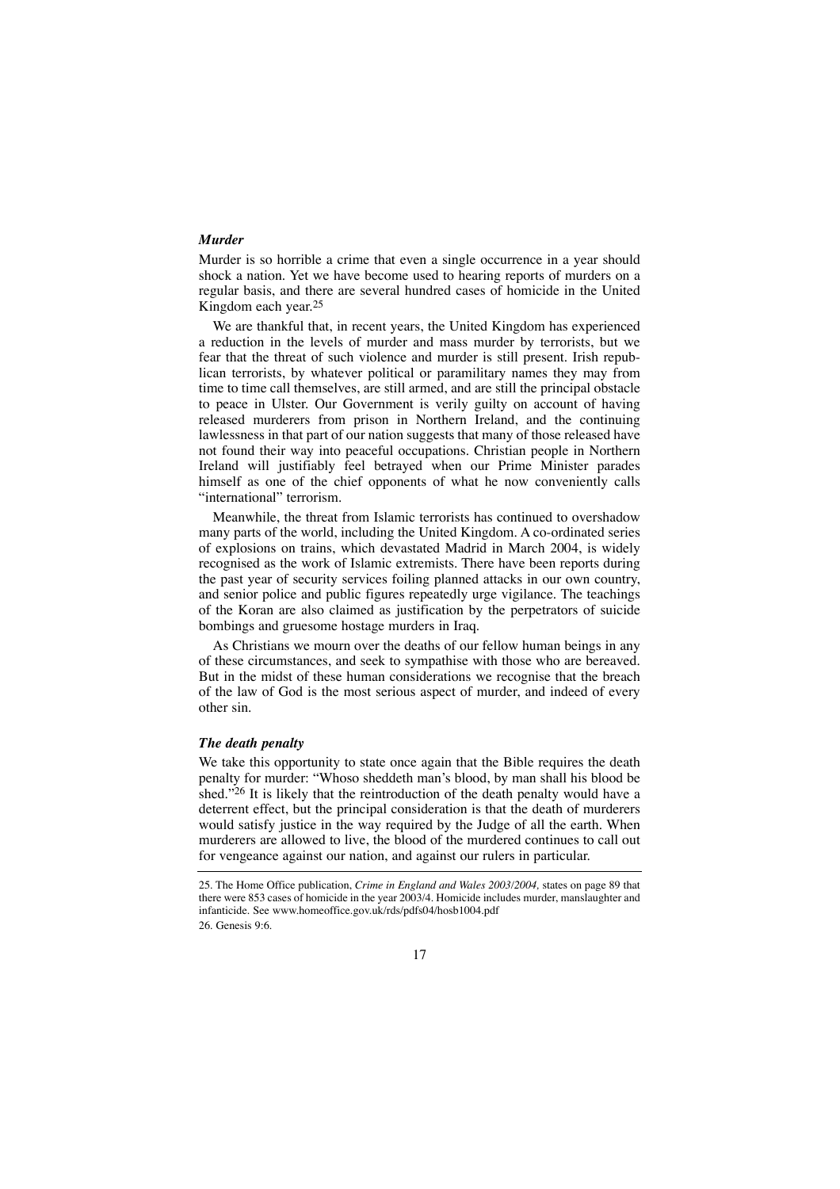### *Murder*

Murder is so horrible a crime that even a single occurrence in a year should shock a nation. Yet we have become used to hearing reports of murders on a regular basis, and there are several hundred cases of homicide in the United Kingdom each year.[25]

We are thankful that, in recent years, the United Kingdom has experienced a reduction in the levels of murder and mass murder by terrorists, but we fear that the threat of such violence and murder is still present. Irish republican terrorists, by whatever political or paramilitary names they may from time to time call themselves, are still armed, and are still the principal obstacle to peace in Ulster. Our Government is verily guilty on account of having released murderers from prison in Northern Ireland, and the continuing lawlessness in that part of our nation suggests that many of those released have not found their way into peaceful occupations. Christian people in Northern Ireland will justifiably feel betrayed when our Prime Minister parades himself as one of the chief opponents of what he now conveniently calls "international" terrorism.

Meanwhile, the threat from Islamic terrorists has continued to overshadow many parts of the world, including the United Kingdom. A co-ordinated series of explosions on trains, which devastated Madrid in March 2004, is widely recognised as the work of Islamic extremists. There have been reports during the past year of security services foiling planned attacks in our own country, and senior police and public figures repeatedly urge vigilance. The teachings of the Koran are also claimed as justification by the perpetrators of suicide bombings and gruesome hostage murders in Iraq.

As Christians we mourn over the deaths of our fellow human beings in any of these circumstances, and seek to sympathise with those who are bereaved. But in the midst of these human considerations we recognise that the breach of the law of God is the most serious aspect of murder, and indeed of every other sin.

### *The death penalty*

We take this opportunity to state once again that the Bible requires the death penalty for murder: "Whoso sheddeth man's blood, by man shall his blood be shed."[26] It is likely that the reintroduction of the death penalty would have a deterrent effect, but the principal consideration is that the death of murderers would satisfy justice in the way required by the Judge of all the earth. When murderers are allowed to live, the blood of the murdered continues to call out for vengeance against our nation, and against our rulers in particular.

---

25. The Home Office publication, *Crime in England and Wales 2003/2004,* states on page 89 that there were 853 cases of homicide in the year 2003/4. Homicide includes murder, manslaughter and infanticide. See www.homeoffice.gov.uk/rds/pdfs04/hosb1004.pdf

26. Genesis 9:6.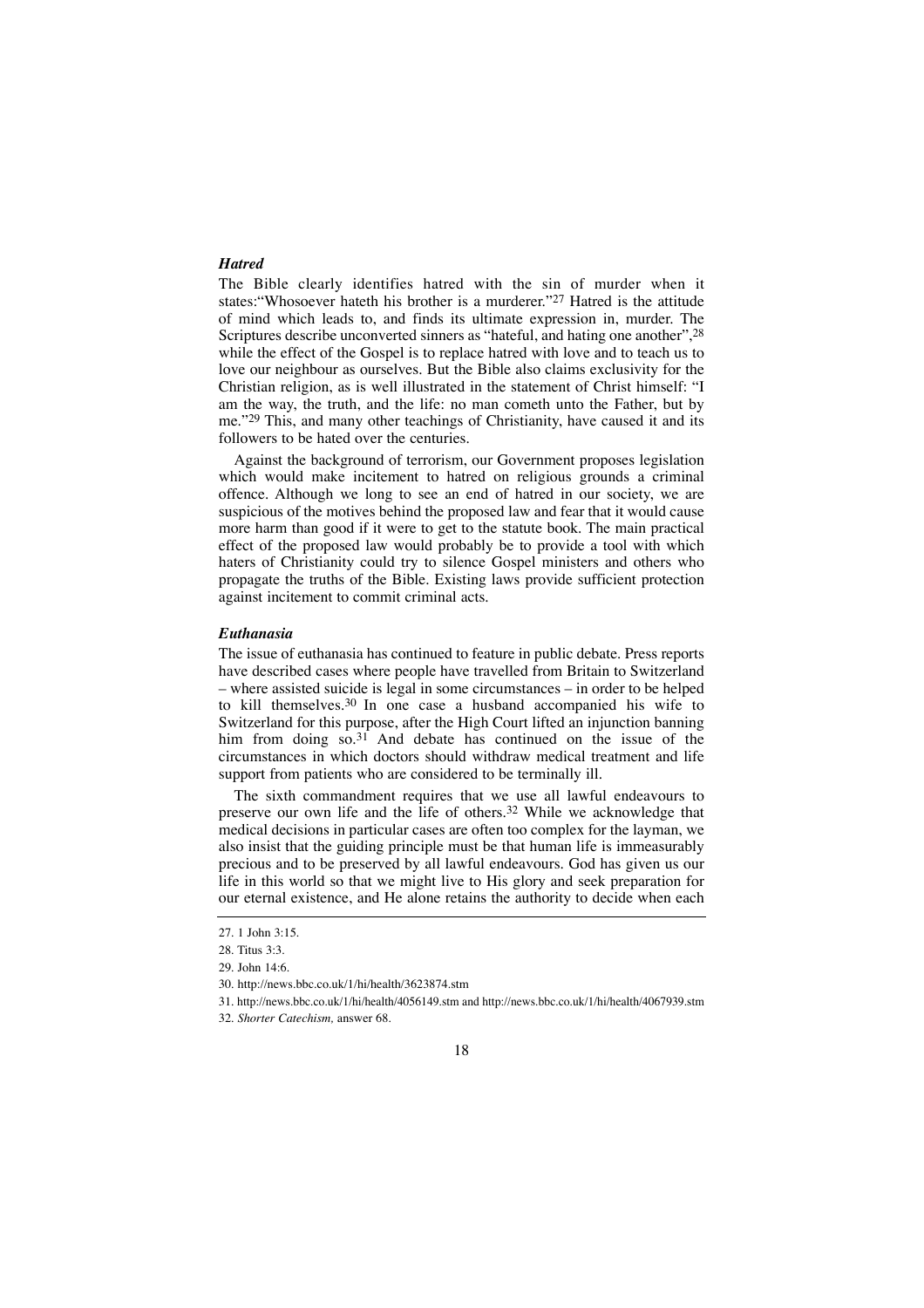### *Hatred*

The Bible clearly identifies hatred with the sin of murder when it states:"Whosoever hateth his brother is a murderer."[27] Hatred is the attitude of mind which leads to, and finds its ultimate expression in, murder. The Scriptures describe unconverted sinners as "hateful, and hating one another",[28] while the effect of the Gospel is to replace hatred with love and to teach us to love our neighbour as ourselves. But the Bible also claims exclusivity for the Christian religion, as is well illustrated in the statement of Christ himself: "I am the way, the truth, and the life: no man cometh unto the Father, but by me."[29] This, and many other teachings of Christianity, have caused it and its followers to be hated over the centuries.

Against the background of terrorism, our Government proposes legislation which would make incitement to hatred on religious grounds a criminal offence. Although we long to see an end of hatred in our society, we are suspicious of the motives behind the proposed law and fear that it would cause more harm than good if it were to get to the statute book. The main practical effect of the proposed law would probably be to provide a tool with which haters of Christianity could try to silence Gospel ministers and others who propagate the truths of the Bible. Existing laws provide sufficient protection against incitement to commit criminal acts.

### *Euthanasia*

The issue of euthanasia has continued to feature in public debate. Press reports have described cases where people have travelled from Britain to Switzerland – where assisted suicide is legal in some circumstances – in order to be helped to kill themselves.[30] In one case a husband accompanied his wife to Switzerland for this purpose, after the High Court lifted an injunction banning him from doing so.[31] And debate has continued on the issue of the circumstances in which doctors should withdraw medical treatment and life support from patients who are considered to be terminally ill.

The sixth commandment requires that we use all lawful endeavours to preserve our own life and the life of others.[32] While we acknowledge that medical decisions in particular cases are often too complex for the layman, we also insist that the guiding principle must be that human life is immeasurably precious and to be preserved by all lawful endeavours. God has given us our life in this world so that we might live to His glory and seek preparation for our eternal existence, and He alone retains the authority to decide when each

---

27. 1 John 3:15.

28. Titus 3:3.

29. John 14:6.

30. http://news.bbc.co.uk/1/hi/health/3623874.stm

31. http://news.bbc.co.uk/1/hi/health/4056149.stm and http://news.bbc.co.uk/1/hi/health/4067939.stm

32. *Shorter Catechism,* answer 68.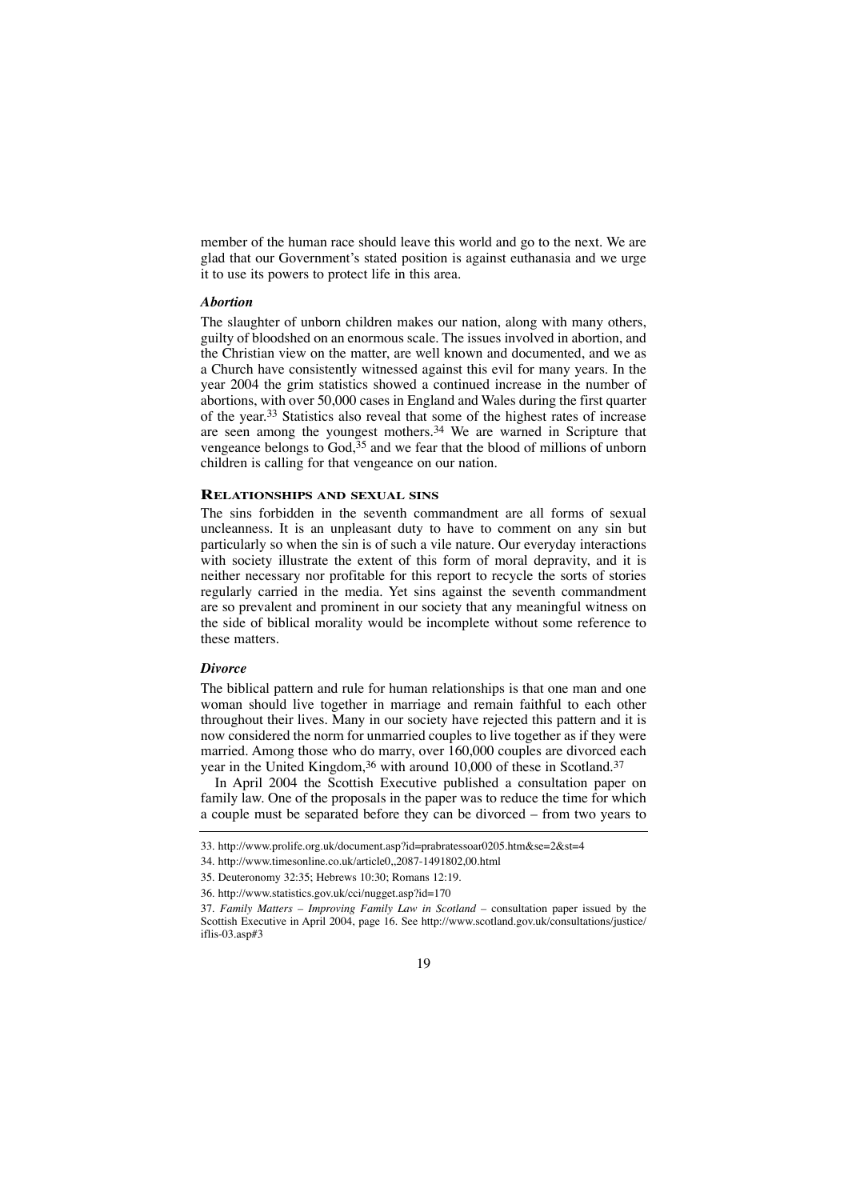member of the human race should leave this world and go to the next. We are glad that our Government's stated position is against euthanasia and we urge it to use its powers to protect life in this area.

### *Abortion*

The slaughter of unborn children makes our nation, along with many others, guilty of bloodshed on an enormous scale. The issues involved in abortion, and the Christian view on the matter, are well known and documented, and we as a Church have consistently witnessed against this evil for many years. In the year 2004 the grim statistics showed a continued increase in the number of abortions, with over 50,000 cases in England and Wales during the first quarter of the year.[33] Statistics also reveal that some of the highest rates of increase are seen among the youngest mothers.[34] We are warned in Scripture that vengeance belongs to God,[35] and we fear that the blood of millions of unborn children is calling for that vengeance on our nation.

## RELATIONSHIPS AND SEXUAL SINS

The sins forbidden in the seventh commandment are all forms of sexual uncleanness. It is an unpleasant duty to have to comment on any sin but particularly so when the sin is of such a vile nature. Our everyday interactions with society illustrate the extent of this form of moral depravity, and it is neither necessary nor profitable for this report to recycle the sorts of stories regularly carried in the media. Yet sins against the seventh commandment are so prevalent and prominent in our society that any meaningful witness on the side of biblical morality would be incomplete without some reference to these matters.

### *Divorce*

The biblical pattern and rule for human relationships is that one man and one woman should live together in marriage and remain faithful to each other throughout their lives. Many in our society have rejected this pattern and it is now considered the norm for unmarried couples to live together as if they were married. Among those who do marry, over 160,000 couples are divorced each year in the United Kingdom,[36] with around 10,000 of these in Scotland.[37]

In April 2004 the Scottish Executive published a consultation paper on family law. One of the proposals in the paper was to reduce the time for which a couple must be separated before they can be divorced – from two years to

---

33. http://www.prolife.org.uk/document.asp?id=prabratessoar0205.htm&se=2&st=4

34. http://www.timesonline.co.uk/article0,,2087-1491802,00.html

35. Deuteronomy 32:35; Hebrews 10:30; Romans 12:19.

36. http://www.statistics.gov.uk/cci/nugget.asp?id=170

37. *Family Matters – Improving Family Law in Scotland* – consultation paper issued by the Scottish Executive in April 2004, page 16. See http://www.scotland.gov.uk/consultations/justice/iflis-03.asp#3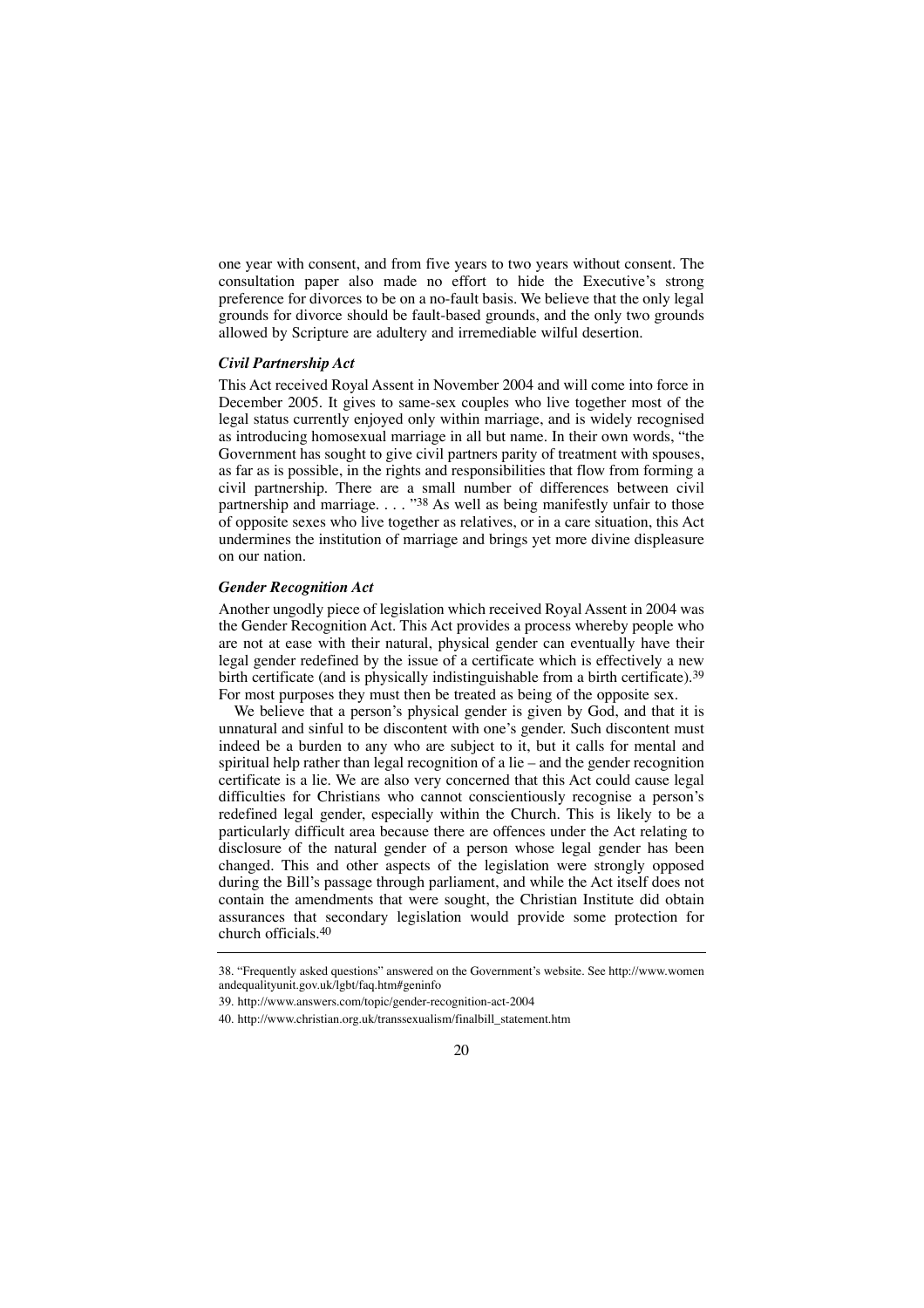one year with consent, and from five years to two years without consent. The consultation paper also made no effort to hide the Executive's strong preference for divorces to be on a no-fault basis. We believe that the only legal grounds for divorce should be fault-based grounds, and the only two grounds allowed by Scripture are adultery and irremediable wilful desertion.

### *Civil Partnership Act*

This Act received Royal Assent in November 2004 and will come into force in December 2005. It gives to same-sex couples who live together most of the legal status currently enjoyed only within marriage, and is widely recognised as introducing homosexual marriage in all but name. In their own words, "the Government has sought to give civil partners parity of treatment with spouses, as far as is possible, in the rights and responsibilities that flow from forming a civil partnership. There are a small number of differences between civil partnership and marriage. . . . "[38] As well as being manifestly unfair to those of opposite sexes who live together as relatives, or in a care situation, this Act undermines the institution of marriage and brings yet more divine displeasure on our nation.

### *Gender Recognition Act*

Another ungodly piece of legislation which received Royal Assent in 2004 was the Gender Recognition Act. This Act provides a process whereby people who are not at ease with their natural, physical gender can eventually have their legal gender redefined by the issue of a certificate which is effectively a new birth certificate (and is physically indistinguishable from a birth certificate).[39] For most purposes they must then be treated as being of the opposite sex.

We believe that a person's physical gender is given by God, and that it is unnatural and sinful to be discontent with one's gender. Such discontent must indeed be a burden to any who are subject to it, but it calls for mental and spiritual help rather than legal recognition of a lie – and the gender recognition certificate is a lie. We are also very concerned that this Act could cause legal difficulties for Christians who cannot conscientiously recognise a person's redefined legal gender, especially within the Church. This is likely to be a particularly difficult area because there are offences under the Act relating to disclosure of the natural gender of a person whose legal gender has been changed. This and other aspects of the legislation were strongly opposed during the Bill's passage through parliament, and while the Act itself does not contain the amendments that were sought, the Christian Institute did obtain assurances that secondary legislation would provide some protection for church officials.[40]

---

38. "Frequently asked questions" answered on the Government's website. See http://www.womenandequalityunit.gov.uk/lgbt/faq.htm#geninfo

39. http://www.answers.com/topic/gender-recognition-act-2004

40. http://www.christian.org.uk/transsexualism/finalbill_statement.htm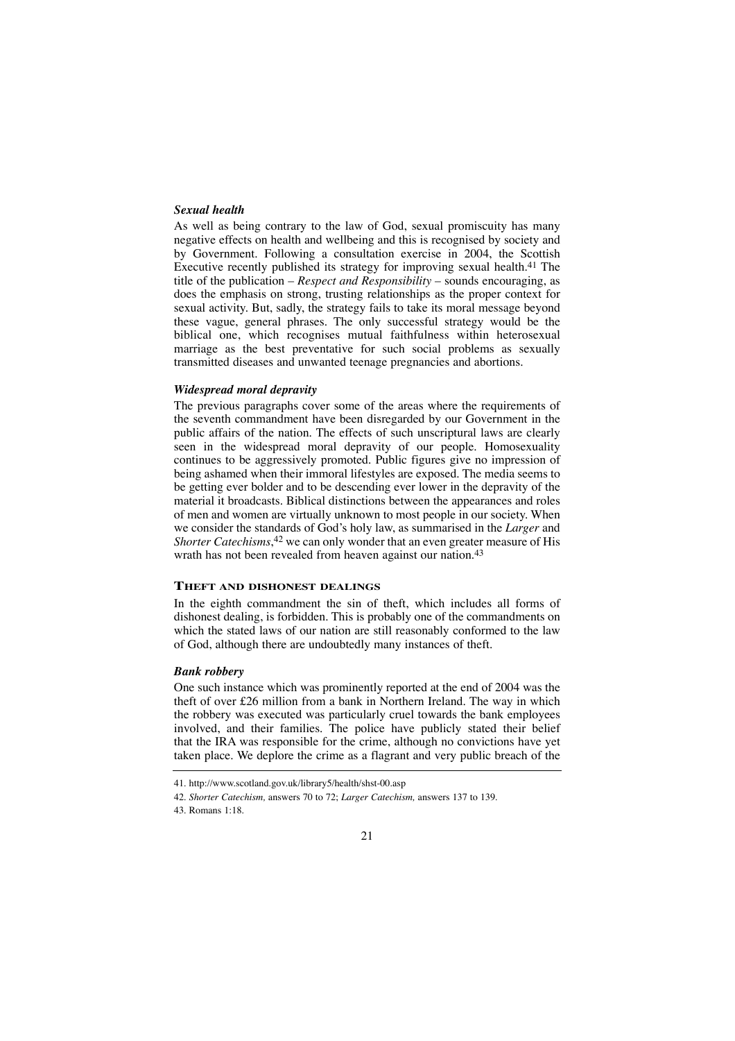### *Sexual health*

As well as being contrary to the law of God, sexual promiscuity has many negative effects on health and wellbeing and this is recognised by society and by Government. Following a consultation exercise in 2004, the Scottish Executive recently published its strategy for improving sexual health.[41] The title of the publication – *Respect and Responsibility* – sounds encouraging, as does the emphasis on strong, trusting relationships as the proper context for sexual activity. But, sadly, the strategy fails to take its moral message beyond these vague, general phrases. The only successful strategy would be the biblical one, which recognises mutual faithfulness within heterosexual marriage as the best preventative for such social problems as sexually transmitted diseases and unwanted teenage pregnancies and abortions.

### *Widespread moral depravity*

The previous paragraphs cover some of the areas where the requirements of the seventh commandment have been disregarded by our Government in the public affairs of the nation. The effects of such unscriptural laws are clearly seen in the widespread moral depravity of our people. Homosexuality continues to be aggressively promoted. Public figures give no impression of being ashamed when their immoral lifestyles are exposed. The media seems to be getting ever bolder and to be descending ever lower in the depravity of the material it broadcasts. Biblical distinctions between the appearances and roles of men and women are virtually unknown to most people in our society. When we consider the standards of God's holy law, as summarised in the *Larger* and *Shorter Catechisms*,[42] we can only wonder that an even greater measure of His wrath has not been revealed from heaven against our nation.[43]

## THEFT AND DISHONEST DEALINGS

In the eighth commandment the sin of theft, which includes all forms of dishonest dealing, is forbidden. This is probably one of the commandments on which the stated laws of our nation are still reasonably conformed to the law of God, although there are undoubtedly many instances of theft.

### *Bank robbery*

One such instance which was prominently reported at the end of 2004 was the theft of over £26 million from a bank in Northern Ireland. The way in which the robbery was executed was particularly cruel towards the bank employees involved, and their families. The police have publicly stated their belief that the IRA was responsible for the crime, although no convictions have yet taken place. We deplore the crime as a flagrant and very public breach of the

---

41. http://www.scotland.gov.uk/library5/health/shst-00.asp

42. *Shorter Catechism,* answers 70 to 72; *Larger Catechism,* answers 137 to 139.

43. Romans 1:18.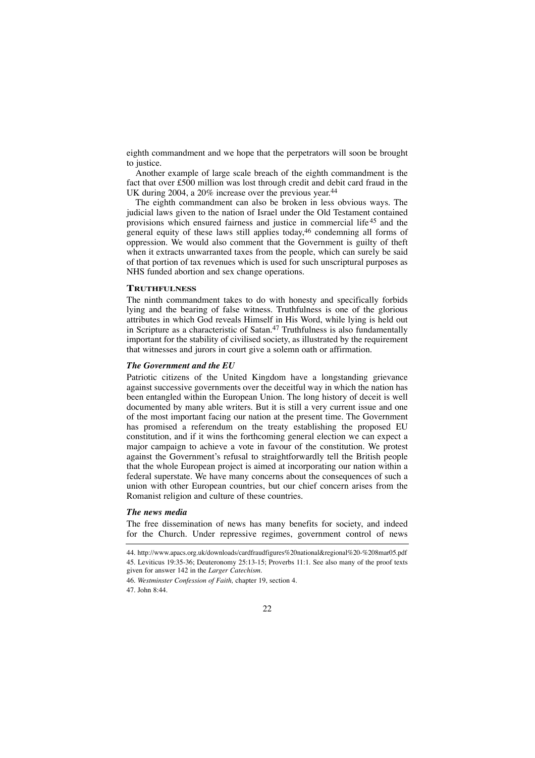eighth commandment and we hope that the perpetrators will soon be brought to justice.

Another example of large scale breach of the eighth commandment is the fact that over £500 million was lost through credit and debit card fraud in the UK during 2004, a 20% increase over the previous year.[44]

The eighth commandment can also be broken in less obvious ways. The judicial laws given to the nation of Israel under the Old Testament contained provisions which ensured fairness and justice in commercial life[45] and the general equity of these laws still applies today,[46] condemning all forms of oppression. We would also comment that the Government is guilty of theft when it extracts unwarranted taxes from the people, which can surely be said of that portion of tax revenues which is used for such unscriptural purposes as NHS funded abortion and sex change operations.

### TRUTHFULNESS

The ninth commandment takes to do with honesty and specifically forbids lying and the bearing of false witness. Truthfulness is one of the glorious attributes in which God reveals Himself in His Word, while lying is held out in Scripture as a characteristic of Satan.[47] Truthfulness is also fundamentally important for the stability of civilised society, as illustrated by the requirement that witnesses and jurors in court give a solemn oath or affirmation.

#### *The Government and the EU*

Patriotic citizens of the United Kingdom have a longstanding grievance against successive governments over the deceitful way in which the nation has been entangled within the European Union. The long history of deceit is well documented by many able writers. But it is still a very current issue and one of the most important facing our nation at the present time. The Government has promised a referendum on the treaty establishing the proposed EU constitution, and if it wins the forthcoming general election we can expect a major campaign to achieve a vote in favour of the constitution. We protest against the Government's refusal to straightforwardly tell the British people that the whole European project is aimed at incorporating our nation within a federal superstate. We have many concerns about the consequences of such a union with other European countries, but our chief concern arises from the Romanist religion and culture of these countries.

#### *The news media*

The free dissemination of news has many benefits for society, and indeed for the Church. Under repressive regimes, government control of news

---

44. http://www.apacs.org.uk/downloads/cardfraudfigures%20national&regional%20-%208mar05.pdf

45. Leviticus 19:35-36; Deuteronomy 25:13-15; Proverbs 11:1. See also many of the proof texts given for answer 142 in the *Larger Catechism*.

46. *Westminster Confession of Faith,* chapter 19, section 4.

47. John 8:44.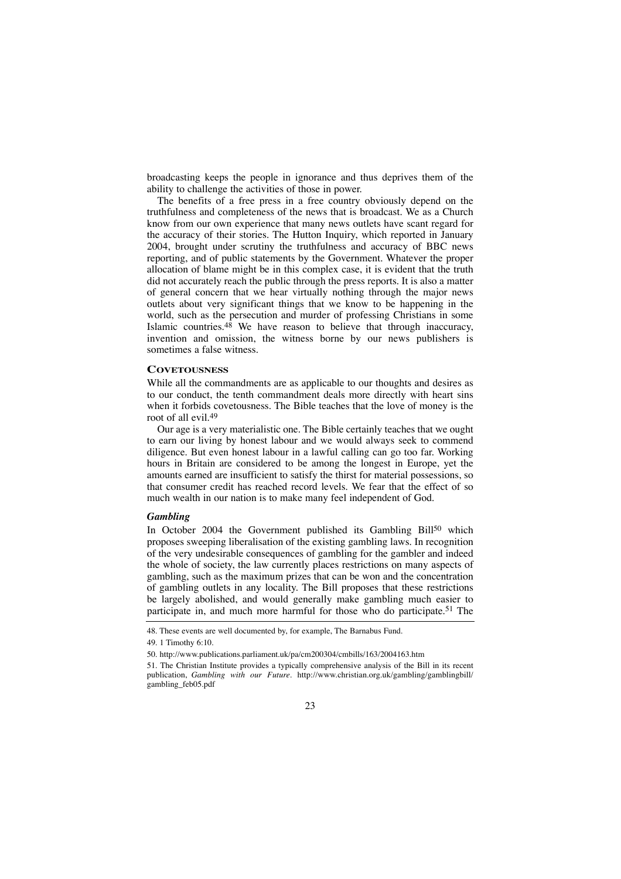broadcasting keeps the people in ignorance and thus deprives them of the ability to challenge the activities of those in power.

The benefits of a free press in a free country obviously depend on the truthfulness and completeness of the news that is broadcast. We as a Church know from our own experience that many news outlets have scant regard for the accuracy of their stories. The Hutton Inquiry, which reported in January 2004, brought under scrutiny the truthfulness and accuracy of BBC news reporting, and of public statements by the Government. Whatever the proper allocation of blame might be in this complex case, it is evident that the truth did not accurately reach the public through the press reports. It is also a matter of general concern that we hear virtually nothing through the major news outlets about very significant things that we know to be happening in the world, such as the persecution and murder of professing Christians in some Islamic countries.[48] We have reason to believe that through inaccuracy, invention and omission, the witness borne by our news publishers is sometimes a false witness.

### COVETOUSNESS

While all the commandments are as applicable to our thoughts and desires as to our conduct, the tenth commandment deals more directly with heart sins when it forbids covetousness. The Bible teaches that the love of money is the root of all evil.[49]

Our age is a very materialistic one. The Bible certainly teaches that we ought to earn our living by honest labour and we would always seek to commend diligence. But even honest labour in a lawful calling can go too far. Working hours in Britain are considered to be among the longest in Europe, yet the amounts earned are insufficient to satisfy the thirst for material possessions, so that consumer credit has reached record levels. We fear that the effect of so much wealth in our nation is to make many feel independent of God.

#### *Gambling*

In October 2004 the Government published its Gambling Bill[50] which proposes sweeping liberalisation of the existing gambling laws. In recognition of the very undesirable consequences of gambling for the gambler and indeed the whole of society, the law currently places restrictions on many aspects of gambling, such as the maximum prizes that can be won and the concentration of gambling outlets in any locality. The Bill proposes that these restrictions be largely abolished, and would generally make gambling much easier to participate in, and much more harmful for those who do participate.[51] The

---

48. These events are well documented by, for example, The Barnabus Fund.

49. 1 Timothy 6:10.

50. http://www.publications.parliament.uk/pa/cm200304/cmbills/163/2004163.htm

51. The Christian Institute provides a typically comprehensive analysis of the Bill in its recent publication, *Gambling with our Future*. http://www.christian.org.uk/gambling/gamblingbill/gambling_feb05.pdf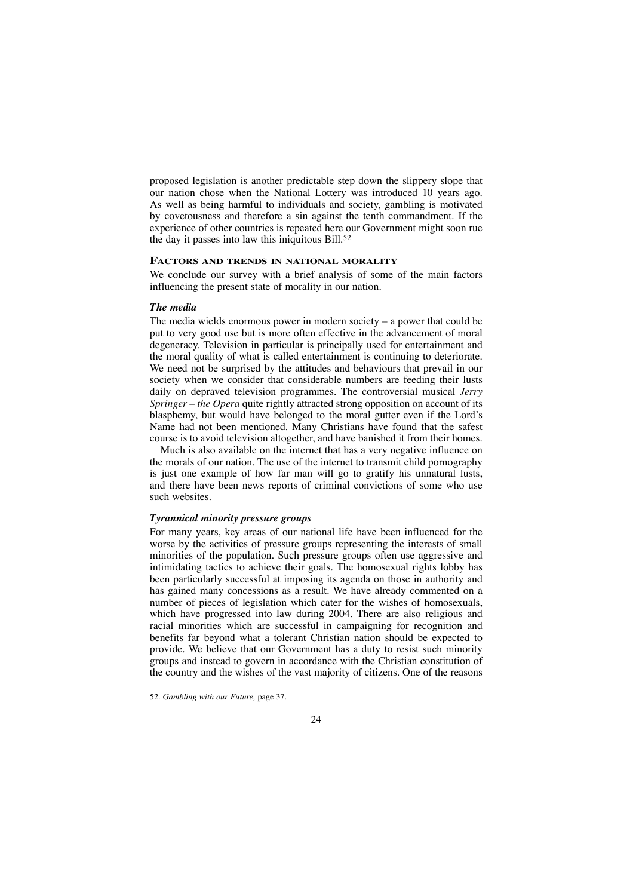proposed legislation is another predictable step down the slippery slope that our nation chose when the National Lottery was introduced 10 years ago. As well as being harmful to individuals and society, gambling is motivated by covetousness and therefore a sin against the tenth commandment. If the experience of other countries is repeated here our Government might soon rue the day it passes into law this iniquitous Bill.[52]

### FACTORS AND TRENDS IN NATIONAL MORALITY

We conclude our survey with a brief analysis of some of the main factors influencing the present state of morality in our nation.

#### *The media*

The media wields enormous power in modern society – a power that could be put to very good use but is more often effective in the advancement of moral degeneracy. Television in particular is principally used for entertainment and the moral quality of what is called entertainment is continuing to deteriorate. We need not be surprised by the attitudes and behaviours that prevail in our society when we consider that considerable numbers are feeding their lusts daily on depraved television programmes. The controversial musical *Jerry Springer – the Opera* quite rightly attracted strong opposition on account of its blasphemy, but would have belonged to the moral gutter even if the Lord's Name had not been mentioned. Many Christians have found that the safest course is to avoid television altogether, and have banished it from their homes.

Much is also available on the internet that has a very negative influence on the morals of our nation. The use of the internet to transmit child pornography is just one example of how far man will go to gratify his unnatural lusts, and there have been news reports of criminal convictions of some who use such websites.

#### *Tyrannical minority pressure groups*

For many years, key areas of our national life have been influenced for the worse by the activities of pressure groups representing the interests of small minorities of the population. Such pressure groups often use aggressive and intimidating tactics to achieve their goals. The homosexual rights lobby has been particularly successful at imposing its agenda on those in authority and has gained many concessions as a result. We have already commented on a number of pieces of legislation which cater for the wishes of homosexuals, which have progressed into law during 2004. There are also religious and racial minorities which are successful in campaigning for recognition and benefits far beyond what a tolerant Christian nation should be expected to provide. We believe that our Government has a duty to resist such minority groups and instead to govern in accordance with the Christian constitution of the country and the wishes of the vast majority of citizens. One of the reasons

52. *Gambling with our Future,* page 37.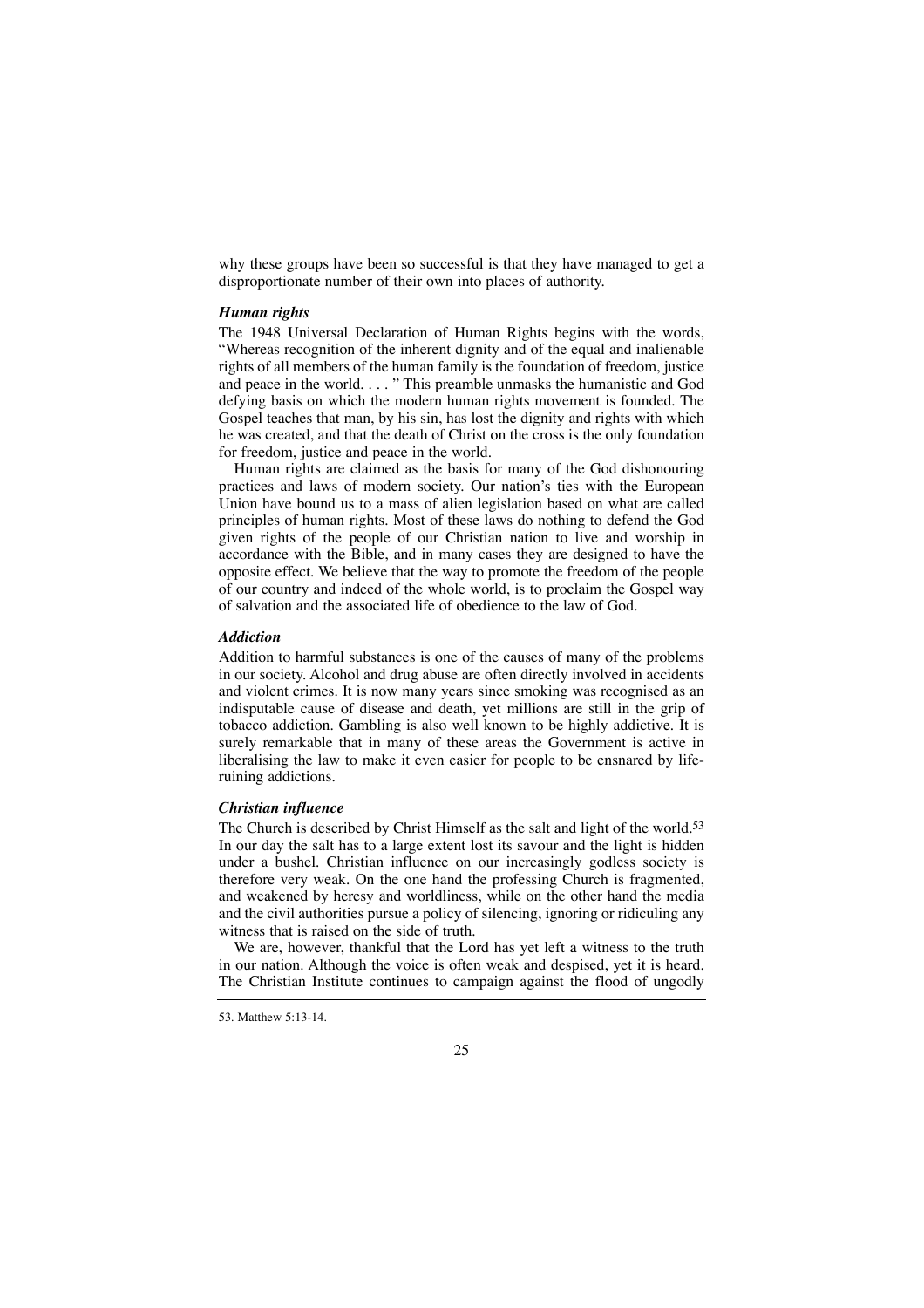why these groups have been so successful is that they have managed to get a disproportionate number of their own into places of authority.

### *Human rights*

The 1948 Universal Declaration of Human Rights begins with the words, "Whereas recognition of the inherent dignity and of the equal and inalienable rights of all members of the human family is the foundation of freedom, justice and peace in the world. . . . " This preamble unmasks the humanistic and God defying basis on which the modern human rights movement is founded. The Gospel teaches that man, by his sin, has lost the dignity and rights with which he was created, and that the death of Christ on the cross is the only foundation for freedom, justice and peace in the world.

Human rights are claimed as the basis for many of the God dishonouring practices and laws of modern society. Our nation's ties with the European Union have bound us to a mass of alien legislation based on what are called principles of human rights. Most of these laws do nothing to defend the God given rights of the people of our Christian nation to live and worship in accordance with the Bible, and in many cases they are designed to have the opposite effect. We believe that the way to promote the freedom of the people of our country and indeed of the whole world, is to proclaim the Gospel way of salvation and the associated life of obedience to the law of God.

### *Addiction*

Addition to harmful substances is one of the causes of many of the problems in our society. Alcohol and drug abuse are often directly involved in accidents and violent crimes. It is now many years since smoking was recognised as an indisputable cause of disease and death, yet millions are still in the grip of tobacco addiction. Gambling is also well known to be highly addictive. It is surely remarkable that in many of these areas the Government is active in liberalising the law to make it even easier for people to be ensnared by life-ruining addictions.

### *Christian influence*

The Church is described by Christ Himself as the salt and light of the world.[53] In our day the salt has to a large extent lost its savour and the light is hidden under a bushel. Christian influence on our increasingly godless society is therefore very weak. On the one hand the professing Church is fragmented, and weakened by heresy and worldliness, while on the other hand the media and the civil authorities pursue a policy of silencing, ignoring or ridiculing any witness that is raised on the side of truth.

We are, however, thankful that the Lord has yet left a witness to the truth in our nation. Although the voice is often weak and despised, yet it is heard. The Christian Institute continues to campaign against the flood of ungodly

---

53. Matthew 5:13-14.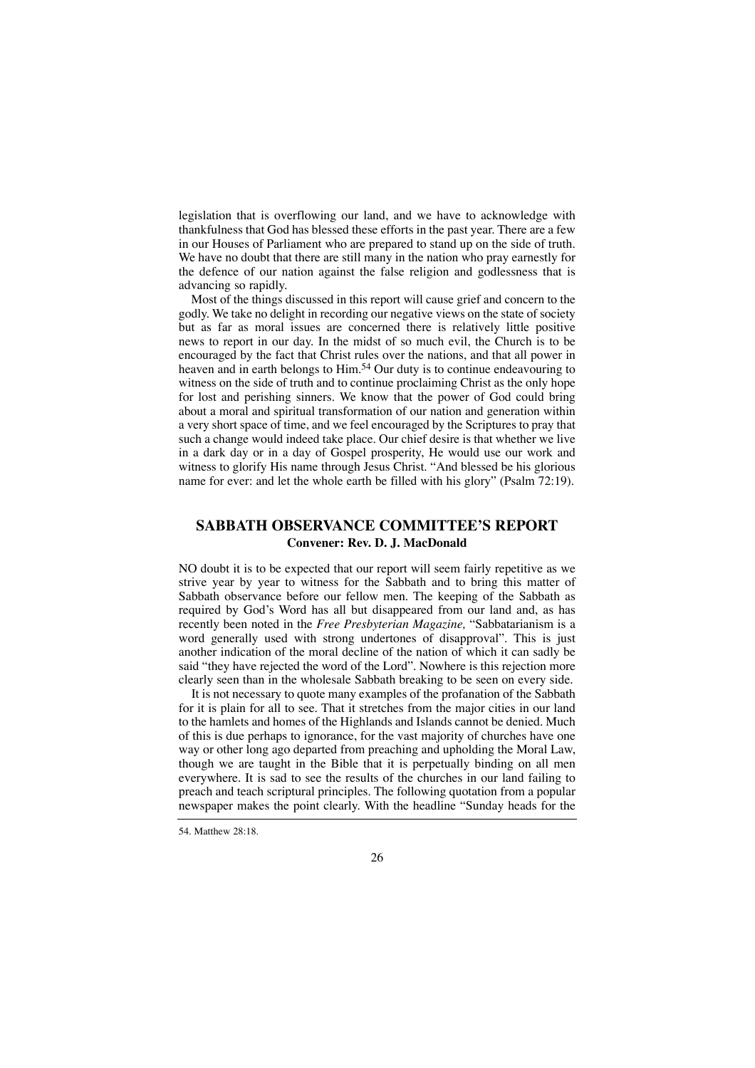legislation that is overflowing our land, and we have to acknowledge with thankfulness that God has blessed these efforts in the past year. There are a few in our Houses of Parliament who are prepared to stand up on the side of truth. We have no doubt that there are still many in the nation who pray earnestly for the defence of our nation against the false religion and godlessness that is advancing so rapidly.

Most of the things discussed in this report will cause grief and concern to the godly. We take no delight in recording our negative views on the state of society but as far as moral issues are concerned there is relatively little positive news to report in our day. In the midst of so much evil, the Church is to be encouraged by the fact that Christ rules over the nations, and that all power in heaven and in earth belongs to Him.[54] Our duty is to continue endeavouring to witness on the side of truth and to continue proclaiming Christ as the only hope for lost and perishing sinners. We know that the power of God could bring about a moral and spiritual transformation of our nation and generation within a very short space of time, and we feel encouraged by the Scriptures to pray that such a change would indeed take place. Our chief desire is that whether we live in a dark day or in a day of Gospel prosperity, He would use our work and witness to glorify His name through Jesus Christ. "And blessed be his glorious name for ever: and let the whole earth be filled with his glory" (Psalm 72:19).

## SABBATH OBSERVANCE COMMITTEE'S REPORT

**Convener: Rev. D. J. MacDonald**

NO doubt it is to be expected that our report will seem fairly repetitive as we strive year by year to witness for the Sabbath and to bring this matter of Sabbath observance before our fellow men. The keeping of the Sabbath as required by God's Word has all but disappeared from our land and, as has recently been noted in the *Free Presbyterian Magazine,* "Sabbatarianism is a word generally used with strong undertones of disapproval". This is just another indication of the moral decline of the nation of which it can sadly be said "they have rejected the word of the Lord". Nowhere is this rejection more clearly seen than in the wholesale Sabbath breaking to be seen on every side.

It is not necessary to quote many examples of the profanation of the Sabbath for it is plain for all to see. That it stretches from the major cities in our land to the hamlets and homes of the Highlands and Islands cannot be denied. Much of this is due perhaps to ignorance, for the vast majority of churches have one way or other long ago departed from preaching and upholding the Moral Law, though we are taught in the Bible that it is perpetually binding on all men everywhere. It is sad to see the results of the churches in our land failing to preach and teach scriptural principles. The following quotation from a popular newspaper makes the point clearly. With the headline "Sunday heads for the

54. Matthew 28:18.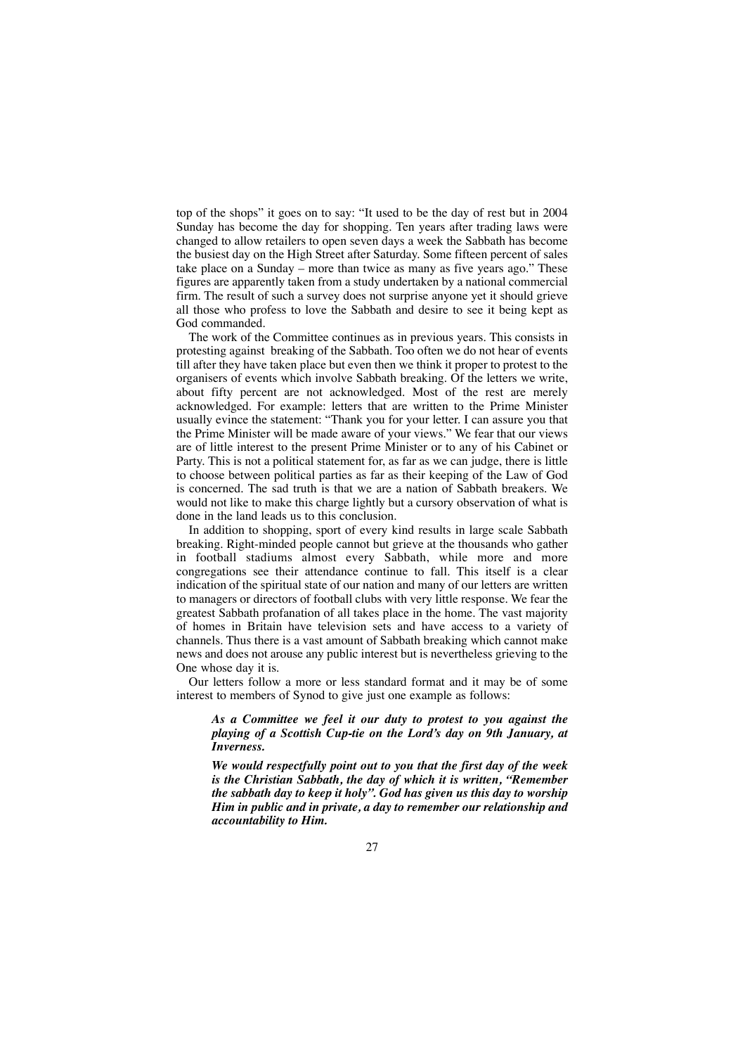top of the shops" it goes on to say: "It used to be the day of rest but in 2004 Sunday has become the day for shopping. Ten years after trading laws were changed to allow retailers to open seven days a week the Sabbath has become the busiest day on the High Street after Saturday. Some fifteen percent of sales take place on a Sunday – more than twice as many as five years ago." These figures are apparently taken from a study undertaken by a national commercial firm. The result of such a survey does not surprise anyone yet it should grieve all those who profess to love the Sabbath and desire to see it being kept as God commanded.

The work of the Committee continues as in previous years. This consists in protesting against breaking of the Sabbath. Too often we do not hear of events till after they have taken place but even then we think it proper to protest to the organisers of events which involve Sabbath breaking. Of the letters we write, about fifty percent are not acknowledged. Most of the rest are merely acknowledged. For example: letters that are written to the Prime Minister usually evince the statement: "Thank you for your letter. I can assure you that the Prime Minister will be made aware of your views." We fear that our views are of little interest to the present Prime Minister or to any of his Cabinet or Party. This is not a political statement for, as far as we can judge, there is little to choose between political parties as far as their keeping of the Law of God is concerned. The sad truth is that we are a nation of Sabbath breakers. We would not like to make this charge lightly but a cursory observation of what is done in the land leads us to this conclusion.

In addition to shopping, sport of every kind results in large scale Sabbath breaking. Right-minded people cannot but grieve at the thousands who gather in football stadiums almost every Sabbath, while more and more congregations see their attendance continue to fall. This itself is a clear indication of the spiritual state of our nation and many of our letters are written to managers or directors of football clubs with very little response. We fear the greatest Sabbath profanation of all takes place in the home. The vast majority of homes in Britain have television sets and have access to a variety of channels. Thus there is a vast amount of Sabbath breaking which cannot make news and does not arouse any public interest but is nevertheless grieving to the One whose day it is.

Our letters follow a more or less standard format and it may be of some interest to members of Synod to give just one example as follows:

> ***As a Committee we feel it our duty to protest to you against the playing of a Scottish Cup-tie on the Lord's day on 9th January, at Inverness.***
>
> ***We would respectfully point out to you that the first day of the week is the Christian Sabbath, the day of which it is written, "Remember the sabbath day to keep it holy". God has given us this day to worship Him in public and in private, a day to remember our relationship and accountability to Him.***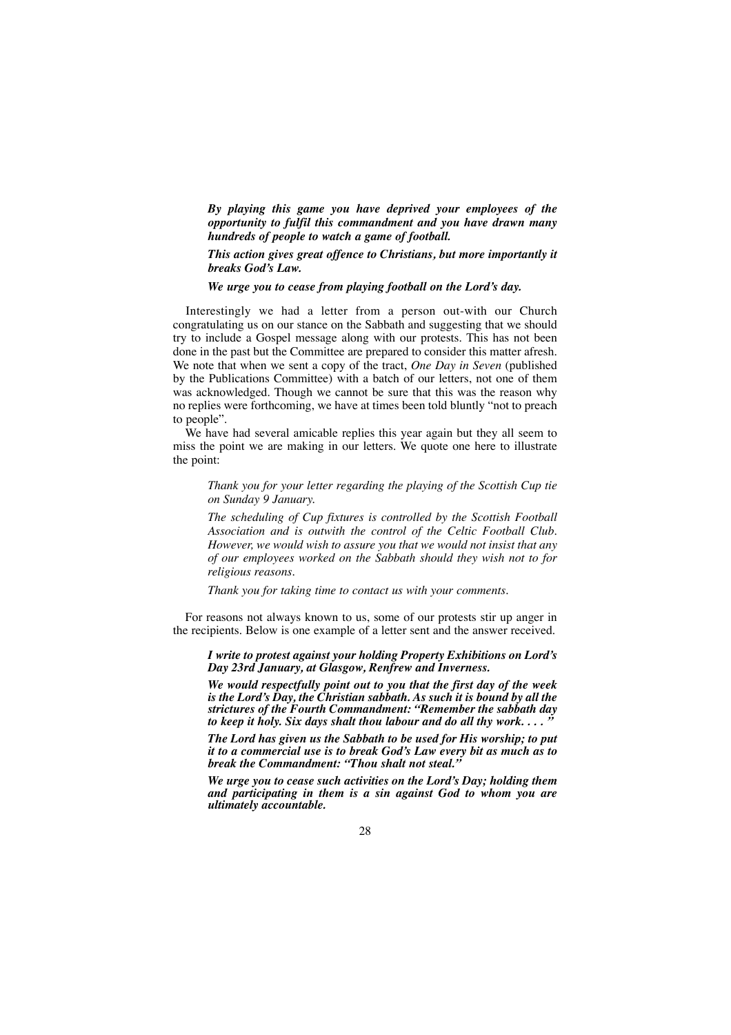***By playing this game you have deprived your employees of the opportunity to fulfil this commandment and you have drawn many hundreds of people to watch a game of football.***

***This action gives great offence to Christians, but more importantly it breaks God's Law.***

***We urge you to cease from playing football on the Lord's day.***

Interestingly we had a letter from a person out-with our Church congratulating us on our stance on the Sabbath and suggesting that we should try to include a Gospel message along with our protests. This has not been done in the past but the Committee are prepared to consider this matter afresh. We note that when we sent a copy of the tract, *One Day in Seven* (published by the Publications Committee) with a batch of our letters, not one of them was acknowledged. Though we cannot be sure that this was the reason why no replies were forthcoming, we have at times been told bluntly "not to preach to people".

We have had several amicable replies this year again but they all seem to miss the point we are making in our letters. We quote one here to illustrate the point:

*Thank you for your letter regarding the playing of the Scottish Cup tie on Sunday 9 January.*

*The scheduling of Cup fixtures is controlled by the Scottish Football Association and is outwith the control of the Celtic Football Club. However, we would wish to assure you that we would not insist that any of our employees worked on the Sabbath should they wish not to for religious reasons.*

*Thank you for taking time to contact us with your comments.*

For reasons not always known to us, some of our protests stir up anger in the recipients. Below is one example of a letter sent and the answer received.

***I write to protest against your holding Property Exhibitions on Lord's Day 23rd January, at Glasgow, Renfrew and Inverness.***

***We would respectfully point out to you that the first day of the week is the Lord's Day, the Christian sabbath. As such it is bound by all the strictures of the Fourth Commandment: "Remember the sabbath day to keep it holy. Six days shalt thou labour and do all thy work. . . . "***

***The Lord has given us the Sabbath to be used for His worship; to put it to a commercial use is to break God's Law every bit as much as to break the Commandment: "Thou shalt not steal."***

***We urge you to cease such activities on the Lord's Day; holding them and participating in them is a sin against God to whom you are ultimately accountable.***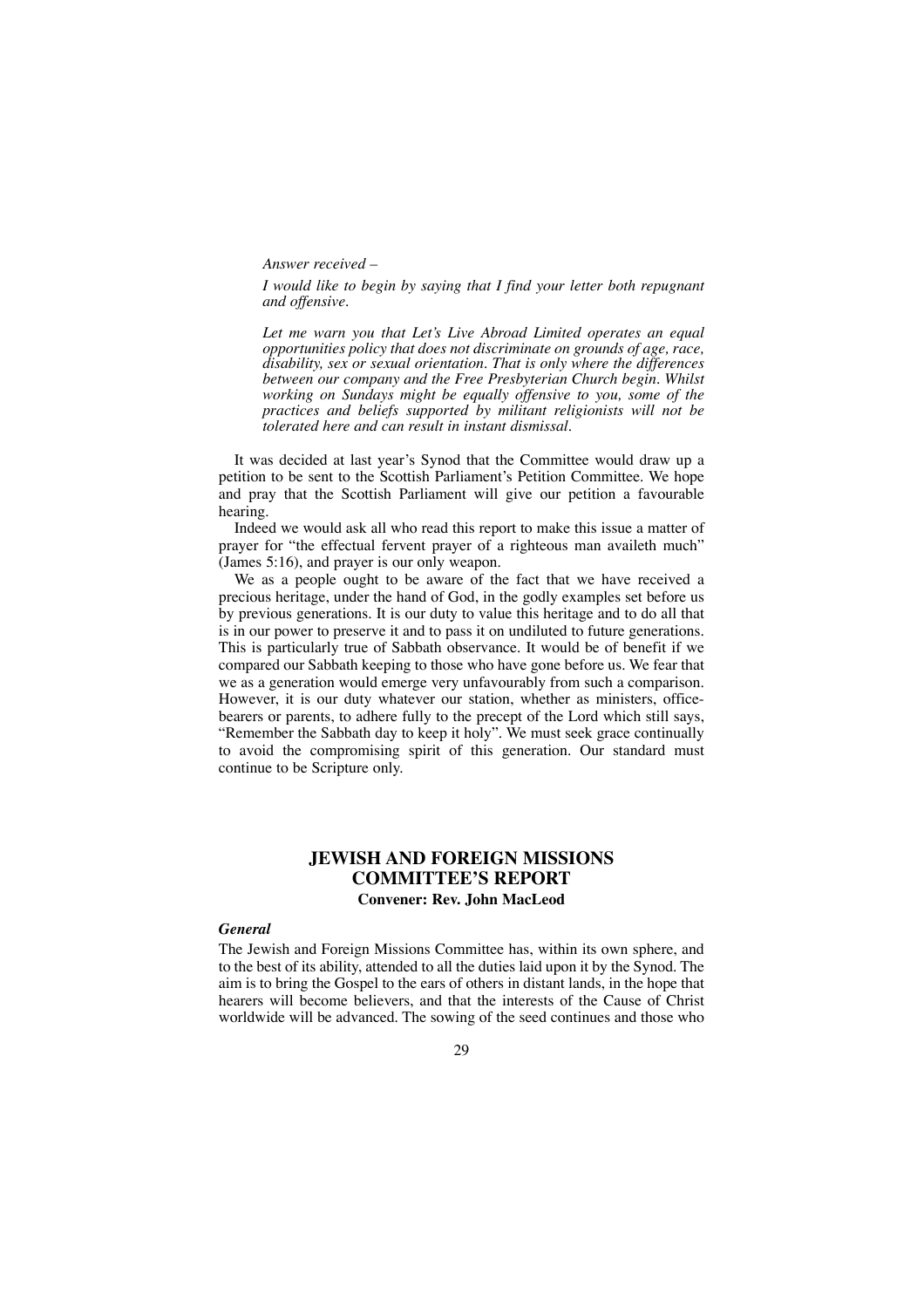*Answer received –*

*I would like to begin by saying that I find your letter both repugnant and offensive.*

*Let me warn you that Let's Live Abroad Limited operates an equal opportunities policy that does not discriminate on grounds of age, race, disability, sex or sexual orientation. That is only where the differences between our company and the Free Presbyterian Church begin. Whilst working on Sundays might be equally offensive to you, some of the practices and beliefs supported by militant religionists will not be tolerated here and can result in instant dismissal.*

It was decided at last year's Synod that the Committee would draw up a petition to be sent to the Scottish Parliament's Petition Committee. We hope and pray that the Scottish Parliament will give our petition a favourable hearing.

Indeed we would ask all who read this report to make this issue a matter of prayer for "the effectual fervent prayer of a righteous man availeth much" (James 5:16), and prayer is our only weapon.

We as a people ought to be aware of the fact that we have received a precious heritage, under the hand of God, in the godly examples set before us by previous generations. It is our duty to value this heritage and to do all that is in our power to preserve it and to pass it on undiluted to future generations. This is particularly true of Sabbath observance. It would be of benefit if we compared our Sabbath keeping to those who have gone before us. We fear that we as a generation would emerge very unfavourably from such a comparison. However, it is our duty whatever our station, whether as ministers, office-bearers or parents, to adhere fully to the precept of the Lord which still says, "Remember the Sabbath day to keep it holy". We must seek grace continually to avoid the compromising spirit of this generation. Our standard must continue to be Scripture only.

## JEWISH AND FOREIGN MISSIONS COMMITTEE'S REPORT

**Convener: Rev. John MacLeod**

### *General*

The Jewish and Foreign Missions Committee has, within its own sphere, and to the best of its ability, attended to all the duties laid upon it by the Synod. The aim is to bring the Gospel to the ears of others in distant lands, in the hope that hearers will become believers, and that the interests of the Cause of Christ worldwide will be advanced. The sowing of the seed continues and those who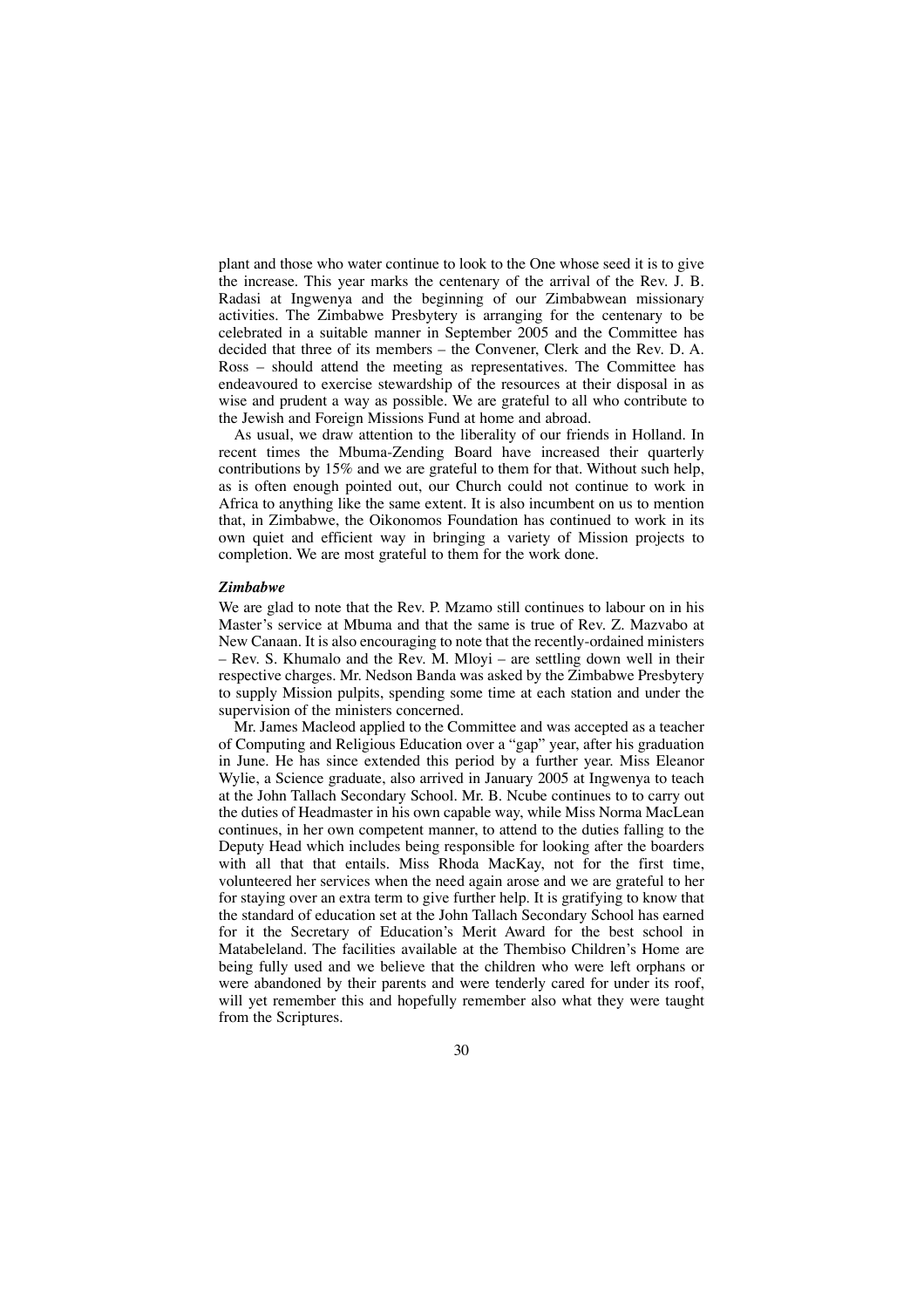plant and those who water continue to look to the One whose seed it is to give the increase. This year marks the centenary of the arrival of the Rev. J. B. Radasi at Ingwenya and the beginning of our Zimbabwean missionary activities. The Zimbabwe Presbytery is arranging for the centenary to be celebrated in a suitable manner in September 2005 and the Committee has decided that three of its members – the Convener, Clerk and the Rev. D. A. Ross – should attend the meeting as representatives. The Committee has endeavoured to exercise stewardship of the resources at their disposal in as wise and prudent a way as possible. We are grateful to all who contribute to the Jewish and Foreign Missions Fund at home and abroad.

As usual, we draw attention to the liberality of our friends in Holland. In recent times the Mbuma-Zending Board have increased their quarterly contributions by 15% and we are grateful to them for that. Without such help, as is often enough pointed out, our Church could not continue to work in Africa to anything like the same extent. It is also incumbent on us to mention that, in Zimbabwe, the Oikonomos Foundation has continued to work in its own quiet and efficient way in bringing a variety of Mission projects to completion. We are most grateful to them for the work done.

***Zimbabwe***

We are glad to note that the Rev. P. Mzamo still continues to labour on in his Master's service at Mbuma and that the same is true of Rev. Z. Mazvabo at New Canaan. It is also encouraging to note that the recently-ordained ministers – Rev. S. Khumalo and the Rev. M. Mloyi – are settling down well in their respective charges. Mr. Nedson Banda was asked by the Zimbabwe Presbytery to supply Mission pulpits, spending some time at each station and under the supervision of the ministers concerned.

Mr. James Macleod applied to the Committee and was accepted as a teacher of Computing and Religious Education over a "gap" year, after his graduation in June. He has since extended this period by a further year. Miss Eleanor Wylie, a Science graduate, also arrived in January 2005 at Ingwenya to teach at the John Tallach Secondary School. Mr. B. Ncube continues to to carry out the duties of Headmaster in his own capable way, while Miss Norma MacLean continues, in her own competent manner, to attend to the duties falling to the Deputy Head which includes being responsible for looking after the boarders with all that that entails. Miss Rhoda MacKay, not for the first time, volunteered her services when the need again arose and we are grateful to her for staying over an extra term to give further help. It is gratifying to know that the standard of education set at the John Tallach Secondary School has earned for it the Secretary of Education's Merit Award for the best school in Matabeleland. The facilities available at the Thembiso Children's Home are being fully used and we believe that the children who were left orphans or were abandoned by their parents and were tenderly cared for under its roof, will yet remember this and hopefully remember also what they were taught from the Scriptures.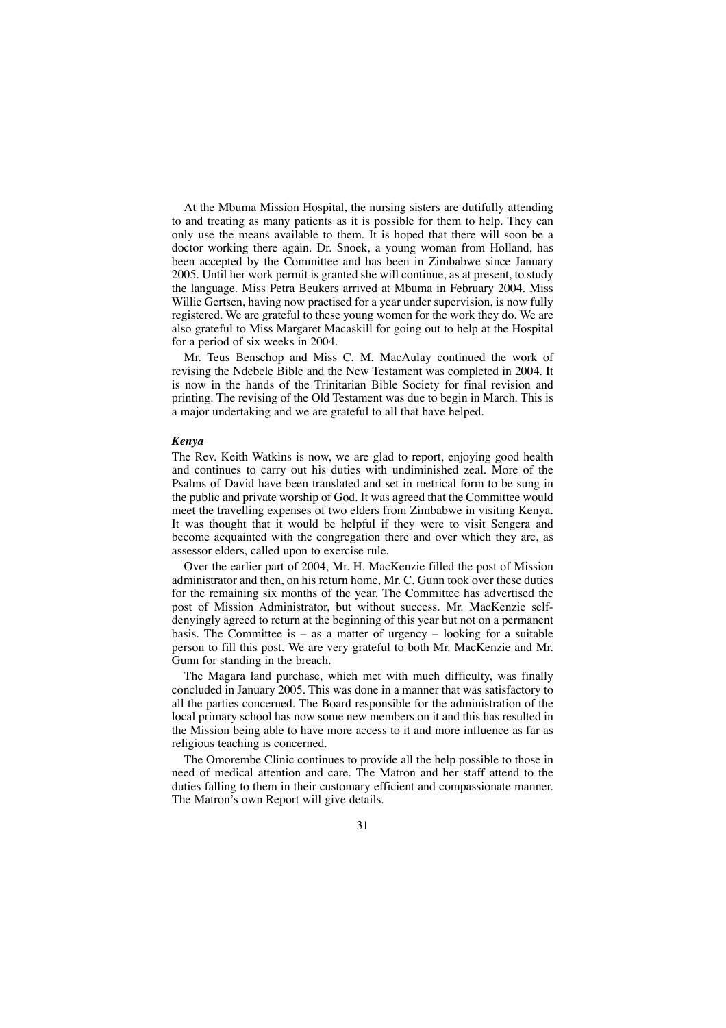At the Mbuma Mission Hospital, the nursing sisters are dutifully attending to and treating as many patients as it is possible for them to help. They can only use the means available to them. It is hoped that there will soon be a doctor working there again. Dr. Snoek, a young woman from Holland, has been accepted by the Committee and has been in Zimbabwe since January 2005. Until her work permit is granted she will continue, as at present, to study the language. Miss Petra Beukers arrived at Mbuma in February 2004. Miss Willie Gertsen, having now practised for a year under supervision, is now fully registered. We are grateful to these young women for the work they do. We are also grateful to Miss Margaret Macaskill for going out to help at the Hospital for a period of six weeks in 2004.

Mr. Teus Benschop and Miss C. M. MacAulay continued the work of revising the Ndebele Bible and the New Testament was completed in 2004. It is now in the hands of the Trinitarian Bible Society for final revision and printing. The revising of the Old Testament was due to begin in March. This is a major undertaking and we are grateful to all that have helped.

***Kenya***

The Rev. Keith Watkins is now, we are glad to report, enjoying good health and continues to carry out his duties with undiminished zeal. More of the Psalms of David have been translated and set in metrical form to be sung in the public and private worship of God. It was agreed that the Committee would meet the travelling expenses of two elders from Zimbabwe in visiting Kenya. It was thought that it would be helpful if they were to visit Sengera and become acquainted with the congregation there and over which they are, as assessor elders, called upon to exercise rule.

Over the earlier part of 2004, Mr. H. MacKenzie filled the post of Mission administrator and then, on his return home, Mr. C. Gunn took over these duties for the remaining six months of the year. The Committee has advertised the post of Mission Administrator, but without success. Mr. MacKenzie self-denyingly agreed to return at the beginning of this year but not on a permanent basis. The Committee is – as a matter of urgency – looking for a suitable person to fill this post. We are very grateful to both Mr. MacKenzie and Mr. Gunn for standing in the breach.

The Magara land purchase, which met with much difficulty, was finally concluded in January 2005. This was done in a manner that was satisfactory to all the parties concerned. The Board responsible for the administration of the local primary school has now some new members on it and this has resulted in the Mission being able to have more access to it and more influence as far as religious teaching is concerned.

The Omorembe Clinic continues to provide all the help possible to those in need of medical attention and care. The Matron and her staff attend to the duties falling to them in their customary efficient and compassionate manner. The Matron's own Report will give details.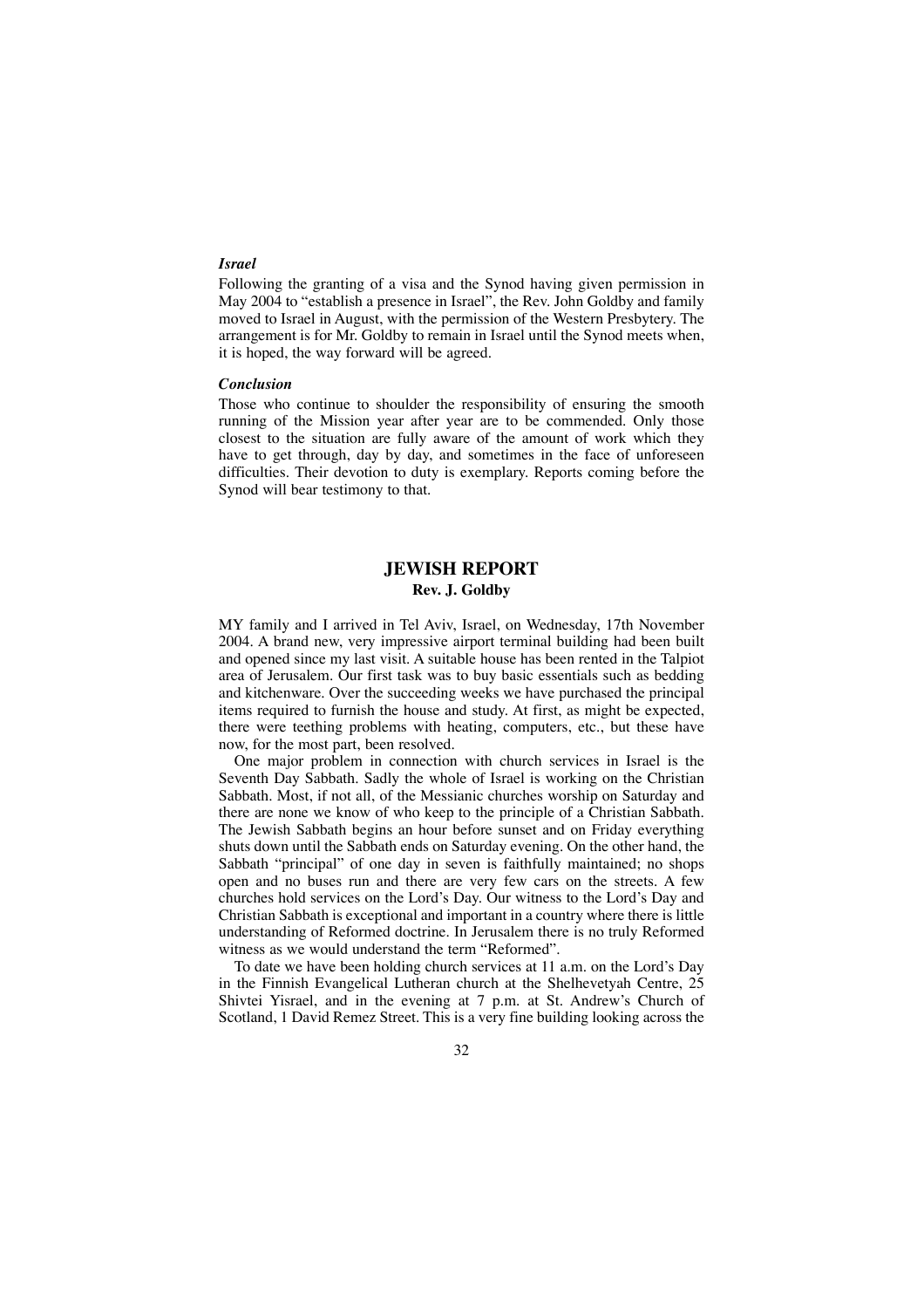### *Israel*

Following the granting of a visa and the Synod having given permission in May 2004 to "establish a presence in Israel", the Rev. John Goldby and family moved to Israel in August, with the permission of the Western Presbytery. The arrangement is for Mr. Goldby to remain in Israel until the Synod meets when, it is hoped, the way forward will be agreed.

### *Conclusion*

Those who continue to shoulder the responsibility of ensuring the smooth running of the Mission year after year are to be commended. Only those closest to the situation are fully aware of the amount of work which they have to get through, day by day, and sometimes in the face of unforeseen difficulties. Their devotion to duty is exemplary. Reports coming before the Synod will bear testimony to that.

## JEWISH REPORT

**Rev. J. Goldby**

MY family and I arrived in Tel Aviv, Israel, on Wednesday, 17th November 2004. A brand new, very impressive airport terminal building had been built and opened since my last visit. A suitable house has been rented in the Talpiot area of Jerusalem. Our first task was to buy basic essentials such as bedding and kitchenware. Over the succeeding weeks we have purchased the principal items required to furnish the house and study. At first, as might be expected, there were teething problems with heating, computers, etc., but these have now, for the most part, been resolved.

One major problem in connection with church services in Israel is the Seventh Day Sabbath. Sadly the whole of Israel is working on the Christian Sabbath. Most, if not all, of the Messianic churches worship on Saturday and there are none we know of who keep to the principle of a Christian Sabbath. The Jewish Sabbath begins an hour before sunset and on Friday everything shuts down until the Sabbath ends on Saturday evening. On the other hand, the Sabbath "principal" of one day in seven is faithfully maintained; no shops open and no buses run and there are very few cars on the streets. A few churches hold services on the Lord's Day. Our witness to the Lord's Day and Christian Sabbath is exceptional and important in a country where there is little understanding of Reformed doctrine. In Jerusalem there is no truly Reformed witness as we would understand the term "Reformed".

To date we have been holding church services at 11 a.m. on the Lord's Day in the Finnish Evangelical Lutheran church at the Shelhevetyah Centre, 25 Shivtei Yisrael, and in the evening at 7 p.m. at St. Andrew's Church of Scotland, 1 David Remez Street. This is a very fine building looking across the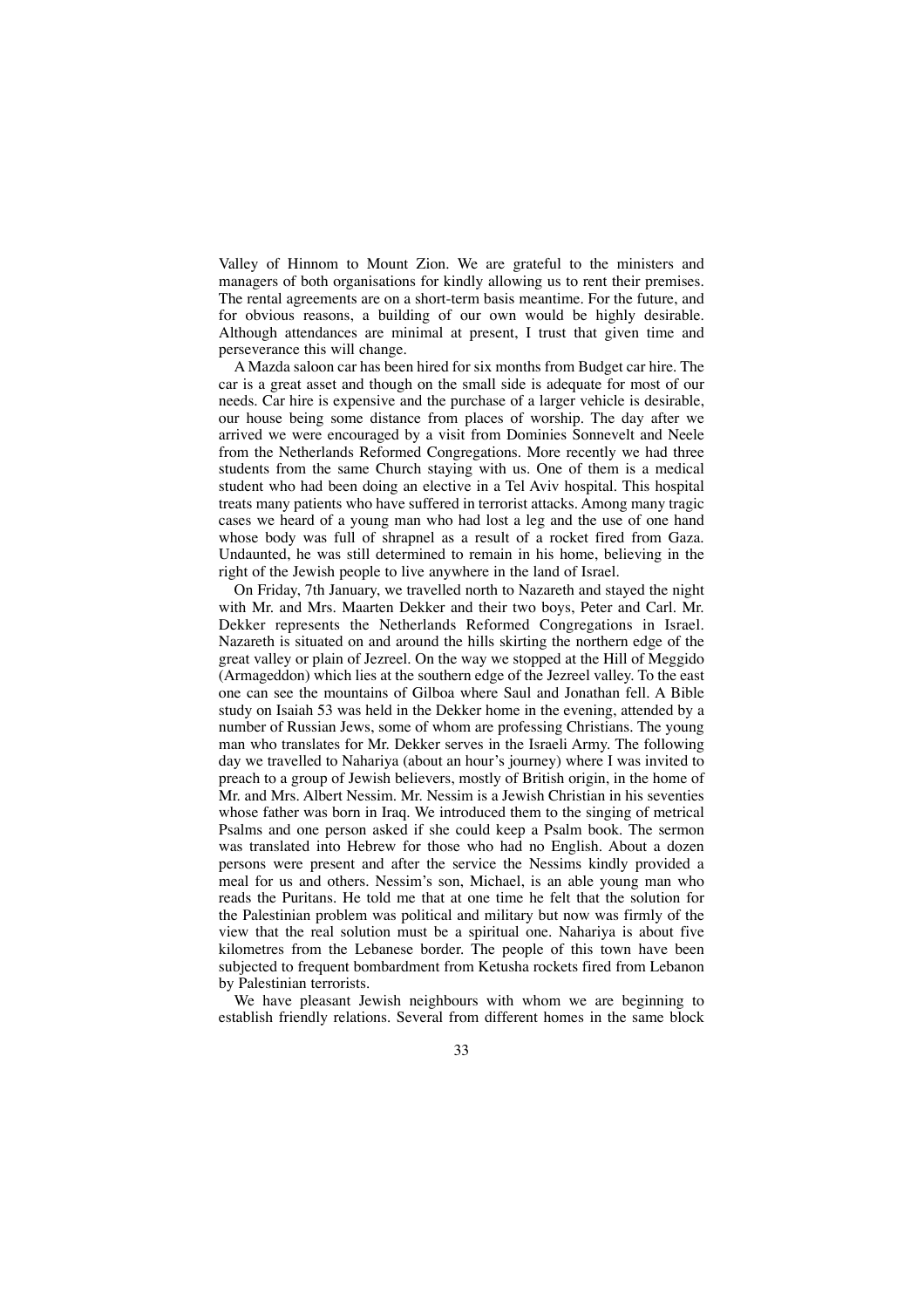Valley of Hinnom to Mount Zion. We are grateful to the ministers and managers of both organisations for kindly allowing us to rent their premises. The rental agreements are on a short-term basis meantime. For the future, and for obvious reasons, a building of our own would be highly desirable. Although attendances are minimal at present, I trust that given time and perseverance this will change.

A Mazda saloon car has been hired for six months from Budget car hire. The car is a great asset and though on the small side is adequate for most of our needs. Car hire is expensive and the purchase of a larger vehicle is desirable, our house being some distance from places of worship. The day after we arrived we were encouraged by a visit from Dominies Sonnevelt and Neele from the Netherlands Reformed Congregations. More recently we had three students from the same Church staying with us. One of them is a medical student who had been doing an elective in a Tel Aviv hospital. This hospital treats many patients who have suffered in terrorist attacks. Among many tragic cases we heard of a young man who had lost a leg and the use of one hand whose body was full of shrapnel as a result of a rocket fired from Gaza. Undaunted, he was still determined to remain in his home, believing in the right of the Jewish people to live anywhere in the land of Israel.

On Friday, 7th January, we travelled north to Nazareth and stayed the night with Mr. and Mrs. Maarten Dekker and their two boys, Peter and Carl. Mr. Dekker represents the Netherlands Reformed Congregations in Israel. Nazareth is situated on and around the hills skirting the northern edge of the great valley or plain of Jezreel. On the way we stopped at the Hill of Meggido (Armageddon) which lies at the southern edge of the Jezreel valley. To the east one can see the mountains of Gilboa where Saul and Jonathan fell. A Bible study on Isaiah 53 was held in the Dekker home in the evening, attended by a number of Russian Jews, some of whom are professing Christians. The young man who translates for Mr. Dekker serves in the Israeli Army. The following day we travelled to Nahariya (about an hour's journey) where I was invited to preach to a group of Jewish believers, mostly of British origin, in the home of Mr. and Mrs. Albert Nessim. Mr. Nessim is a Jewish Christian in his seventies whose father was born in Iraq. We introduced them to the singing of metrical Psalms and one person asked if she could keep a Psalm book. The sermon was translated into Hebrew for those who had no English. About a dozen persons were present and after the service the Nessims kindly provided a meal for us and others. Nessim's son, Michael, is an able young man who reads the Puritans. He told me that at one time he felt that the solution for the Palestinian problem was political and military but now was firmly of the view that the real solution must be a spiritual one. Nahariya is about five kilometres from the Lebanese border. The people of this town have been subjected to frequent bombardment from Ketusha rockets fired from Lebanon by Palestinian terrorists.

We have pleasant Jewish neighbours with whom we are beginning to establish friendly relations. Several from different homes in the same block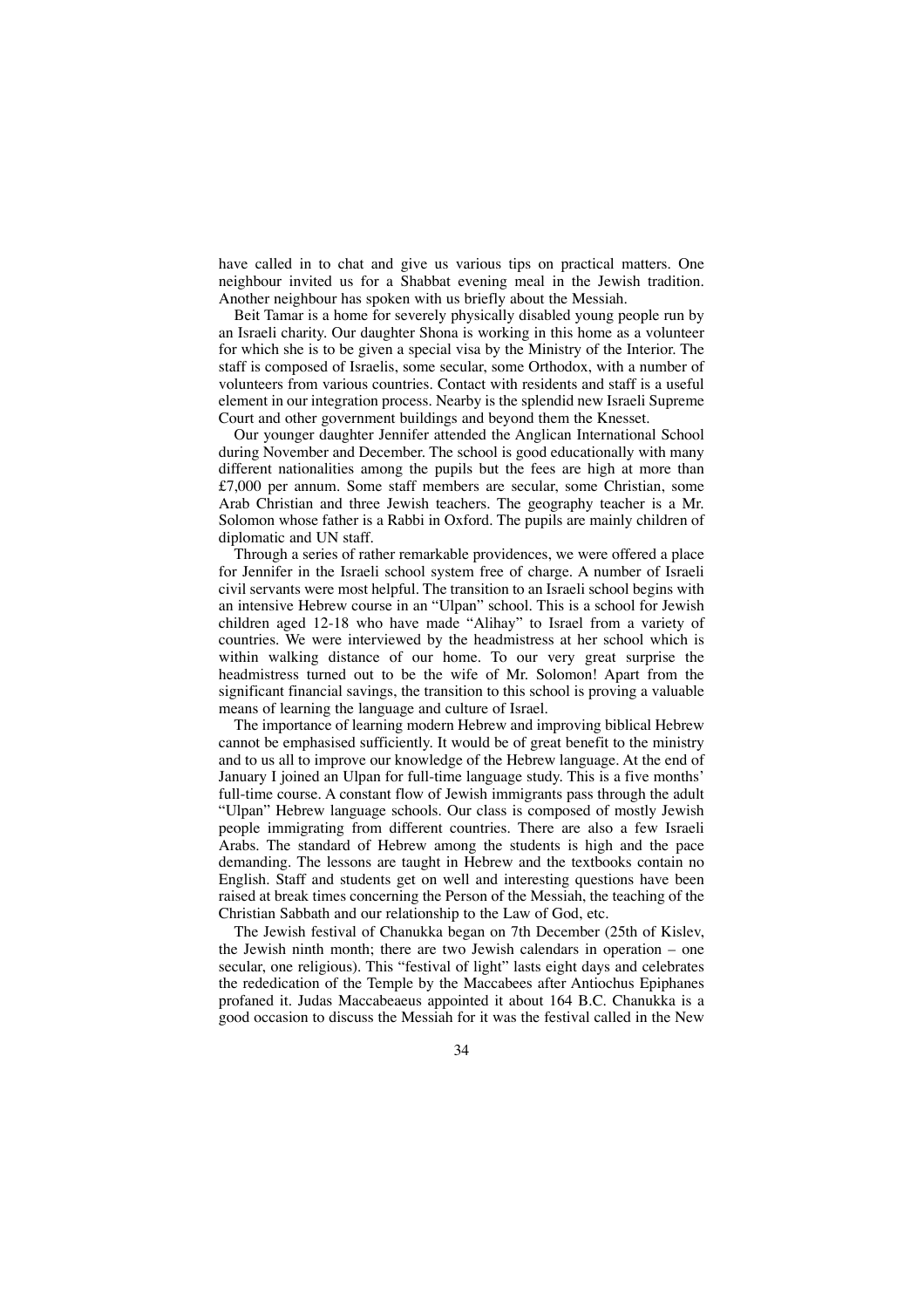have called in to chat and give us various tips on practical matters. One neighbour invited us for a Shabbat evening meal in the Jewish tradition. Another neighbour has spoken with us briefly about the Messiah.

Beit Tamar is a home for severely physically disabled young people run by an Israeli charity. Our daughter Shona is working in this home as a volunteer for which she is to be given a special visa by the Ministry of the Interior. The staff is composed of Israelis, some secular, some Orthodox, with a number of volunteers from various countries. Contact with residents and staff is a useful element in our integration process. Nearby is the splendid new Israeli Supreme Court and other government buildings and beyond them the Knesset.

Our younger daughter Jennifer attended the Anglican International School during November and December. The school is good educationally with many different nationalities among the pupils but the fees are high at more than £7,000 per annum. Some staff members are secular, some Christian, some Arab Christian and three Jewish teachers. The geography teacher is a Mr. Solomon whose father is a Rabbi in Oxford. The pupils are mainly children of diplomatic and UN staff.

Through a series of rather remarkable providences, we were offered a place for Jennifer in the Israeli school system free of charge. A number of Israeli civil servants were most helpful. The transition to an Israeli school begins with an intensive Hebrew course in an "Ulpan" school. This is a school for Jewish children aged 12-18 who have made "Alihay" to Israel from a variety of countries. We were interviewed by the headmistress at her school which is within walking distance of our home. To our very great surprise the headmistress turned out to be the wife of Mr. Solomon! Apart from the significant financial savings, the transition to this school is proving a valuable means of learning the language and culture of Israel.

The importance of learning modern Hebrew and improving biblical Hebrew cannot be emphasised sufficiently. It would be of great benefit to the ministry and to us all to improve our knowledge of the Hebrew language. At the end of January I joined an Ulpan for full-time language study. This is a five months' full-time course. A constant flow of Jewish immigrants pass through the adult "Ulpan" Hebrew language schools. Our class is composed of mostly Jewish people immigrating from different countries. There are also a few Israeli Arabs. The standard of Hebrew among the students is high and the pace demanding. The lessons are taught in Hebrew and the textbooks contain no English. Staff and students get on well and interesting questions have been raised at break times concerning the Person of the Messiah, the teaching of the Christian Sabbath and our relationship to the Law of God, etc.

The Jewish festival of Chanukka began on 7th December (25th of Kislev, the Jewish ninth month; there are two Jewish calendars in operation – one secular, one religious). This "festival of light" lasts eight days and celebrates the rededication of the Temple by the Maccabees after Antiochus Epiphanes profaned it. Judas Maccabeaeus appointed it about 164 B.C. Chanukka is a good occasion to discuss the Messiah for it was the festival called in the New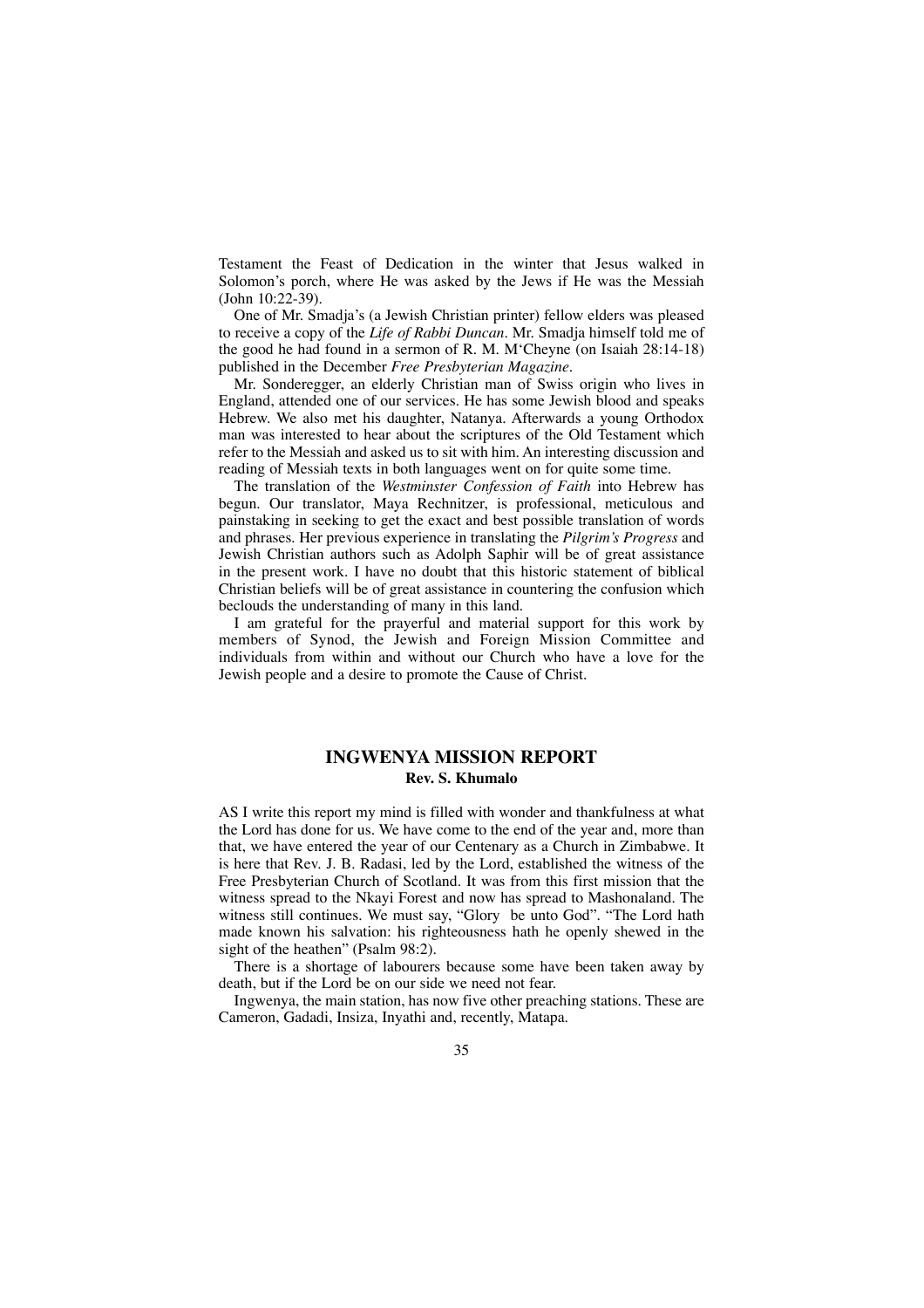Testament the Feast of Dedication in the winter that Jesus walked in Solomon's porch, where He was asked by the Jews if He was the Messiah (John 10:22-39).

One of Mr. Smadja's (a Jewish Christian printer) fellow elders was pleased to receive a copy of the *Life of Rabbi Duncan*. Mr. Smadja himself told me of the good he had found in a sermon of R. M. M'Cheyne (on Isaiah 28:14-18) published in the December *Free Presbyterian Magazine*.

Mr. Sonderegger, an elderly Christian man of Swiss origin who lives in England, attended one of our services. He has some Jewish blood and speaks Hebrew. We also met his daughter, Natanya. Afterwards a young Orthodox man was interested to hear about the scriptures of the Old Testament which refer to the Messiah and asked us to sit with him. An interesting discussion and reading of Messiah texts in both languages went on for quite some time.

The translation of the *Westminster Confession of Faith* into Hebrew has begun. Our translator, Maya Rechnitzer, is professional, meticulous and painstaking in seeking to get the exact and best possible translation of words and phrases. Her previous experience in translating the *Pilgrim's Progress* and Jewish Christian authors such as Adolph Saphir will be of great assistance in the present work. I have no doubt that this historic statement of biblical Christian beliefs will be of great assistance in countering the confusion which beclouds the understanding of many in this land.

I am grateful for the prayerful and material support for this work by members of Synod, the Jewish and Foreign Mission Committee and individuals from within and without our Church who have a love for the Jewish people and a desire to promote the Cause of Christ.

## INGWENYA MISSION REPORT

**Rev. S. Khumalo**

AS I write this report my mind is filled with wonder and thankfulness at what the Lord has done for us. We have come to the end of the year and, more than that, we have entered the year of our Centenary as a Church in Zimbabwe. It is here that Rev. J. B. Radasi, led by the Lord, established the witness of the Free Presbyterian Church of Scotland. It was from this first mission that the witness spread to the Nkayi Forest and now has spread to Mashonaland. The witness still continues. We must say, "Glory be unto God". "The Lord hath made known his salvation: his righteousness hath he openly shewed in the sight of the heathen" (Psalm 98:2).

There is a shortage of labourers because some have been taken away by death, but if the Lord be on our side we need not fear.

Ingwenya, the main station, has now five other preaching stations. These are Cameron, Gadadi, Insiza, Inyathi and, recently, Matapa.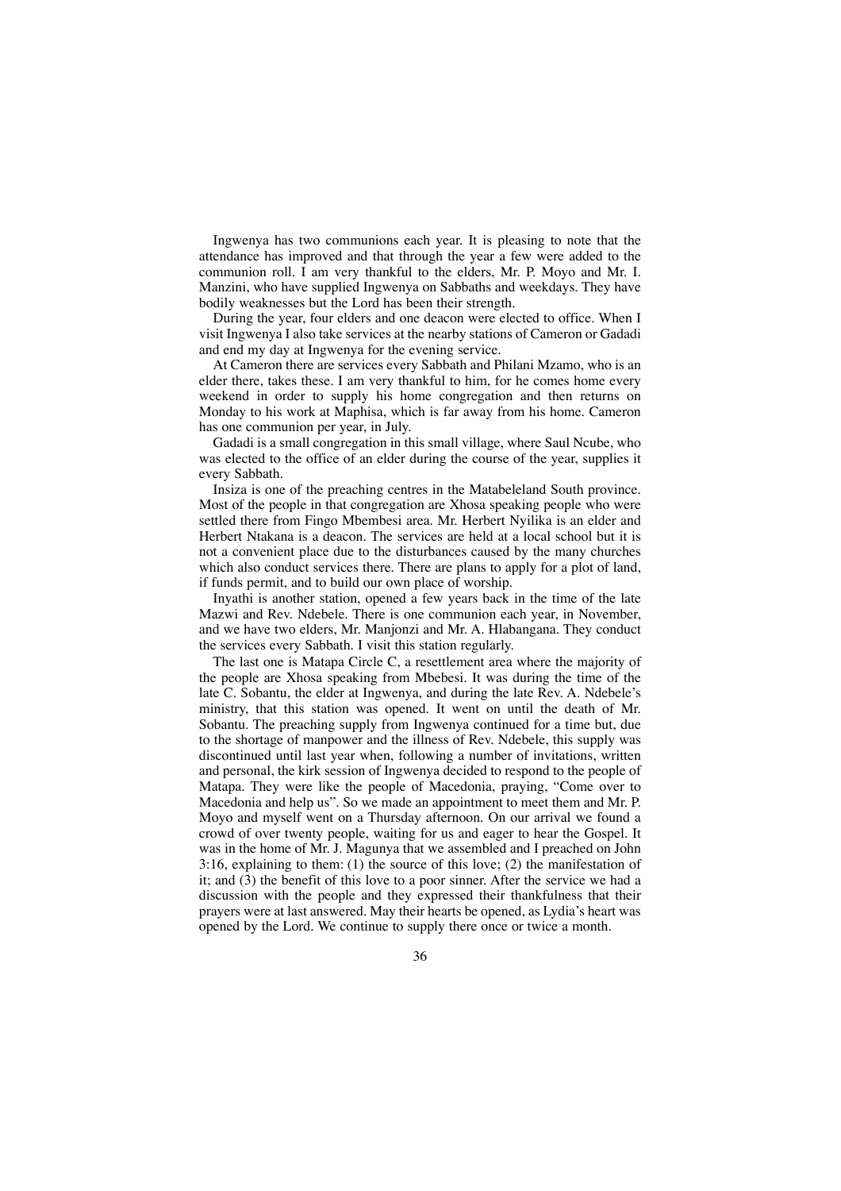Ingwenya has two communions each year. It is pleasing to note that the attendance has improved and that through the year a few were added to the communion roll. I am very thankful to the elders, Mr. P. Moyo and Mr. I. Manzini, who have supplied Ingwenya on Sabbaths and weekdays. They have bodily weaknesses but the Lord has been their strength.

During the year, four elders and one deacon were elected to office. When I visit Ingwenya I also take services at the nearby stations of Cameron or Gadadi and end my day at Ingwenya for the evening service.

At Cameron there are services every Sabbath and Philani Mzamo, who is an elder there, takes these. I am very thankful to him, for he comes home every weekend in order to supply his home congregation and then returns on Monday to his work at Maphisa, which is far away from his home. Cameron has one communion per year, in July.

Gadadi is a small congregation in this small village, where Saul Ncube, who was elected to the office of an elder during the course of the year, supplies it every Sabbath.

Insiza is one of the preaching centres in the Matabeleland South province. Most of the people in that congregation are Xhosa speaking people who were settled there from Fingo Mbembesi area. Mr. Herbert Nyilika is an elder and Herbert Ntakana is a deacon. The services are held at a local school but it is not a convenient place due to the disturbances caused by the many churches which also conduct services there. There are plans to apply for a plot of land, if funds permit, and to build our own place of worship.

Inyathi is another station, opened a few years back in the time of the late Mazwi and Rev. Ndebele. There is one communion each year, in November, and we have two elders, Mr. Manjonzi and Mr. A. Hlabangana. They conduct the services every Sabbath. I visit this station regularly.

The last one is Matapa Circle C, a resettlement area where the majority of the people are Xhosa speaking from Mbebesi. It was during the time of the late C. Sobantu, the elder at Ingwenya, and during the late Rev. A. Ndebele's ministry, that this station was opened. It went on until the death of Mr. Sobantu. The preaching supply from Ingwenya continued for a time but, due to the shortage of manpower and the illness of Rev. Ndebele, this supply was discontinued until last year when, following a number of invitations, written and personal, the kirk session of Ingwenya decided to respond to the people of Matapa. They were like the people of Macedonia, praying, "Come over to Macedonia and help us". So we made an appointment to meet them and Mr. P. Moyo and myself went on a Thursday afternoon. On our arrival we found a crowd of over twenty people, waiting for us and eager to hear the Gospel. It was in the home of Mr. J. Magunya that we assembled and I preached on John 3:16, explaining to them: (1) the source of this love; (2) the manifestation of it; and (3) the benefit of this love to a poor sinner. After the service we had a discussion with the people and they expressed their thankfulness that their prayers were at last answered. May their hearts be opened, as Lydia's heart was opened by the Lord. We continue to supply there once or twice a month.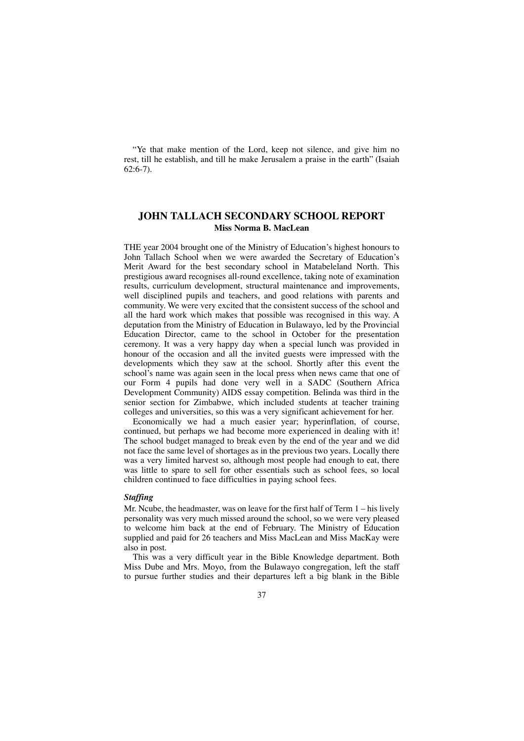"Ye that make mention of the Lord, keep not silence, and give him no rest, till he establish, and till he make Jerusalem a praise in the earth" (Isaiah 62:6-7).

## JOHN TALLACH SECONDARY SCHOOL REPORT

**Miss Norma B. MacLean**

THE year 2004 brought one of the Ministry of Education's highest honours to John Tallach School when we were awarded the Secretary of Education's Merit Award for the best secondary school in Matabeleland North. This prestigious award recognises all-round excellence, taking note of examination results, curriculum development, structural maintenance and improvements, well disciplined pupils and teachers, and good relations with parents and community. We were very excited that the consistent success of the school and all the hard work which makes that possible was recognised in this way. A deputation from the Ministry of Education in Bulawayo, led by the Provincial Education Director, came to the school in October for the presentation ceremony. It was a very happy day when a special lunch was provided in honour of the occasion and all the invited guests were impressed with the developments which they saw at the school. Shortly after this event the school's name was again seen in the local press when news came that one of our Form 4 pupils had done very well in a SADC (Southern Africa Development Community) AIDS essay competition. Belinda was third in the senior section for Zimbabwe, which included students at teacher training colleges and universities, so this was a very significant achievement for her.

Economically we had a much easier year; hyperinflation, of course, continued, but perhaps we had become more experienced in dealing with it! The school budget managed to break even by the end of the year and we did not face the same level of shortages as in the previous two years. Locally there was a very limited harvest so, although most people had enough to eat, there was little to spare to sell for other essentials such as school fees, so local children continued to face difficulties in paying school fees.

### *Staffing*

Mr. Ncube, the headmaster, was on leave for the first half of Term 1 – his lively personality was very much missed around the school, so we were very pleased to welcome him back at the end of February. The Ministry of Education supplied and paid for 26 teachers and Miss MacLean and Miss MacKay were also in post.

This was a very difficult year in the Bible Knowledge department. Both Miss Dube and Mrs. Moyo, from the Bulawayo congregation, left the staff to pursue further studies and their departures left a big blank in the Bible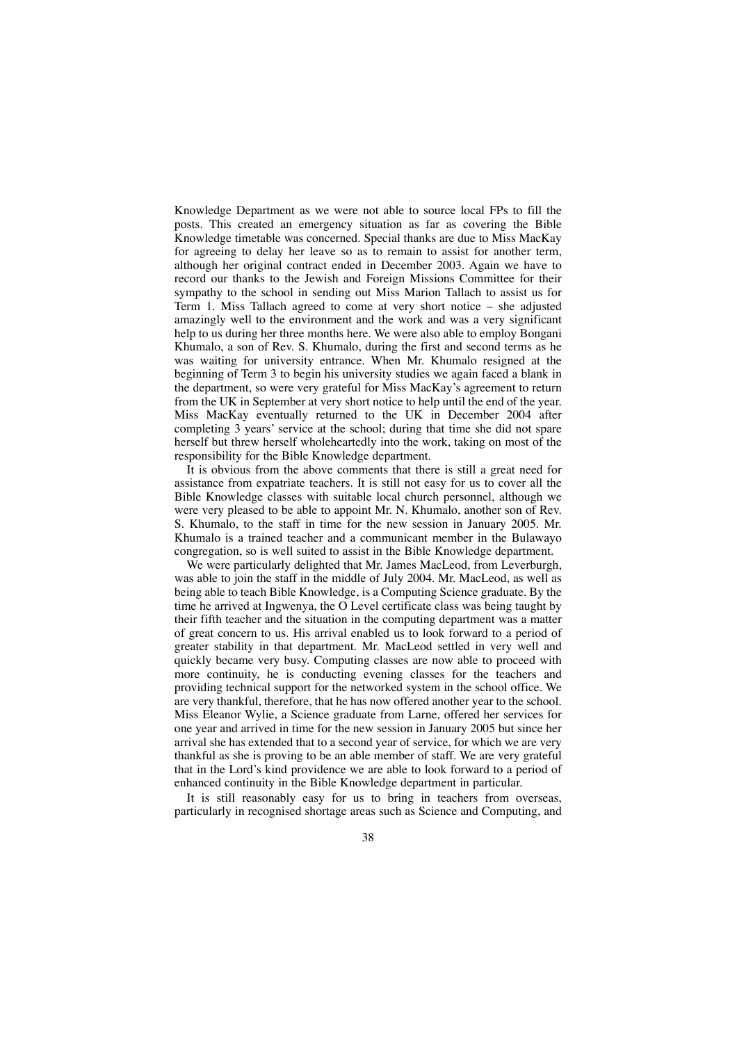Knowledge Department as we were not able to source local FPs to fill the posts. This created an emergency situation as far as covering the Bible Knowledge timetable was concerned. Special thanks are due to Miss MacKay for agreeing to delay her leave so as to remain to assist for another term, although her original contract ended in December 2003. Again we have to record our thanks to the Jewish and Foreign Missions Committee for their sympathy to the school in sending out Miss Marion Tallach to assist us for Term 1. Miss Tallach agreed to come at very short notice – she adjusted amazingly well to the environment and the work and was a very significant help to us during her three months here. We were also able to employ Bongani Khumalo, a son of Rev. S. Khumalo, during the first and second terms as he was waiting for university entrance. When Mr. Khumalo resigned at the beginning of Term 3 to begin his university studies we again faced a blank in the department, so were very grateful for Miss MacKay's agreement to return from the UK in September at very short notice to help until the end of the year. Miss MacKay eventually returned to the UK in December 2004 after completing 3 years' service at the school; during that time she did not spare herself but threw herself wholeheartedly into the work, taking on most of the responsibility for the Bible Knowledge department.

It is obvious from the above comments that there is still a great need for assistance from expatriate teachers. It is still not easy for us to cover all the Bible Knowledge classes with suitable local church personnel, although we were very pleased to be able to appoint Mr. N. Khumalo, another son of Rev. S. Khumalo, to the staff in time for the new session in January 2005. Mr. Khumalo is a trained teacher and a communicant member in the Bulawayo congregation, so is well suited to assist in the Bible Knowledge department.

We were particularly delighted that Mr. James MacLeod, from Leverburgh, was able to join the staff in the middle of July 2004. Mr. MacLeod, as well as being able to teach Bible Knowledge, is a Computing Science graduate. By the time he arrived at Ingwenya, the O Level certificate class was being taught by their fifth teacher and the situation in the computing department was a matter of great concern to us. His arrival enabled us to look forward to a period of greater stability in that department. Mr. MacLeod settled in very well and quickly became very busy. Computing classes are now able to proceed with more continuity, he is conducting evening classes for the teachers and providing technical support for the networked system in the school office. We are very thankful, therefore, that he has now offered another year to the school. Miss Eleanor Wylie, a Science graduate from Larne, offered her services for one year and arrived in time for the new session in January 2005 but since her arrival she has extended that to a second year of service, for which we are very thankful as she is proving to be an able member of staff. We are very grateful that in the Lord's kind providence we are able to look forward to a period of enhanced continuity in the Bible Knowledge department in particular.

It is still reasonably easy for us to bring in teachers from overseas, particularly in recognised shortage areas such as Science and Computing, and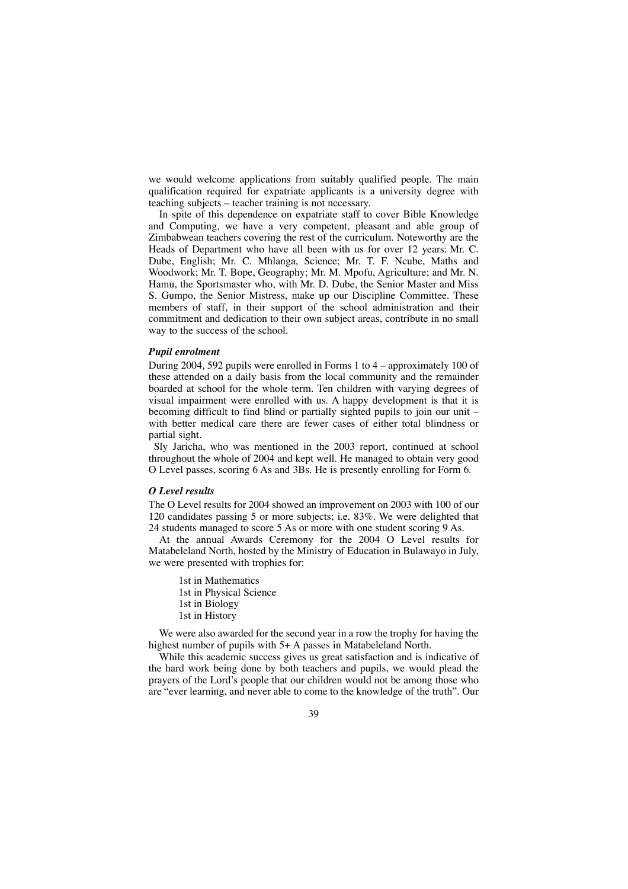we would welcome applications from suitably qualified people. The main qualification required for expatriate applicants is a university degree with teaching subjects – teacher training is not necessary.

In spite of this dependence on expatriate staff to cover Bible Knowledge and Computing, we have a very competent, pleasant and able group of Zimbabwean teachers covering the rest of the curriculum. Noteworthy are the Heads of Department who have all been with us for over 12 years: Mr. C. Dube, English; Mr. C. Mhlanga, Science; Mr. T. F. Ncube, Maths and Woodwork; Mr. T. Bope, Geography; Mr. M. Mpofu, Agriculture; and Mr. N. Hamu, the Sportsmaster who, with Mr. D. Dube, the Senior Master and Miss S. Gumpo, the Senior Mistress, make up our Discipline Committee. These members of staff, in their support of the school administration and their commitment and dedication to their own subject areas, contribute in no small way to the success of the school.

***Pupil enrolment***

During 2004, 592 pupils were enrolled in Forms 1 to 4 – approximately 100 of these attended on a daily basis from the local community and the remainder boarded at school for the whole term. Ten children with varying degrees of visual impairment were enrolled with us. A happy development is that it is becoming difficult to find blind or partially sighted pupils to join our unit – with better medical care there are fewer cases of either total blindness or partial sight.

Sly Jaricha, who was mentioned in the 2003 report, continued at school throughout the whole of 2004 and kept well. He managed to obtain very good O Level passes, scoring 6 As and 3Bs. He is presently enrolling for Form 6.

***O Level results***

The O Level results for 2004 showed an improvement on 2003 with 100 of our 120 candidates passing 5 or more subjects; i.e. 83%. We were delighted that 24 students managed to score 5 As or more with one student scoring 9 As.

At the annual Awards Ceremony for the 2004 O Level results for Matabeleland North, hosted by the Ministry of Education in Bulawayo in July, we were presented with trophies for:

1st in Mathematics
1st in Physical Science
1st in Biology
1st in History

We were also awarded for the second year in a row the trophy for having the highest number of pupils with 5+ A passes in Matabeleland North.

While this academic success gives us great satisfaction and is indicative of the hard work being done by both teachers and pupils, we would plead the prayers of the Lord's people that our children would not be among those who are "ever learning, and never able to come to the knowledge of the truth". Our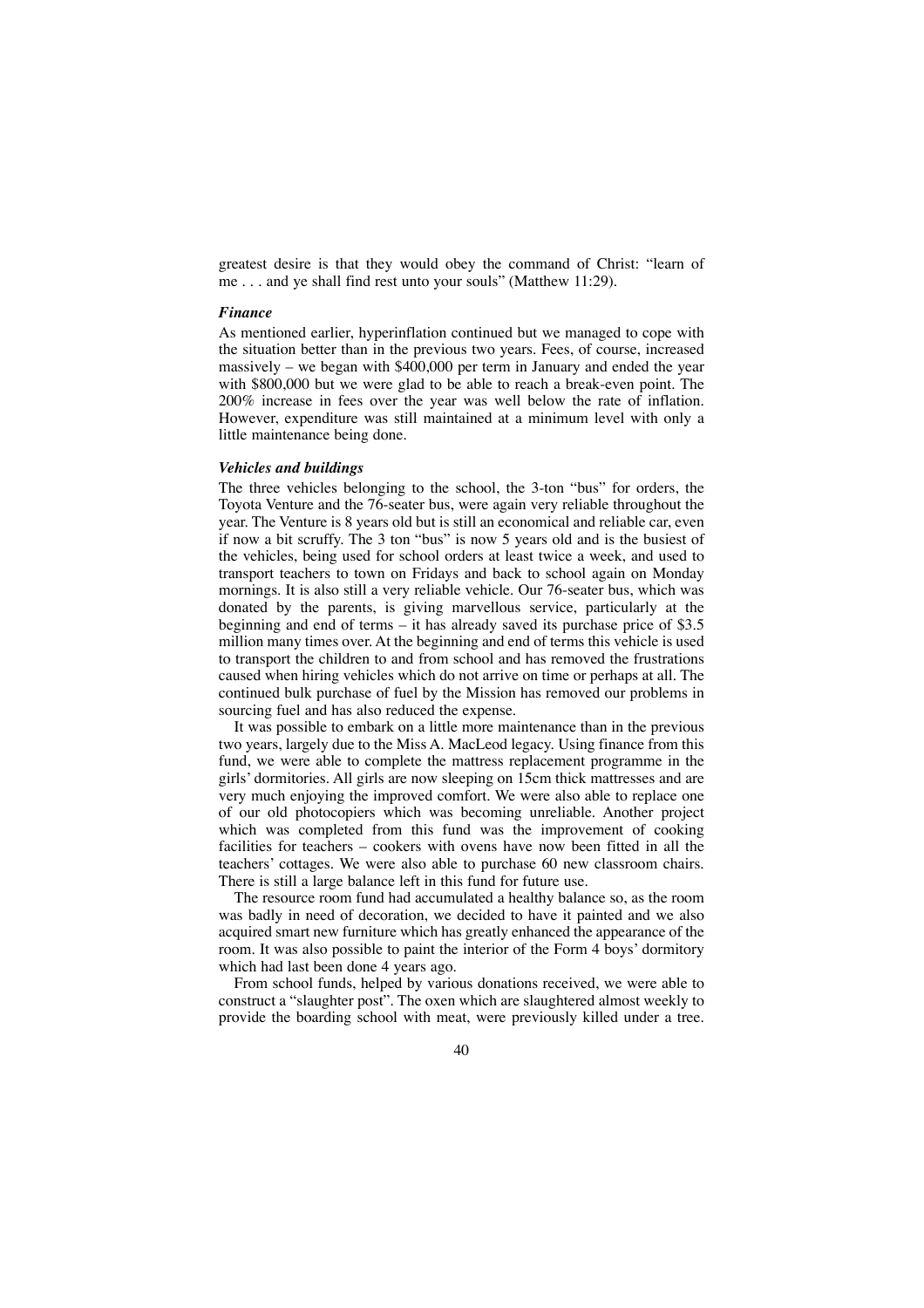greatest desire is that they would obey the command of Christ: "learn of me . . . and ye shall find rest unto your souls" (Matthew 11:29).

***Finance***

As mentioned earlier, hyperinflation continued but we managed to cope with the situation better than in the previous two years. Fees, of course, increased massively – we began with $400,000 per term in January and ended the year with $800,000 but we were glad to be able to reach a break-even point. The 200% increase in fees over the year was well below the rate of inflation. However, expenditure was still maintained at a minimum level with only a little maintenance being done.

***Vehicles and buildings***

The three vehicles belonging to the school, the 3-ton "bus" for orders, the Toyota Venture and the 76-seater bus, were again very reliable throughout the year. The Venture is 8 years old but is still an economical and reliable car, even if now a bit scruffy. The 3 ton "bus" is now 5 years old and is the busiest of the vehicles, being used for school orders at least twice a week, and used to transport teachers to town on Fridays and back to school again on Monday mornings. It is also still a very reliable vehicle. Our 76-seater bus, which was donated by the parents, is giving marvellous service, particularly at the beginning and end of terms – it has already saved its purchase price of $3.5 million many times over. At the beginning and end of terms this vehicle is used to transport the children to and from school and has removed the frustrations caused when hiring vehicles which do not arrive on time or perhaps at all. The continued bulk purchase of fuel by the Mission has removed our problems in sourcing fuel and has also reduced the expense.

It was possible to embark on a little more maintenance than in the previous two years, largely due to the Miss A. MacLeod legacy. Using finance from this fund, we were able to complete the mattress replacement programme in the girls' dormitories. All girls are now sleeping on 15cm thick mattresses and are very much enjoying the improved comfort. We were also able to replace one of our old photocopiers which was becoming unreliable. Another project which was completed from this fund was the improvement of cooking facilities for teachers – cookers with ovens have now been fitted in all the teachers' cottages. We were also able to purchase 60 new classroom chairs. There is still a large balance left in this fund for future use.

The resource room fund had accumulated a healthy balance so, as the room was badly in need of decoration, we decided to have it painted and we also acquired smart new furniture which has greatly enhanced the appearance of the room. It was also possible to paint the interior of the Form 4 boys' dormitory which had last been done 4 years ago.

From school funds, helped by various donations received, we were able to construct a "slaughter post". The oxen which are slaughtered almost weekly to provide the boarding school with meat, were previously killed under a tree.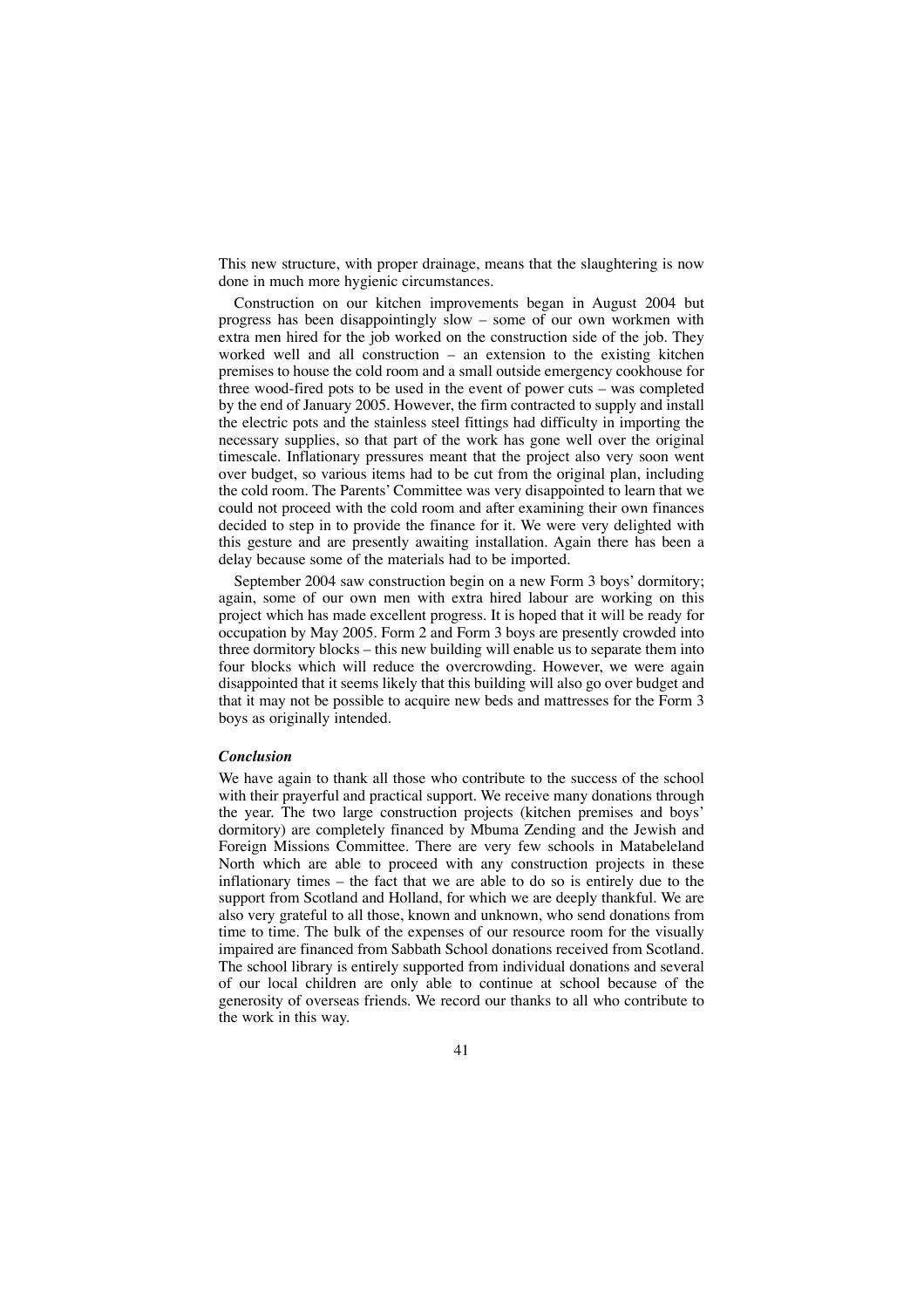This new structure, with proper drainage, means that the slaughtering is now done in much more hygienic circumstances.

Construction on our kitchen improvements began in August 2004 but progress has been disappointingly slow – some of our own workmen with extra men hired for the job worked on the construction side of the job. They worked well and all construction – an extension to the existing kitchen premises to house the cold room and a small outside emergency cookhouse for three wood-fired pots to be used in the event of power cuts – was completed by the end of January 2005. However, the firm contracted to supply and install the electric pots and the stainless steel fittings had difficulty in importing the necessary supplies, so that part of the work has gone well over the original timescale. Inflationary pressures meant that the project also very soon went over budget, so various items had to be cut from the original plan, including the cold room. The Parents' Committee was very disappointed to learn that we could not proceed with the cold room and after examining their own finances decided to step in to provide the finance for it. We were very delighted with this gesture and are presently awaiting installation. Again there has been a delay because some of the materials had to be imported.

September 2004 saw construction begin on a new Form 3 boys' dormitory; again, some of our own men with extra hired labour are working on this project which has made excellent progress. It is hoped that it will be ready for occupation by May 2005. Form 2 and Form 3 boys are presently crowded into three dormitory blocks – this new building will enable us to separate them into four blocks which will reduce the overcrowding. However, we were again disappointed that it seems likely that this building will also go over budget and that it may not be possible to acquire new beds and mattresses for the Form 3 boys as originally intended.

***Conclusion***

We have again to thank all those who contribute to the success of the school with their prayerful and practical support. We receive many donations through the year. The two large construction projects (kitchen premises and boys' dormitory) are completely financed by Mbuma Zending and the Jewish and Foreign Missions Committee. There are very few schools in Matabeleland North which are able to proceed with any construction projects in these inflationary times – the fact that we are able to do so is entirely due to the support from Scotland and Holland, for which we are deeply thankful. We are also very grateful to all those, known and unknown, who send donations from time to time. The bulk of the expenses of our resource room for the visually impaired are financed from Sabbath School donations received from Scotland. The school library is entirely supported from individual donations and several of our local children are only able to continue at school because of the generosity of overseas friends. We record our thanks to all who contribute to the work in this way.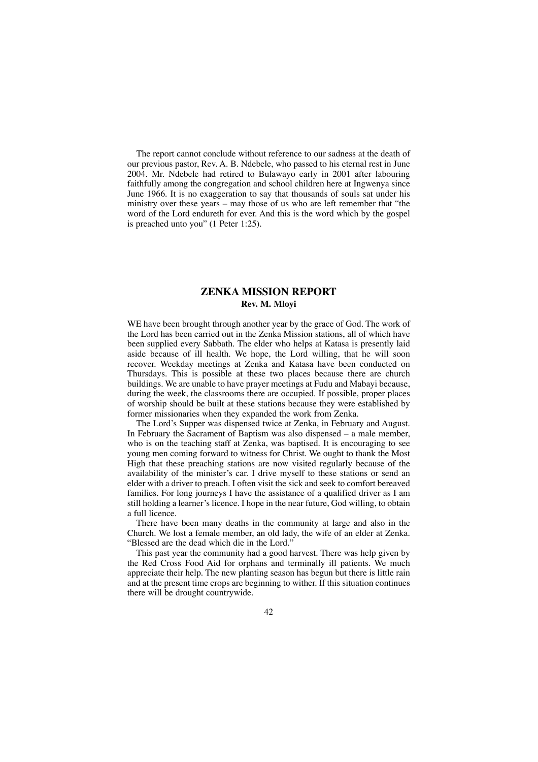The report cannot conclude without reference to our sadness at the death of our previous pastor, Rev. A. B. Ndebele, who passed to his eternal rest in June 2004. Mr. Ndebele had retired to Bulawayo early in 2001 after labouring faithfully among the congregation and school children here at Ingwenya since June 1966. It is no exaggeration to say that thousands of souls sat under his ministry over these years – may those of us who are left remember that "the word of the Lord endureth for ever. And this is the word which by the gospel is preached unto you" (1 Peter 1:25).

## ZENKA MISSION REPORT

**Rev. M. Mloyi**

WE have been brought through another year by the grace of God. The work of the Lord has been carried out in the Zenka Mission stations, all of which have been supplied every Sabbath. The elder who helps at Katasa is presently laid aside because of ill health. We hope, the Lord willing, that he will soon recover. Weekday meetings at Zenka and Katasa have been conducted on Thursdays. This is possible at these two places because there are church buildings. We are unable to have prayer meetings at Fudu and Mabayi because, during the week, the classrooms there are occupied. If possible, proper places of worship should be built at these stations because they were established by former missionaries when they expanded the work from Zenka.

The Lord's Supper was dispensed twice at Zenka, in February and August. In February the Sacrament of Baptism was also dispensed – a male member, who is on the teaching staff at Zenka, was baptised. It is encouraging to see young men coming forward to witness for Christ. We ought to thank the Most High that these preaching stations are now visited regularly because of the availability of the minister's car. I drive myself to these stations or send an elder with a driver to preach. I often visit the sick and seek to comfort bereaved families. For long journeys I have the assistance of a qualified driver as I am still holding a learner's licence. I hope in the near future, God willing, to obtain a full licence.

There have been many deaths in the community at large and also in the Church. We lost a female member, an old lady, the wife of an elder at Zenka. "Blessed are the dead which die in the Lord."

This past year the community had a good harvest. There was help given by the Red Cross Food Aid for orphans and terminally ill patients. We much appreciate their help. The new planting season has begun but there is little rain and at the present time crops are beginning to wither. If this situation continues there will be drought countrywide.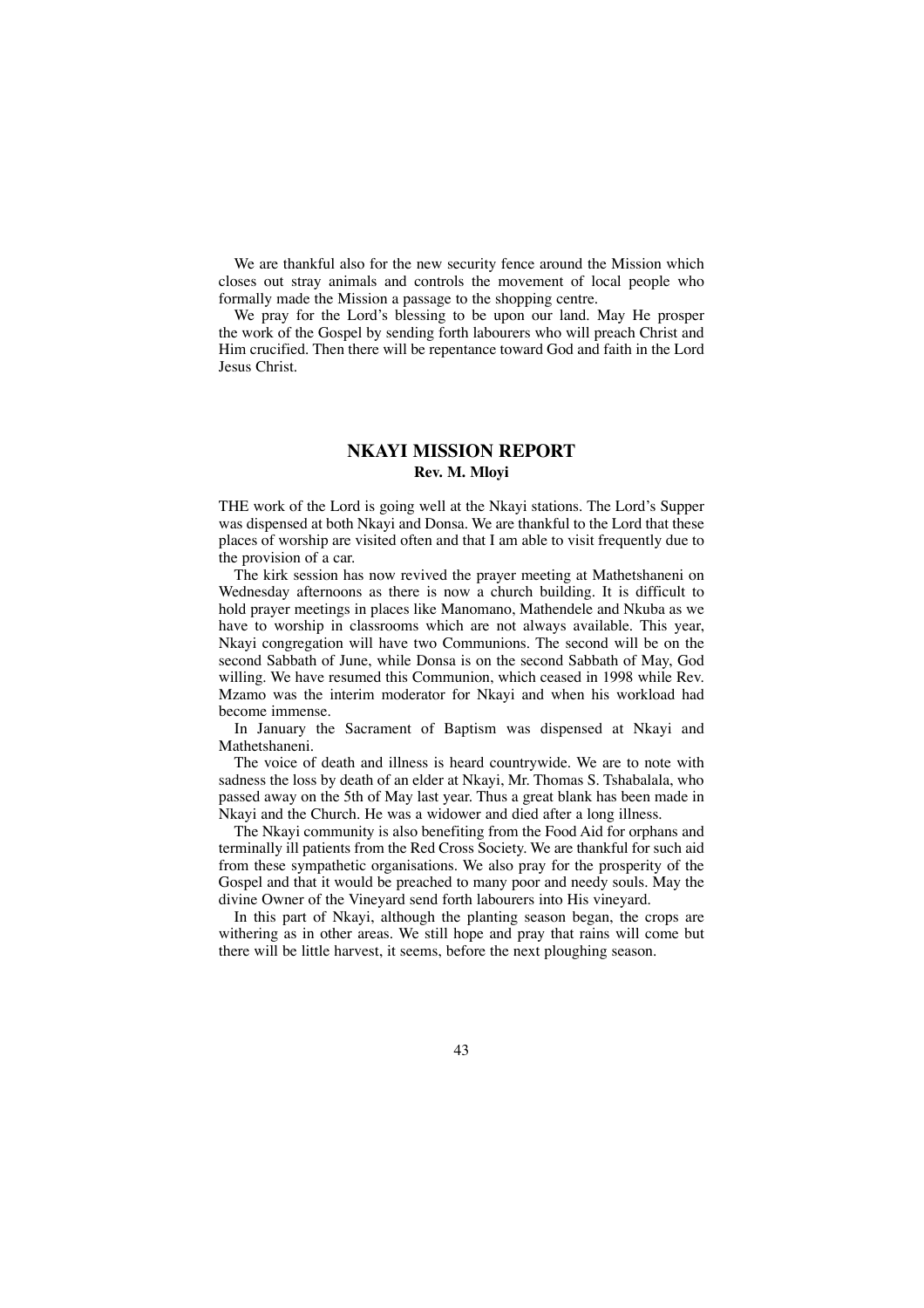We are thankful also for the new security fence around the Mission which closes out stray animals and controls the movement of local people who formally made the Mission a passage to the shopping centre.

We pray for the Lord's blessing to be upon our land. May He prosper the work of the Gospel by sending forth labourers who will preach Christ and Him crucified. Then there will be repentance toward God and faith in the Lord Jesus Christ.

## NKAYI MISSION REPORT

**Rev. M. Mloyi**

THE work of the Lord is going well at the Nkayi stations. The Lord's Supper was dispensed at both Nkayi and Donsa. We are thankful to the Lord that these places of worship are visited often and that I am able to visit frequently due to the provision of a car.

The kirk session has now revived the prayer meeting at Mathetshaneni on Wednesday afternoons as there is now a church building. It is difficult to hold prayer meetings in places like Manomano, Mathendele and Nkuba as we have to worship in classrooms which are not always available. This year, Nkayi congregation will have two Communions. The second will be on the second Sabbath of June, while Donsa is on the second Sabbath of May, God willing. We have resumed this Communion, which ceased in 1998 while Rev. Mzamo was the interim moderator for Nkayi and when his workload had become immense.

In January the Sacrament of Baptism was dispensed at Nkayi and Mathetshaneni.

The voice of death and illness is heard countrywide. We are to note with sadness the loss by death of an elder at Nkayi, Mr. Thomas S. Tshabalala, who passed away on the 5th of May last year. Thus a great blank has been made in Nkayi and the Church. He was a widower and died after a long illness.

The Nkayi community is also benefiting from the Food Aid for orphans and terminally ill patients from the Red Cross Society. We are thankful for such aid from these sympathetic organisations. We also pray for the prosperity of the Gospel and that it would be preached to many poor and needy souls. May the divine Owner of the Vineyard send forth labourers into His vineyard.

In this part of Nkayi, although the planting season began, the crops are withering as in other areas. We still hope and pray that rains will come but there will be little harvest, it seems, before the next ploughing season.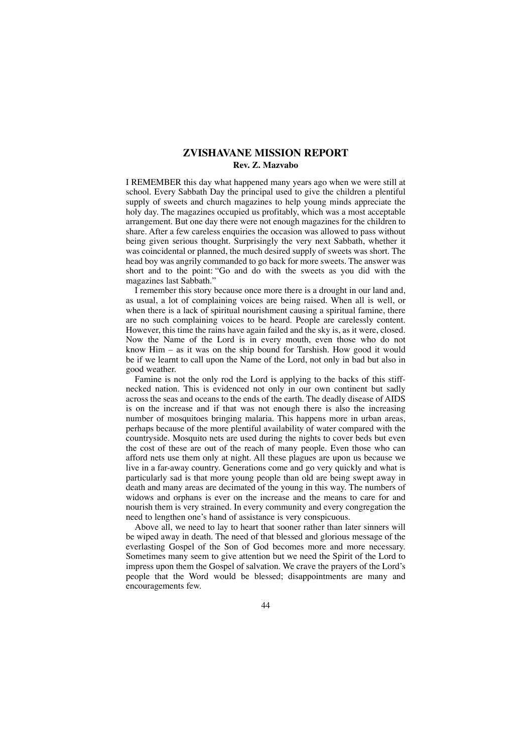# ZVISHAVANE MISSION REPORT

**Rev. Z. Mazvabo**

I REMEMBER this day what happened many years ago when we were still at school. Every Sabbath Day the principal used to give the children a plentiful supply of sweets and church magazines to help young minds appreciate the holy day. The magazines occupied us profitably, which was a most acceptable arrangement. But one day there were not enough magazines for the children to share. After a few careless enquiries the occasion was allowed to pass without being given serious thought. Surprisingly the very next Sabbath, whether it was coincidental or planned, the much desired supply of sweets was short. The head boy was angrily commanded to go back for more sweets. The answer was short and to the point: "Go and do with the sweets as you did with the magazines last Sabbath."

I remember this story because once more there is a drought in our land and, as usual, a lot of complaining voices are being raised. When all is well, or when there is a lack of spiritual nourishment causing a spiritual famine, there are no such complaining voices to be heard. People are carelessly content. However, this time the rains have again failed and the sky is, as it were, closed. Now the Name of the Lord is in every mouth, even those who do not know Him – as it was on the ship bound for Tarshish. How good it would be if we learnt to call upon the Name of the Lord, not only in bad but also in good weather.

Famine is not the only rod the Lord is applying to the backs of this stiff-necked nation. This is evidenced not only in our own continent but sadly across the seas and oceans to the ends of the earth. The deadly disease of AIDS is on the increase and if that was not enough there is also the increasing number of mosquitoes bringing malaria. This happens more in urban areas, perhaps because of the more plentiful availability of water compared with the countryside. Mosquito nets are used during the nights to cover beds but even the cost of these are out of the reach of many people. Even those who can afford nets use them only at night. All these plagues are upon us because we live in a far-away country. Generations come and go very quickly and what is particularly sad is that more young people than old are being swept away in death and many areas are decimated of the young in this way. The numbers of widows and orphans is ever on the increase and the means to care for and nourish them is very strained. In every community and every congregation the need to lengthen one's hand of assistance is very conspicuous.

Above all, we need to lay to heart that sooner rather than later sinners will be wiped away in death. The need of that blessed and glorious message of the everlasting Gospel of the Son of God becomes more and more necessary. Sometimes many seem to give attention but we need the Spirit of the Lord to impress upon them the Gospel of salvation. We crave the prayers of the Lord's people that the Word would be blessed; disappointments are many and encouragements few.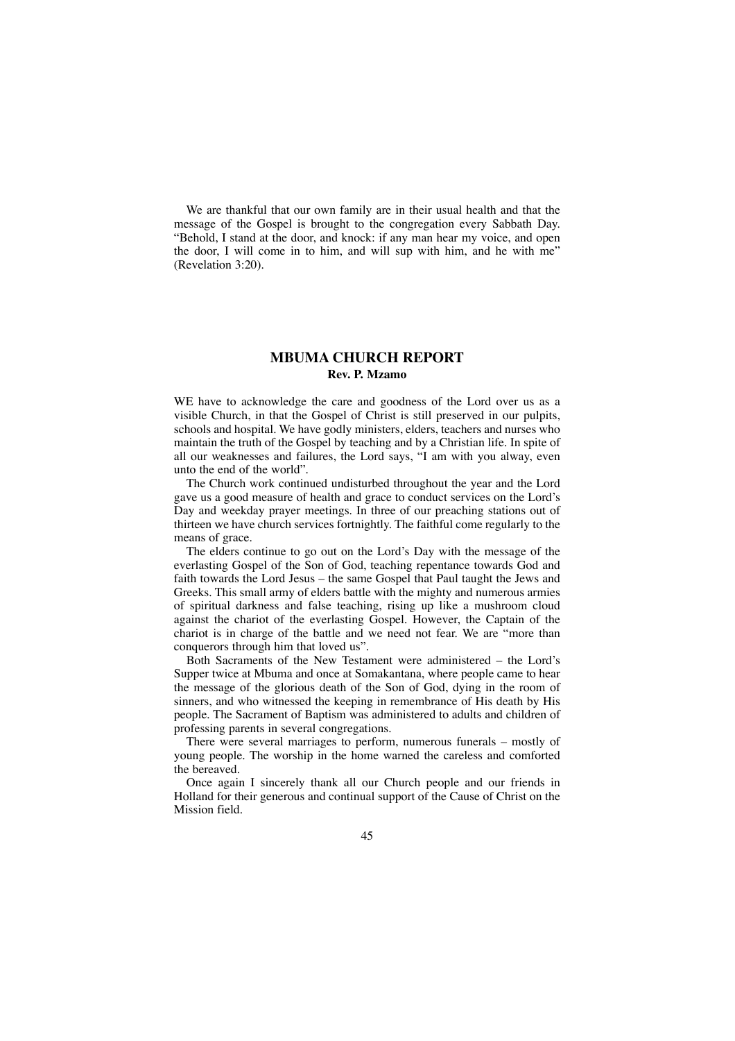We are thankful that our own family are in their usual health and that the message of the Gospel is brought to the congregation every Sabbath Day. "Behold, I stand at the door, and knock: if any man hear my voice, and open the door, I will come in to him, and will sup with him, and he with me" (Revelation 3:20).

## MBUMA CHURCH REPORT

**Rev. P. Mzamo**

WE have to acknowledge the care and goodness of the Lord over us as a visible Church, in that the Gospel of Christ is still preserved in our pulpits, schools and hospital. We have godly ministers, elders, teachers and nurses who maintain the truth of the Gospel by teaching and by a Christian life. In spite of all our weaknesses and failures, the Lord says, "I am with you alway, even unto the end of the world".

The Church work continued undisturbed throughout the year and the Lord gave us a good measure of health and grace to conduct services on the Lord's Day and weekday prayer meetings. In three of our preaching stations out of thirteen we have church services fortnightly. The faithful come regularly to the means of grace.

The elders continue to go out on the Lord's Day with the message of the everlasting Gospel of the Son of God, teaching repentance towards God and faith towards the Lord Jesus – the same Gospel that Paul taught the Jews and Greeks. This small army of elders battle with the mighty and numerous armies of spiritual darkness and false teaching, rising up like a mushroom cloud against the chariot of the everlasting Gospel. However, the Captain of the chariot is in charge of the battle and we need not fear. We are "more than conquerors through him that loved us".

Both Sacraments of the New Testament were administered – the Lord's Supper twice at Mbuma and once at Somakantana, where people came to hear the message of the glorious death of the Son of God, dying in the room of sinners, and who witnessed the keeping in remembrance of His death by His people. The Sacrament of Baptism was administered to adults and children of professing parents in several congregations.

There were several marriages to perform, numerous funerals – mostly of young people. The worship in the home warned the careless and comforted the bereaved.

Once again I sincerely thank all our Church people and our friends in Holland for their generous and continual support of the Cause of Christ on the Mission field.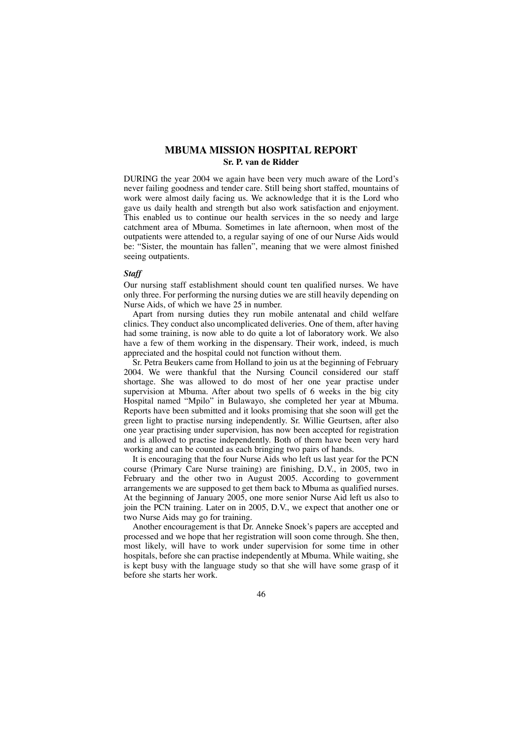# MBUMA MISSION HOSPITAL REPORT

**Sr. P. van de Ridder**

DURING the year 2004 we again have been very much aware of the Lord's never failing goodness and tender care. Still being short staffed, mountains of work were almost daily facing us. We acknowledge that it is the Lord who gave us daily health and strength but also work satisfaction and enjoyment. This enabled us to continue our health services in the so needy and large catchment area of Mbuma. Sometimes in late afternoon, when most of the outpatients were attended to, a regular saying of one of our Nurse Aids would be: "Sister, the mountain has fallen", meaning that we were almost finished seeing outpatients.

### *Staff*

Our nursing staff establishment should count ten qualified nurses. We have only three. For performing the nursing duties we are still heavily depending on Nurse Aids, of which we have 25 in number.

Apart from nursing duties they run mobile antenatal and child welfare clinics. They conduct also uncomplicated deliveries. One of them, after having had some training, is now able to do quite a lot of laboratory work. We also have a few of them working in the dispensary. Their work, indeed, is much appreciated and the hospital could not function without them.

Sr. Petra Beukers came from Holland to join us at the beginning of February 2004. We were thankful that the Nursing Council considered our staff shortage. She was allowed to do most of her one year practise under supervision at Mbuma. After about two spells of 6 weeks in the big city Hospital named "Mpilo" in Bulawayo, she completed her year at Mbuma. Reports have been submitted and it looks promising that she soon will get the green light to practise nursing independently. Sr. Willie Geurtsen, after also one year practising under supervision, has now been accepted for registration and is allowed to practise independently. Both of them have been very hard working and can be counted as each bringing two pairs of hands.

It is encouraging that the four Nurse Aids who left us last year for the PCN course (Primary Care Nurse training) are finishing, D.V., in 2005, two in February and the other two in August 2005. According to government arrangements we are supposed to get them back to Mbuma as qualified nurses. At the beginning of January 2005, one more senior Nurse Aid left us also to join the PCN training. Later on in 2005, D.V., we expect that another one or two Nurse Aids may go for training.

Another encouragement is that Dr. Anneke Snoek's papers are accepted and processed and we hope that her registration will soon come through. She then, most likely, will have to work under supervision for some time in other hospitals, before she can practise independently at Mbuma. While waiting, she is kept busy with the language study so that she will have some grasp of it before she starts her work.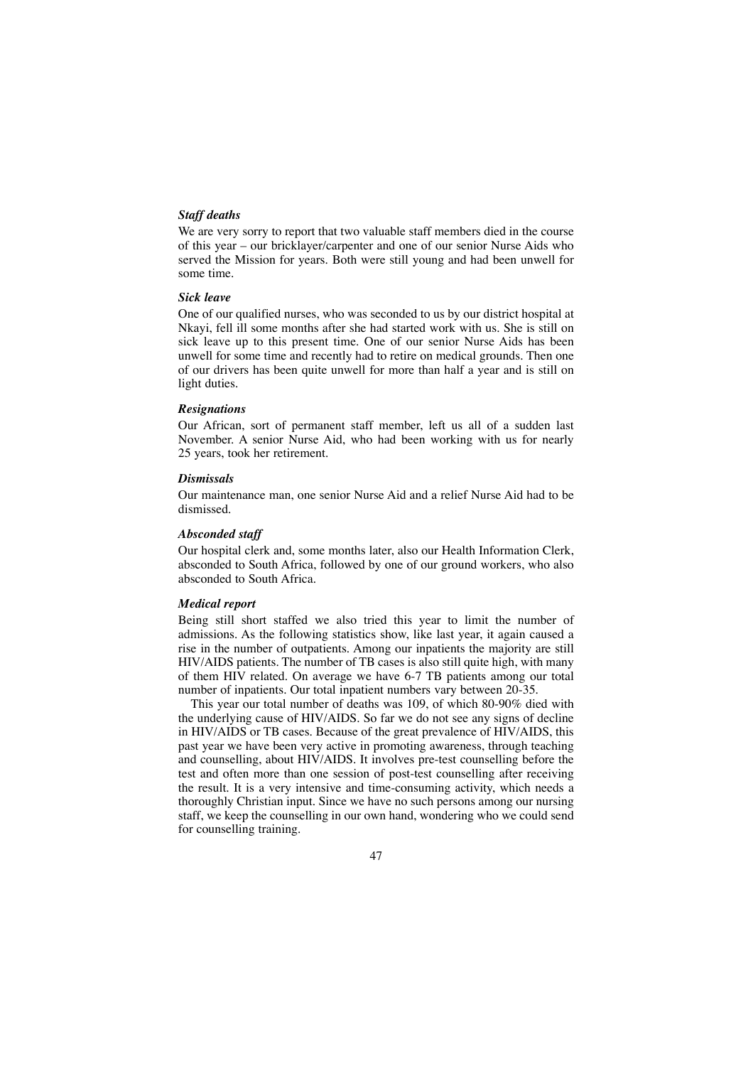### *Staff deaths*

We are very sorry to report that two valuable staff members died in the course of this year – our bricklayer/carpenter and one of our senior Nurse Aids who served the Mission for years. Both were still young and had been unwell for some time.

### *Sick leave*

One of our qualified nurses, who was seconded to us by our district hospital at Nkayi, fell ill some months after she had started work with us. She is still on sick leave up to this present time. One of our senior Nurse Aids has been unwell for some time and recently had to retire on medical grounds. Then one of our drivers has been quite unwell for more than half a year and is still on light duties.

### *Resignations*

Our African, sort of permanent staff member, left us all of a sudden last November. A senior Nurse Aid, who had been working with us for nearly 25 years, took her retirement.

### *Dismissals*

Our maintenance man, one senior Nurse Aid and a relief Nurse Aid had to be dismissed.

### *Absconded staff*

Our hospital clerk and, some months later, also our Health Information Clerk, absconded to South Africa, followed by one of our ground workers, who also absconded to South Africa.

### *Medical report*

Being still short staffed we also tried this year to limit the number of admissions. As the following statistics show, like last year, it again caused a rise in the number of outpatients. Among our inpatients the majority are still HIV/AIDS patients. The number of TB cases is also still quite high, with many of them HIV related. On average we have 6-7 TB patients among our total number of inpatients. Our total inpatient numbers vary between 20-35.

This year our total number of deaths was 109, of which 80-90% died with the underlying cause of HIV/AIDS. So far we do not see any signs of decline in HIV/AIDS or TB cases. Because of the great prevalence of HIV/AIDS, this past year we have been very active in promoting awareness, through teaching and counselling, about HIV/AIDS. It involves pre-test counselling before the test and often more than one session of post-test counselling after receiving the result. It is a very intensive and time-consuming activity, which needs a thoroughly Christian input. Since we have no such persons among our nursing staff, we keep the counselling in our own hand, wondering who we could send for counselling training.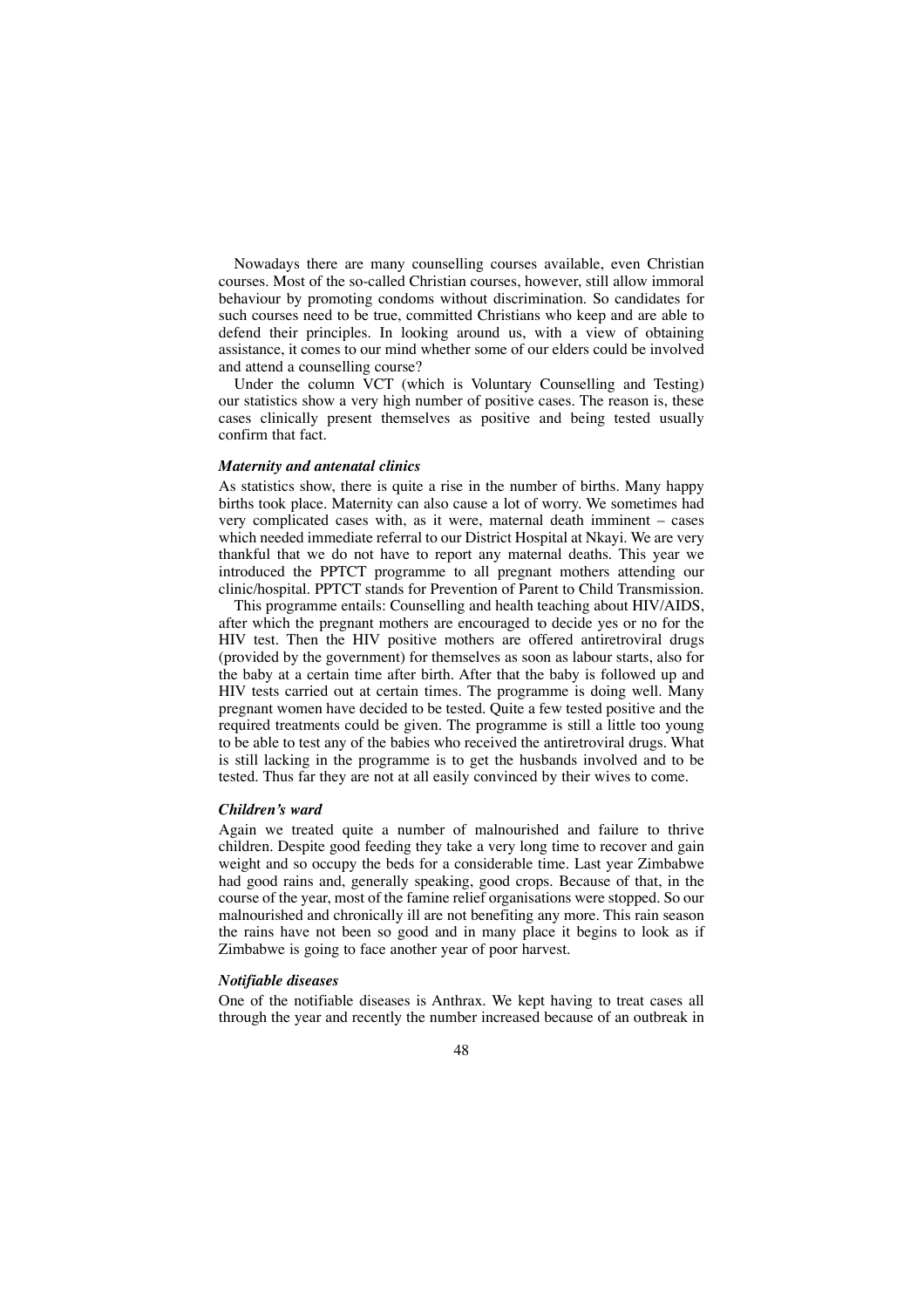Nowadays there are many counselling courses available, even Christian courses. Most of the so-called Christian courses, however, still allow immoral behaviour by promoting condoms without discrimination. So candidates for such courses need to be true, committed Christians who keep and are able to defend their principles. In looking around us, with a view of obtaining assistance, it comes to our mind whether some of our elders could be involved and attend a counselling course?

Under the column VCT (which is Voluntary Counselling and Testing) our statistics show a very high number of positive cases. The reason is, these cases clinically present themselves as positive and being tested usually confirm that fact.

### *Maternity and antenatal clinics*

As statistics show, there is quite a rise in the number of births. Many happy births took place. Maternity can also cause a lot of worry. We sometimes had very complicated cases with, as it were, maternal death imminent – cases which needed immediate referral to our District Hospital at Nkayi. We are very thankful that we do not have to report any maternal deaths. This year we introduced the PPTCT programme to all pregnant mothers attending our clinic/hospital. PPTCT stands for Prevention of Parent to Child Transmission.

This programme entails: Counselling and health teaching about HIV/AIDS, after which the pregnant mothers are encouraged to decide yes or no for the HIV test. Then the HIV positive mothers are offered antiretroviral drugs (provided by the government) for themselves as soon as labour starts, also for the baby at a certain time after birth. After that the baby is followed up and HIV tests carried out at certain times. The programme is doing well. Many pregnant women have decided to be tested. Quite a few tested positive and the required treatments could be given. The programme is still a little too young to be able to test any of the babies who received the antiretroviral drugs. What is still lacking in the programme is to get the husbands involved and to be tested. Thus far they are not at all easily convinced by their wives to come.

### *Children's ward*

Again we treated quite a number of malnourished and failure to thrive children. Despite good feeding they take a very long time to recover and gain weight and so occupy the beds for a considerable time. Last year Zimbabwe had good rains and, generally speaking, good crops. Because of that, in the course of the year, most of the famine relief organisations were stopped. So our malnourished and chronically ill are not benefiting any more. This rain season the rains have not been so good and in many place it begins to look as if Zimbabwe is going to face another year of poor harvest.

### *Notifiable diseases*

One of the notifiable diseases is Anthrax. We kept having to treat cases all through the year and recently the number increased because of an outbreak in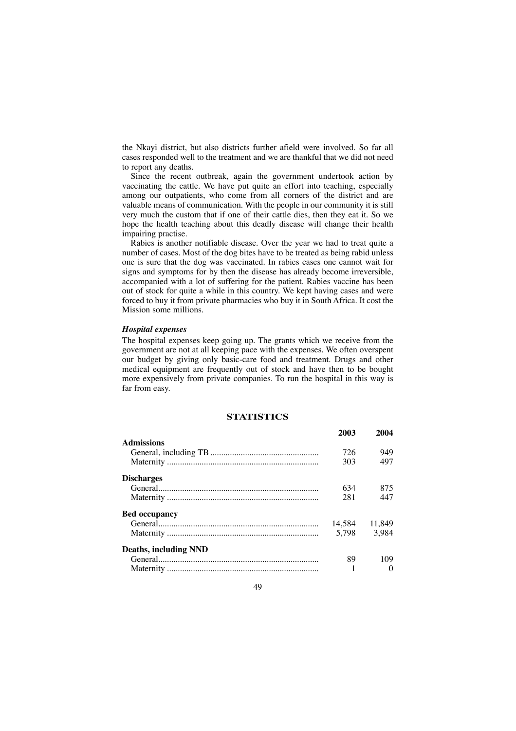the Nkayi district, but also districts further afield were involved. So far all cases responded well to the treatment and we are thankful that we did not need to report any deaths.

Since the recent outbreak, again the government undertook action by vaccinating the cattle. We have put quite an effort into teaching, especially among our outpatients, who come from all corners of the district and are valuable means of communication. With the people in our community it is still very much the custom that if one of their cattle dies, then they eat it. So we hope the health teaching about this deadly disease will change their health impairing practise.

Rabies is another notifiable disease. Over the year we had to treat quite a number of cases. Most of the dog bites have to be treated as being rabid unless one is sure that the dog was vaccinated. In rabies cases one cannot wait for signs and symptoms for by then the disease has already become irreversible, accompanied with a lot of suffering for the patient. Rabies vaccine has been out of stock for quite a while in this country. We kept having cases and were forced to buy it from private pharmacies who buy it in South Africa. It cost the Mission some millions.

***Hospital expenses***

The hospital expenses keep going up. The grants which we receive from the government are not at all keeping pace with the expenses. We often overspent our budget by giving only basic-care food and treatment. Drugs and other medical equipment are frequently out of stock and have then to be bought more expensively from private companies. To run the hospital in this way is far from easy.

## STATISTICS

| | 2003 | 2004 |
|---|---|---|
| **Admissions** | | |
| General, including TB | 726 | 949 |
| Maternity | 303 | 497 |
| **Discharges** | | |
| General | 634 | 875 |
| Maternity | 281 | 447 |
| **Bed occupancy** | | |
| General | 14,584 | 11,849 |
| Maternity | 5,798 | 3,984 |
| **Deaths, including NND** | | |
| General | 89 | 109 |
| Maternity | 1 | 0 |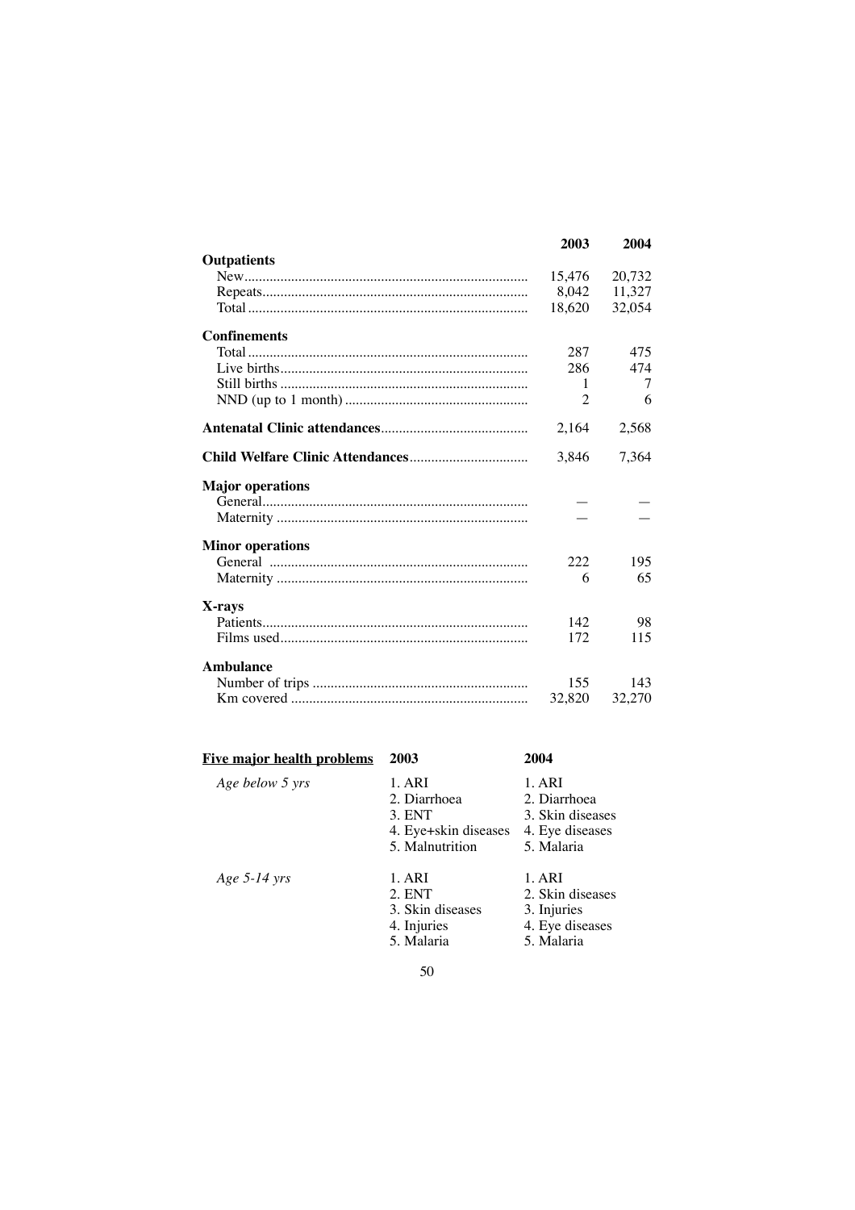| | 2003 | 2004 |
|---|---|---|
| **Outpatients** | | |
| New | 15,476 | 20,732 |
| Repeats | 8,042 | 11,327 |
| Total | 18,620 | 32,054 |
| **Confinements** | | |
| Total | 287 | 475 |
| Live births | 286 | 474 |
| Still births | 1 | 7 |
| NND (up to 1 month) | 2 | 6 |
| **Antenatal Clinic attendances** | 2,164 | 2,568 |
| **Child Welfare Clinic Attendances** | 3,846 | 7,364 |
| **Major operations** | | |
| General | — | — |
| Maternity | — | — |
| **Minor operations** | | |
| General | 222 | 195 |
| Maternity | 6 | 65 |
| **X-rays** | | |
| Patients | 142 | 98 |
| Films used | 172 | 115 |
| **Ambulance** | | |
| Number of trips | 155 | 143 |
| Km covered | 32,820 | 32,270 |

| **Five major health problems** | **2003** | **2004** |
|---|---|---|
| *Age below 5 yrs* | 1. ARI | 1. ARI |
| | 2. Diarrhoea | 2. Diarrhoea |
| | 3. ENT | 3. Skin diseases |
| | 4. Eye+skin diseases | 4. Eye diseases |
| | 5. Malnutrition | 5. Malaria |
| *Age 5-14 yrs* | 1. ARI | 1. ARI |
| | 2. ENT | 2. Skin diseases |
| | 3. Skin diseases | 3. Injuries |
| | 4. Injuries | 4. Eye diseases |
| | 5. Malaria | 5. Malaria |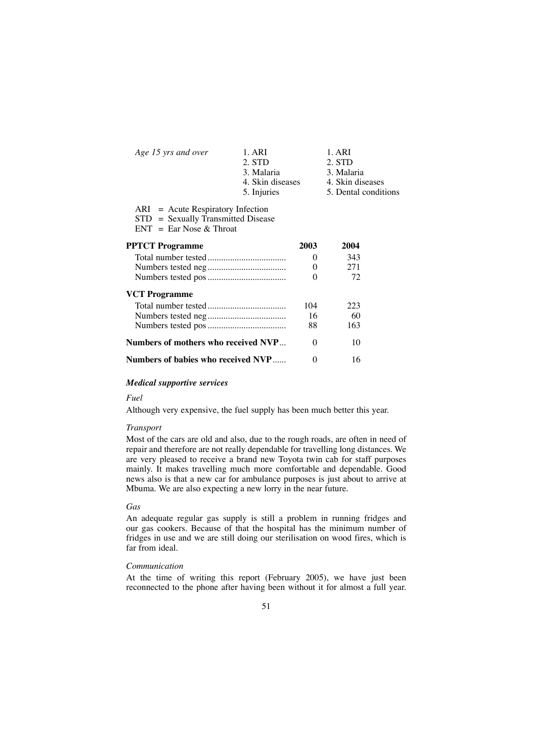| | | |
|---|---|---|
| *Age 15 yrs and over* | 1. ARI | 1. ARI |
| | 2. STD | 2. STD |
| | 3. Malaria | 3. Malaria |
| | 4. Skin diseases | 4. Skin diseases |
| | 5. Injuries | 5. Dental conditions |

ARI = Acute Respiratory Infection
STD = Sexually Transmitted Disease
ENT = Ear Nose & Throat

| **PPTCT Programme** | **2003** | **2004** |
|---|---|---|
| Total number tested | 0 | 343 |
| Numbers tested neg | 0 | 271 |
| Numbers tested pos | 0 | 72 |
| **VCT Programme** | | |
| Total number tested | 104 | 223 |
| Numbers tested neg | 16 | 60 |
| Numbers tested pos | 88 | 163 |
| **Numbers of mothers who received NVP** | 0 | 10 |
| **Numbers of babies who received NVP** | 0 | 16 |

***Medical supportive services***

*Fuel*

Although very expensive, the fuel supply has been much better this year.

*Transport*

Most of the cars are old and also, due to the rough roads, are often in need of repair and therefore are not really dependable for travelling long distances. We are very pleased to receive a brand new Toyota twin cab for staff purposes mainly. It makes travelling much more comfortable and dependable. Good news also is that a new car for ambulance purposes is just about to arrive at Mbuma. We are also expecting a new lorry in the near future.

*Gas*

An adequate regular gas supply is still a problem in running fridges and our gas cookers. Because of that the hospital has the minimum number of fridges in use and we are still doing our sterilisation on wood fires, which is far from ideal.

*Communication*

At the time of writing this report (February 2005), we have just been reconnected to the phone after having been without it for almost a full year.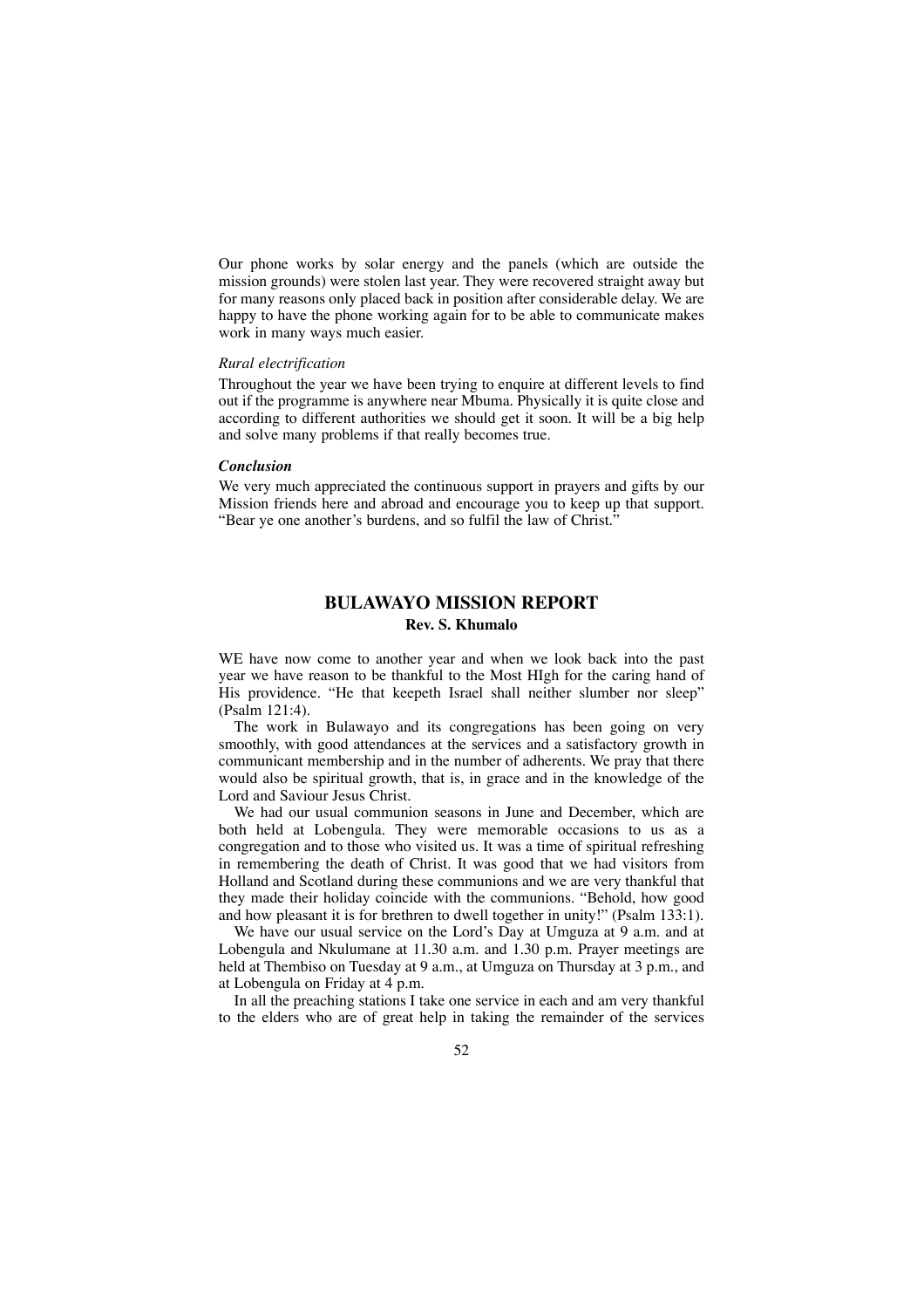Our phone works by solar energy and the panels (which are outside the mission grounds) were stolen last year. They were recovered straight away but for many reasons only placed back in position after considerable delay. We are happy to have the phone working again for to be able to communicate makes work in many ways much easier.

*Rural electrification*

Throughout the year we have been trying to enquire at different levels to find out if the programme is anywhere near Mbuma. Physically it is quite close and according to different authorities we should get it soon. It will be a big help and solve many problems if that really becomes true.

***Conclusion***

We very much appreciated the continuous support in prayers and gifts by our Mission friends here and abroad and encourage you to keep up that support. "Bear ye one another's burdens, and so fulfil the law of Christ."

## BULAWAYO MISSION REPORT

**Rev. S. Khumalo**

WE have now come to another year and when we look back into the past year we have reason to be thankful to the Most HIgh for the caring hand of His providence. "He that keepeth Israel shall neither slumber nor sleep" (Psalm 121:4).

The work in Bulawayo and its congregations has been going on very smoothly, with good attendances at the services and a satisfactory growth in communicant membership and in the number of adherents. We pray that there would also be spiritual growth, that is, in grace and in the knowledge of the Lord and Saviour Jesus Christ.

We had our usual communion seasons in June and December, which are both held at Lobengula. They were memorable occasions to us as a congregation and to those who visited us. It was a time of spiritual refreshing in remembering the death of Christ. It was good that we had visitors from Holland and Scotland during these communions and we are very thankful that they made their holiday coincide with the communions. "Behold, how good and how pleasant it is for brethren to dwell together in unity!" (Psalm 133:1).

We have our usual service on the Lord's Day at Umguza at 9 a.m. and at Lobengula and Nkulumane at 11.30 a.m. and 1.30 p.m. Prayer meetings are held at Thembiso on Tuesday at 9 a.m., at Umguza on Thursday at 3 p.m., and at Lobengula on Friday at 4 p.m.

In all the preaching stations I take one service in each and am very thankful to the elders who are of great help in taking the remainder of the services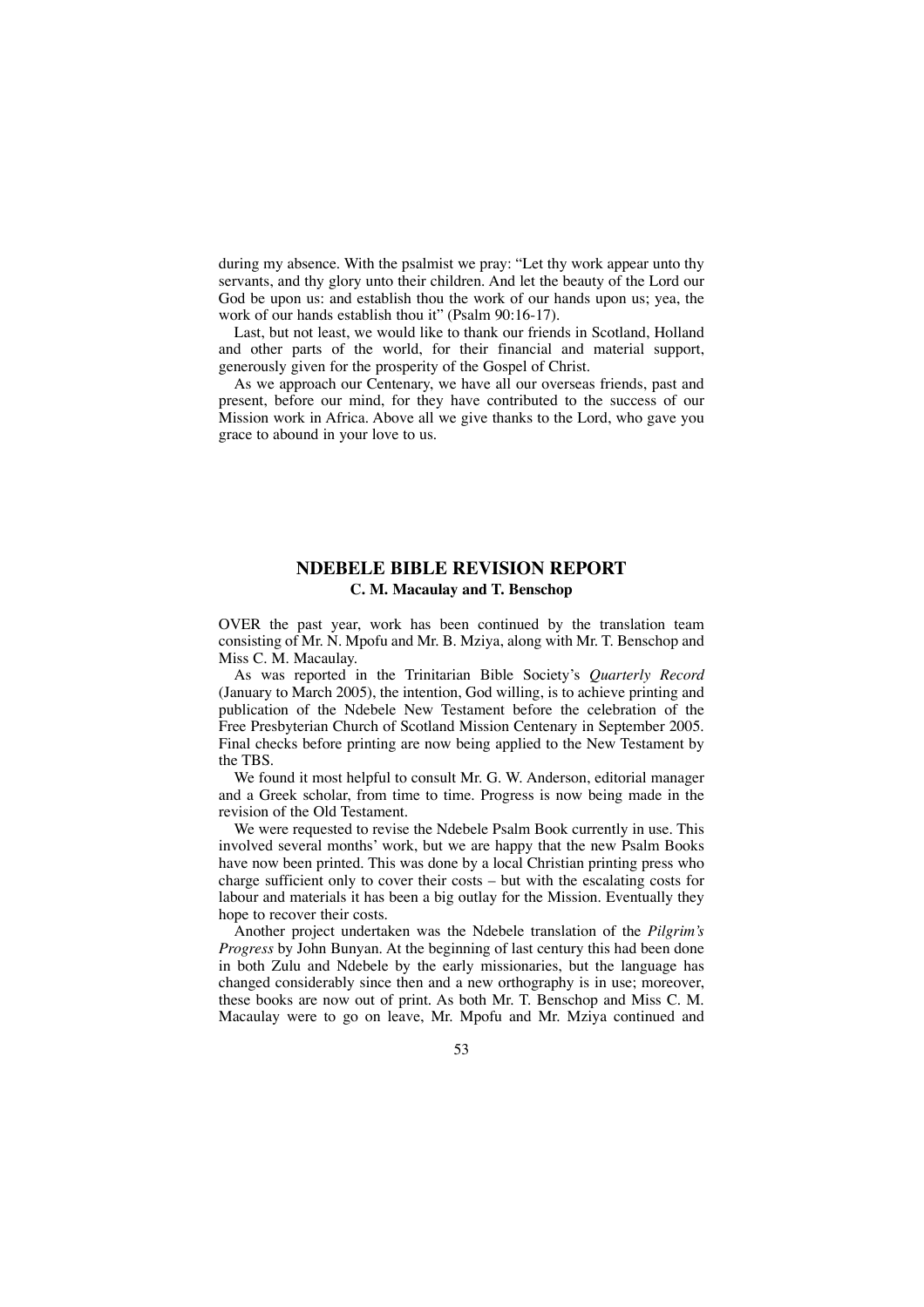during my absence. With the psalmist we pray: "Let thy work appear unto thy servants, and thy glory unto their children. And let the beauty of the Lord our God be upon us: and establish thou the work of our hands upon us; yea, the work of our hands establish thou it" (Psalm 90:16-17).

Last, but not least, we would like to thank our friends in Scotland, Holland and other parts of the world, for their financial and material support, generously given for the prosperity of the Gospel of Christ.

As we approach our Centenary, we have all our overseas friends, past and present, before our mind, for they have contributed to the success of our Mission work in Africa. Above all we give thanks to the Lord, who gave you grace to abound in your love to us.

## NDEBELE BIBLE REVISION REPORT

**C. M. Macaulay and T. Benschop**

OVER the past year, work has been continued by the translation team consisting of Mr. N. Mpofu and Mr. B. Mziya, along with Mr. T. Benschop and Miss C. M. Macaulay.

As was reported in the Trinitarian Bible Society's *Quarterly Record* (January to March 2005), the intention, God willing, is to achieve printing and publication of the Ndebele New Testament before the celebration of the Free Presbyterian Church of Scotland Mission Centenary in September 2005. Final checks before printing are now being applied to the New Testament by the TBS.

We found it most helpful to consult Mr. G. W. Anderson, editorial manager and a Greek scholar, from time to time. Progress is now being made in the revision of the Old Testament.

We were requested to revise the Ndebele Psalm Book currently in use. This involved several months' work, but we are happy that the new Psalm Books have now been printed. This was done by a local Christian printing press who charge sufficient only to cover their costs – but with the escalating costs for labour and materials it has been a big outlay for the Mission. Eventually they hope to recover their costs.

Another project undertaken was the Ndebele translation of the *Pilgrim's Progress* by John Bunyan. At the beginning of last century this had been done in both Zulu and Ndebele by the early missionaries, but the language has changed considerably since then and a new orthography is in use; moreover, these books are now out of print. As both Mr. T. Benschop and Miss C. M. Macaulay were to go on leave, Mr. Mpofu and Mr. Mziya continued and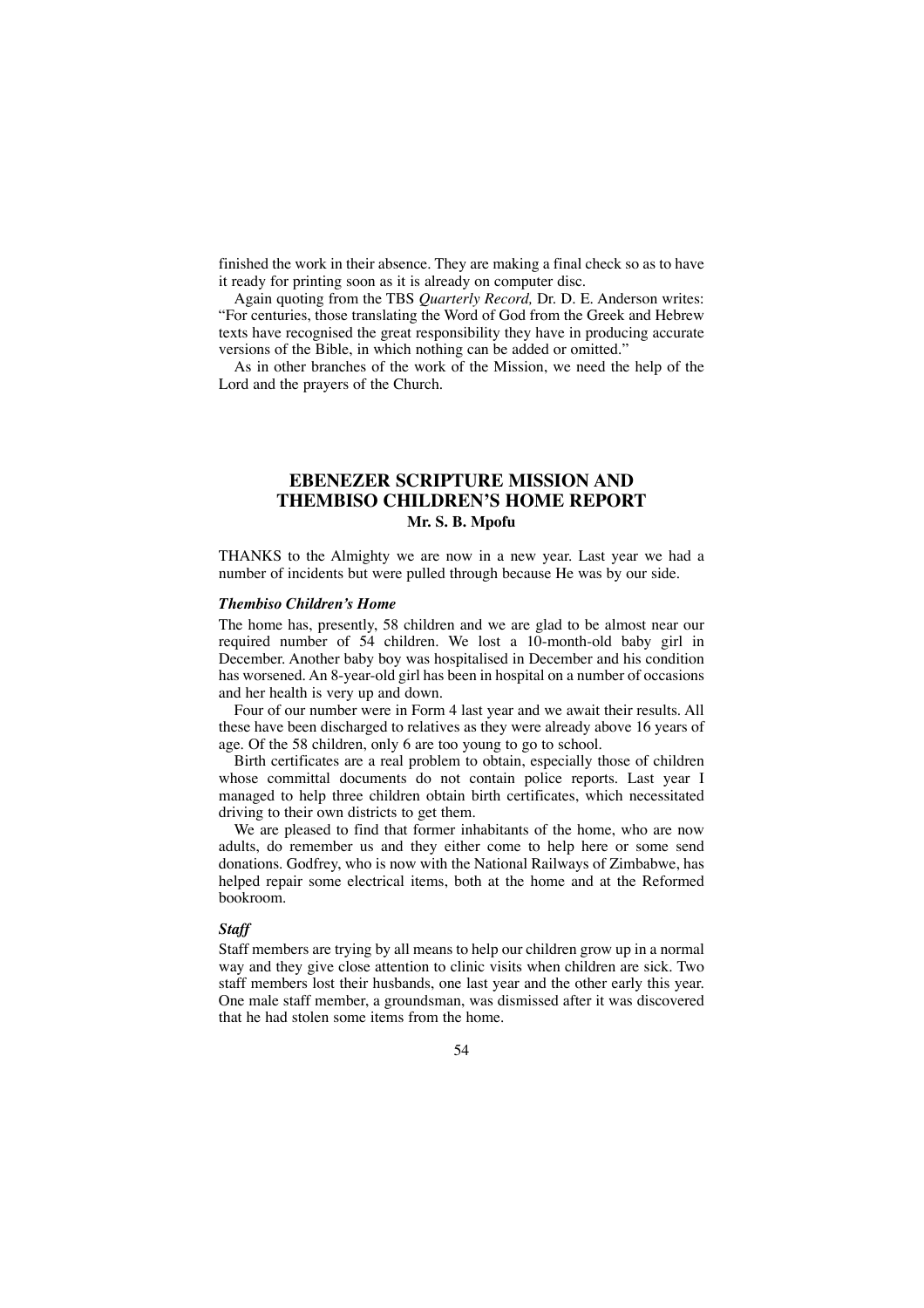finished the work in their absence. They are making a final check so as to have it ready for printing soon as it is already on computer disc.

Again quoting from the TBS *Quarterly Record,* Dr. D. E. Anderson writes: "For centuries, those translating the Word of God from the Greek and Hebrew texts have recognised the great responsibility they have in producing accurate versions of the Bible, in which nothing can be added or omitted."

As in other branches of the work of the Mission, we need the help of the Lord and the prayers of the Church.

## EBENEZER SCRIPTURE MISSION AND THEMBISO CHILDREN'S HOME REPORT

**Mr. S. B. Mpofu**

THANKS to the Almighty we are now in a new year. Last year we had a number of incidents but were pulled through because He was by our side.

### *Thembiso Children's Home*

The home has, presently, 58 children and we are glad to be almost near our required number of 54 children. We lost a 10-month-old baby girl in December. Another baby boy was hospitalised in December and his condition has worsened. An 8-year-old girl has been in hospital on a number of occasions and her health is very up and down.

Four of our number were in Form 4 last year and we await their results. All these have been discharged to relatives as they were already above 16 years of age. Of the 58 children, only 6 are too young to go to school.

Birth certificates are a real problem to obtain, especially those of children whose committal documents do not contain police reports. Last year I managed to help three children obtain birth certificates, which necessitated driving to their own districts to get them.

We are pleased to find that former inhabitants of the home, who are now adults, do remember us and they either come to help here or some send donations. Godfrey, who is now with the National Railways of Zimbabwe, has helped repair some electrical items, both at the home and at the Reformed bookroom.

### *Staff*

Staff members are trying by all means to help our children grow up in a normal way and they give close attention to clinic visits when children are sick. Two staff members lost their husbands, one last year and the other early this year. One male staff member, a groundsman, was dismissed after it was discovered that he had stolen some items from the home.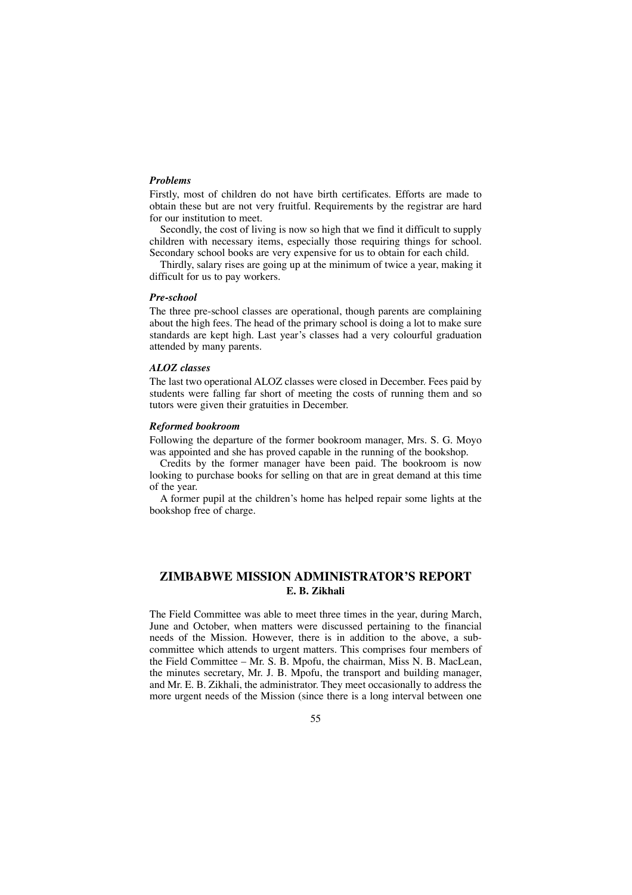### *Problems*

Firstly, most of children do not have birth certificates. Efforts are made to obtain these but are not very fruitful. Requirements by the registrar are hard for our institution to meet.

Secondly, the cost of living is now so high that we find it difficult to supply children with necessary items, especially those requiring things for school. Secondary school books are very expensive for us to obtain for each child.

Thirdly, salary rises are going up at the minimum of twice a year, making it difficult for us to pay workers.

### *Pre-school*

The three pre-school classes are operational, though parents are complaining about the high fees. The head of the primary school is doing a lot to make sure standards are kept high. Last year's classes had a very colourful graduation attended by many parents.

### *ALOZ classes*

The last two operational ALOZ classes were closed in December. Fees paid by students were falling far short of meeting the costs of running them and so tutors were given their gratuities in December.

### *Reformed bookroom*

Following the departure of the former bookroom manager, Mrs. S. G. Moyo was appointed and she has proved capable in the running of the bookshop.

Credits by the former manager have been paid. The bookroom is now looking to purchase books for selling on that are in great demand at this time of the year.

A former pupil at the children's home has helped repair some lights at the bookshop free of charge.

## ZIMBABWE MISSION ADMINISTRATOR'S REPORT

**E. B. Zikhali**

The Field Committee was able to meet three times in the year, during March, June and October, when matters were discussed pertaining to the financial needs of the Mission. However, there is in addition to the above, a sub-committee which attends to urgent matters. This comprises four members of the Field Committee – Mr. S. B. Mpofu, the chairman, Miss N. B. MacLean, the minutes secretary, Mr. J. B. Mpofu, the transport and building manager, and Mr. E. B. Zikhali, the administrator. They meet occasionally to address the more urgent needs of the Mission (since there is a long interval between one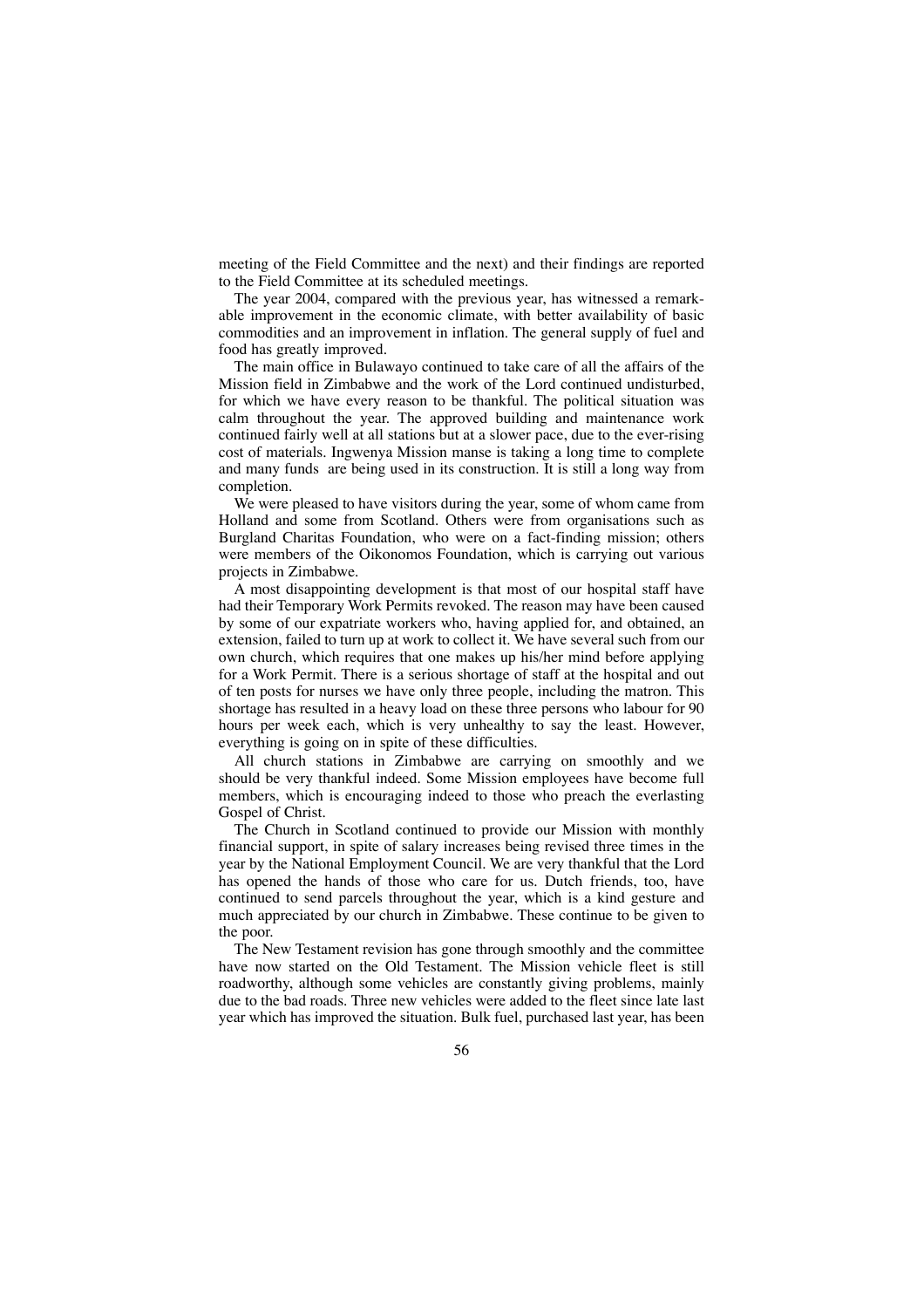meeting of the Field Committee and the next) and their findings are reported to the Field Committee at its scheduled meetings.

The year 2004, compared with the previous year, has witnessed a remarkable improvement in the economic climate, with better availability of basic commodities and an improvement in inflation. The general supply of fuel and food has greatly improved.

The main office in Bulawayo continued to take care of all the affairs of the Mission field in Zimbabwe and the work of the Lord continued undisturbed, for which we have every reason to be thankful. The political situation was calm throughout the year. The approved building and maintenance work continued fairly well at all stations but at a slower pace, due to the ever-rising cost of materials. Ingwenya Mission manse is taking a long time to complete and many funds are being used in its construction. It is still a long way from completion.

We were pleased to have visitors during the year, some of whom came from Holland and some from Scotland. Others were from organisations such as Burgland Charitas Foundation, who were on a fact-finding mission; others were members of the Oikonomos Foundation, which is carrying out various projects in Zimbabwe.

A most disappointing development is that most of our hospital staff have had their Temporary Work Permits revoked. The reason may have been caused by some of our expatriate workers who, having applied for, and obtained, an extension, failed to turn up at work to collect it. We have several such from our own church, which requires that one makes up his/her mind before applying for a Work Permit. There is a serious shortage of staff at the hospital and out of ten posts for nurses we have only three people, including the matron. This shortage has resulted in a heavy load on these three persons who labour for 90 hours per week each, which is very unhealthy to say the least. However, everything is going on in spite of these difficulties.

All church stations in Zimbabwe are carrying on smoothly and we should be very thankful indeed. Some Mission employees have become full members, which is encouraging indeed to those who preach the everlasting Gospel of Christ.

The Church in Scotland continued to provide our Mission with monthly financial support, in spite of salary increases being revised three times in the year by the National Employment Council. We are very thankful that the Lord has opened the hands of those who care for us. Dutch friends, too, have continued to send parcels throughout the year, which is a kind gesture and much appreciated by our church in Zimbabwe. These continue to be given to the poor.

The New Testament revision has gone through smoothly and the committee have now started on the Old Testament. The Mission vehicle fleet is still roadworthy, although some vehicles are constantly giving problems, mainly due to the bad roads. Three new vehicles were added to the fleet since late last year which has improved the situation. Bulk fuel, purchased last year, has been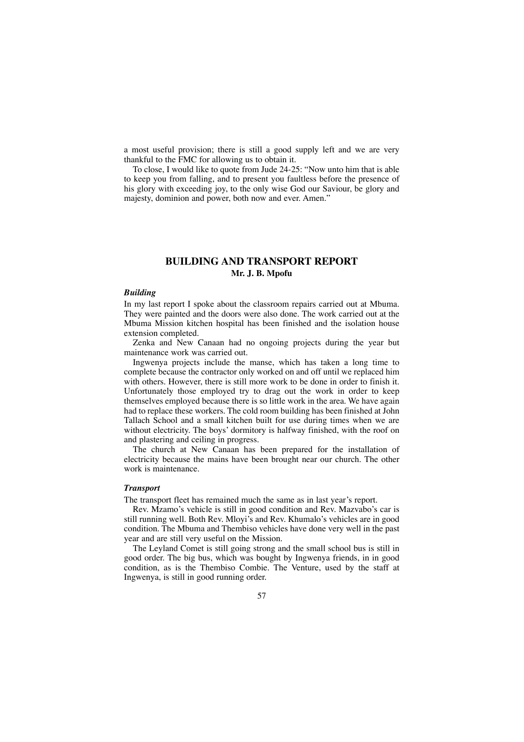a most useful provision; there is still a good supply left and we are very thankful to the FMC for allowing us to obtain it.

To close, I would like to quote from Jude 24-25: "Now unto him that is able to keep you from falling, and to present you faultless before the presence of his glory with exceeding joy, to the only wise God our Saviour, be glory and majesty, dominion and power, both now and ever. Amen."

## BUILDING AND TRANSPORT REPORT

**Mr. J. B. Mpofu**

### *Building*

In my last report I spoke about the classroom repairs carried out at Mbuma. They were painted and the doors were also done. The work carried out at the Mbuma Mission kitchen hospital has been finished and the isolation house extension completed.

Zenka and New Canaan had no ongoing projects during the year but maintenance work was carried out.

Ingwenya projects include the manse, which has taken a long time to complete because the contractor only worked on and off until we replaced him with others. However, there is still more work to be done in order to finish it. Unfortunately those employed try to drag out the work in order to keep themselves employed because there is so little work in the area. We have again had to replace these workers. The cold room building has been finished at John Tallach School and a small kitchen built for use during times when we are without electricity. The boys' dormitory is halfway finished, with the roof on and plastering and ceiling in progress.

The church at New Canaan has been prepared for the installation of electricity because the mains have been brought near our church. The other work is maintenance.

### *Transport*

The transport fleet has remained much the same as in last year's report.

Rev. Mzamo's vehicle is still in good condition and Rev. Mazvabo's car is still running well. Both Rev. Mloyi's and Rev. Khumalo's vehicles are in good condition. The Mbuma and Thembiso vehicles have done very well in the past year and are still very useful on the Mission.

The Leyland Comet is still going strong and the small school bus is still in good order. The big bus, which was bought by Ingwenya friends, in in good condition, as is the Thembiso Combie. The Venture, used by the staff at Ingwenya, is still in good running order.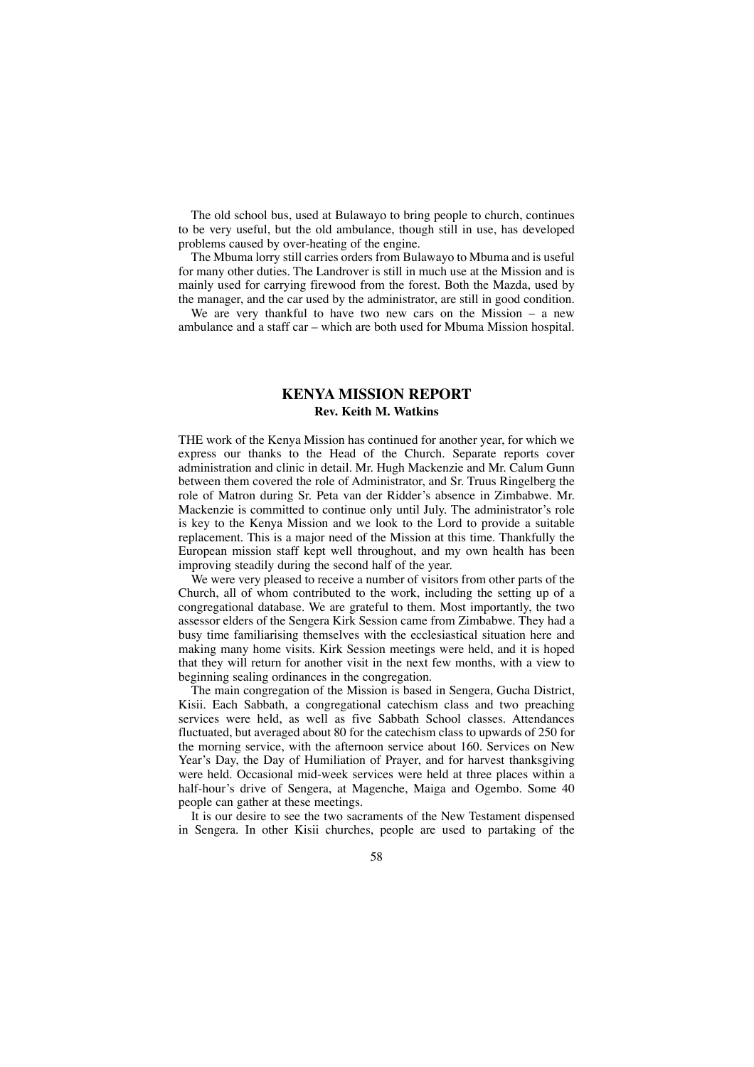The old school bus, used at Bulawayo to bring people to church, continues to be very useful, but the old ambulance, though still in use, has developed problems caused by over-heating of the engine.

The Mbuma lorry still carries orders from Bulawayo to Mbuma and is useful for many other duties. The Landrover is still in much use at the Mission and is mainly used for carrying firewood from the forest. Both the Mazda, used by the manager, and the car used by the administrator, are still in good condition.

We are very thankful to have two new cars on the Mission – a new ambulance and a staff car – which are both used for Mbuma Mission hospital.

## KENYA MISSION REPORT

**Rev. Keith M. Watkins**

THE work of the Kenya Mission has continued for another year, for which we express our thanks to the Head of the Church. Separate reports cover administration and clinic in detail. Mr. Hugh Mackenzie and Mr. Calum Gunn between them covered the role of Administrator, and Sr. Truus Ringelberg the role of Matron during Sr. Peta van der Ridder's absence in Zimbabwe. Mr. Mackenzie is committed to continue only until July. The administrator's role is key to the Kenya Mission and we look to the Lord to provide a suitable replacement. This is a major need of the Mission at this time. Thankfully the European mission staff kept well throughout, and my own health has been improving steadily during the second half of the year.

We were very pleased to receive a number of visitors from other parts of the Church, all of whom contributed to the work, including the setting up of a congregational database. We are grateful to them. Most importantly, the two assessor elders of the Sengera Kirk Session came from Zimbabwe. They had a busy time familiarising themselves with the ecclesiastical situation here and making many home visits. Kirk Session meetings were held, and it is hoped that they will return for another visit in the next few months, with a view to beginning sealing ordinances in the congregation.

The main congregation of the Mission is based in Sengera, Gucha District, Kisii. Each Sabbath, a congregational catechism class and two preaching services were held, as well as five Sabbath School classes. Attendances fluctuated, but averaged about 80 for the catechism class to upwards of 250 for the morning service, with the afternoon service about 160. Services on New Year's Day, the Day of Humiliation of Prayer, and for harvest thanksgiving were held. Occasional mid-week services were held at three places within a half-hour's drive of Sengera, at Magenche, Maiga and Ogembo. Some 40 people can gather at these meetings.

It is our desire to see the two sacraments of the New Testament dispensed in Sengera. In other Kisii churches, people are used to partaking of the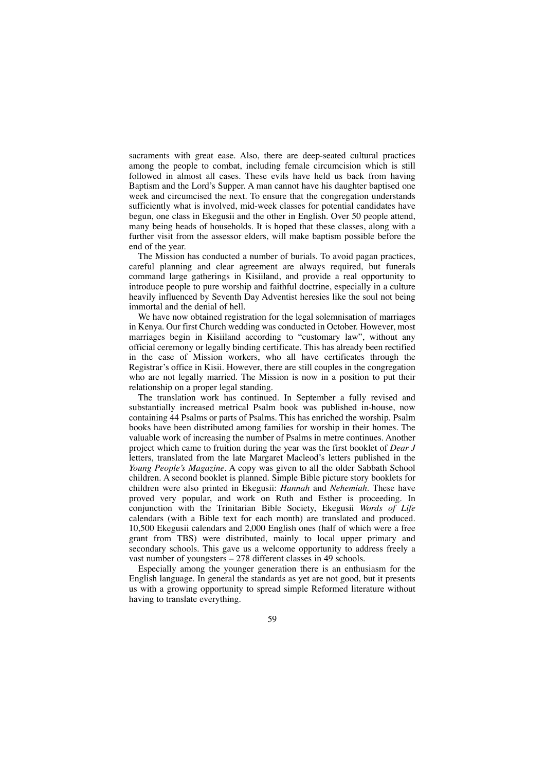sacraments with great ease. Also, there are deep-seated cultural practices among the people to combat, including female circumcision which is still followed in almost all cases. These evils have held us back from having Baptism and the Lord's Supper. A man cannot have his daughter baptised one week and circumcised the next. To ensure that the congregation understands sufficiently what is involved, mid-week classes for potential candidates have begun, one class in Ekegusii and the other in English. Over 50 people attend, many being heads of households. It is hoped that these classes, along with a further visit from the assessor elders, will make baptism possible before the end of the year.

The Mission has conducted a number of burials. To avoid pagan practices, careful planning and clear agreement are always required, but funerals command large gatherings in Kisiiland, and provide a real opportunity to introduce people to pure worship and faithful doctrine, especially in a culture heavily influenced by Seventh Day Adventist heresies like the soul not being immortal and the denial of hell.

We have now obtained registration for the legal solemnisation of marriages in Kenya. Our first Church wedding was conducted in October. However, most marriages begin in Kisiiland according to "customary law", without any official ceremony or legally binding certificate. This has already been rectified in the case of Mission workers, who all have certificates through the Registrar's office in Kisii. However, there are still couples in the congregation who are not legally married. The Mission is now in a position to put their relationship on a proper legal standing.

The translation work has continued. In September a fully revised and substantially increased metrical Psalm book was published in-house, now containing 44 Psalms or parts of Psalms. This has enriched the worship. Psalm books have been distributed among families for worship in their homes. The valuable work of increasing the number of Psalms in metre continues. Another project which came to fruition during the year was the first booklet of *Dear J* letters, translated from the late Margaret Macleod's letters published in the *Young People's Magazine*. A copy was given to all the older Sabbath School children. A second booklet is planned. Simple Bible picture story booklets for children were also printed in Ekegusii: *Hannah* and *Nehemiah*. These have proved very popular, and work on Ruth and Esther is proceeding. In conjunction with the Trinitarian Bible Society, Ekegusii *Words of Life* calendars (with a Bible text for each month) are translated and produced. 10,500 Ekegusii calendars and 2,000 English ones (half of which were a free grant from TBS) were distributed, mainly to local upper primary and secondary schools. This gave us a welcome opportunity to address freely a vast number of youngsters – 278 different classes in 49 schools.

Especially among the younger generation there is an enthusiasm for the English language. In general the standards as yet are not good, but it presents us with a growing opportunity to spread simple Reformed literature without having to translate everything.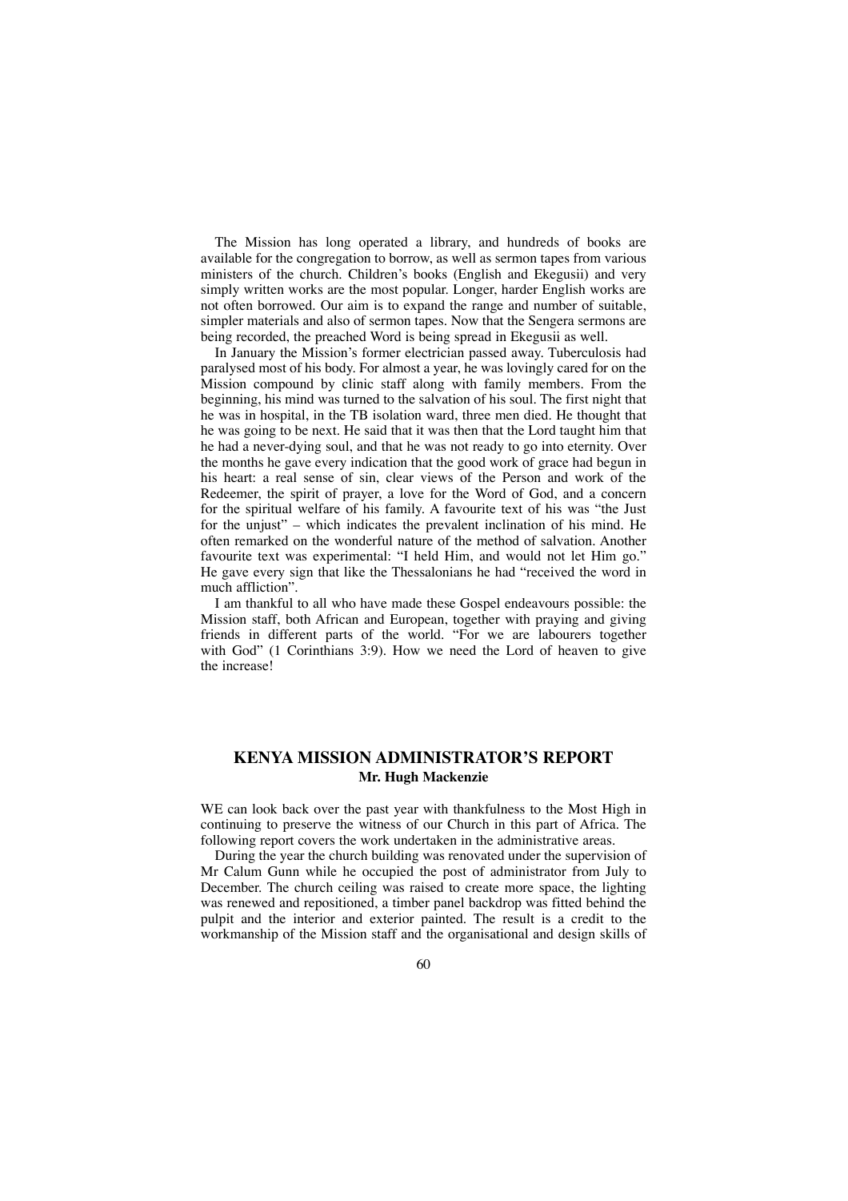The Mission has long operated a library, and hundreds of books are available for the congregation to borrow, as well as sermon tapes from various ministers of the church. Children's books (English and Ekegusii) and very simply written works are the most popular. Longer, harder English works are not often borrowed. Our aim is to expand the range and number of suitable, simpler materials and also of sermon tapes. Now that the Sengera sermons are being recorded, the preached Word is being spread in Ekegusii as well.

In January the Mission's former electrician passed away. Tuberculosis had paralysed most of his body. For almost a year, he was lovingly cared for on the Mission compound by clinic staff along with family members. From the beginning, his mind was turned to the salvation of his soul. The first night that he was in hospital, in the TB isolation ward, three men died. He thought that he was going to be next. He said that it was then that the Lord taught him that he had a never-dying soul, and that he was not ready to go into eternity. Over the months he gave every indication that the good work of grace had begun in his heart: a real sense of sin, clear views of the Person and work of the Redeemer, the spirit of prayer, a love for the Word of God, and a concern for the spiritual welfare of his family. A favourite text of his was "the Just for the unjust" – which indicates the prevalent inclination of his mind. He often remarked on the wonderful nature of the method of salvation. Another favourite text was experimental: "I held Him, and would not let Him go." He gave every sign that like the Thessalonians he had "received the word in much affliction".

I am thankful to all who have made these Gospel endeavours possible: the Mission staff, both African and European, together with praying and giving friends in different parts of the world. "For we are labourers together with God" (1 Corinthians 3:9). How we need the Lord of heaven to give the increase!

## KENYA MISSION ADMINISTRATOR'S REPORT

**Mr. Hugh Mackenzie**

WE can look back over the past year with thankfulness to the Most High in continuing to preserve the witness of our Church in this part of Africa. The following report covers the work undertaken in the administrative areas.

During the year the church building was renovated under the supervision of Mr Calum Gunn while he occupied the post of administrator from July to December. The church ceiling was raised to create more space, the lighting was renewed and repositioned, a timber panel backdrop was fitted behind the pulpit and the interior and exterior painted. The result is a credit to the workmanship of the Mission staff and the organisational and design skills of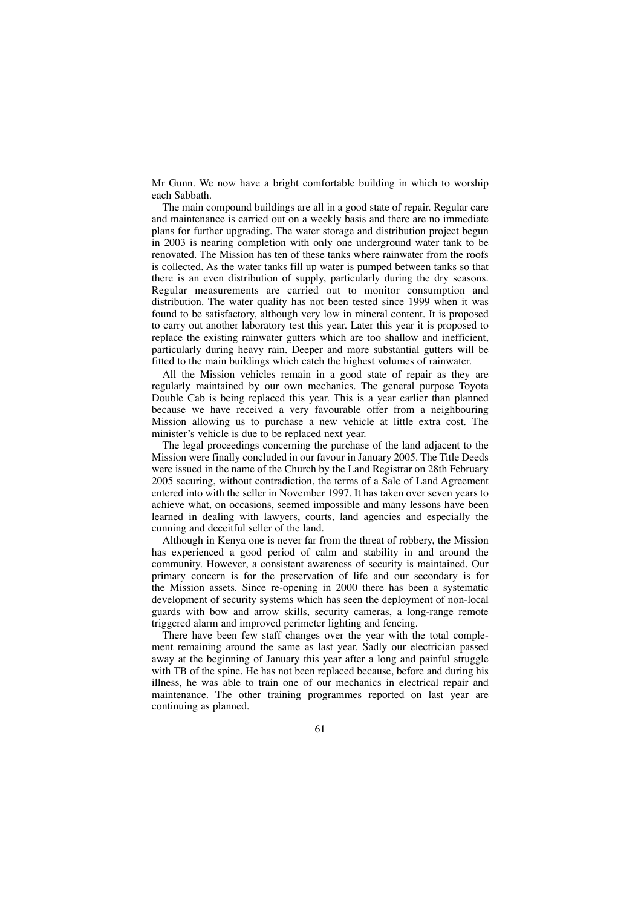Mr Gunn. We now have a bright comfortable building in which to worship each Sabbath.

The main compound buildings are all in a good state of repair. Regular care and maintenance is carried out on a weekly basis and there are no immediate plans for further upgrading. The water storage and distribution project begun in 2003 is nearing completion with only one underground water tank to be renovated. The Mission has ten of these tanks where rainwater from the roofs is collected. As the water tanks fill up water is pumped between tanks so that there is an even distribution of supply, particularly during the dry seasons. Regular measurements are carried out to monitor consumption and distribution. The water quality has not been tested since 1999 when it was found to be satisfactory, although very low in mineral content. It is proposed to carry out another laboratory test this year. Later this year it is proposed to replace the existing rainwater gutters which are too shallow and inefficient, particularly during heavy rain. Deeper and more substantial gutters will be fitted to the main buildings which catch the highest volumes of rainwater.

All the Mission vehicles remain in a good state of repair as they are regularly maintained by our own mechanics. The general purpose Toyota Double Cab is being replaced this year. This is a year earlier than planned because we have received a very favourable offer from a neighbouring Mission allowing us to purchase a new vehicle at little extra cost. The minister's vehicle is due to be replaced next year.

The legal proceedings concerning the purchase of the land adjacent to the Mission were finally concluded in our favour in January 2005. The Title Deeds were issued in the name of the Church by the Land Registrar on 28th February 2005 securing, without contradiction, the terms of a Sale of Land Agreement entered into with the seller in November 1997. It has taken over seven years to achieve what, on occasions, seemed impossible and many lessons have been learned in dealing with lawyers, courts, land agencies and especially the cunning and deceitful seller of the land.

Although in Kenya one is never far from the threat of robbery, the Mission has experienced a good period of calm and stability in and around the community. However, a consistent awareness of security is maintained. Our primary concern is for the preservation of life and our secondary is for the Mission assets. Since re-opening in 2000 there has been a systematic development of security systems which has seen the deployment of non-local guards with bow and arrow skills, security cameras, a long-range remote triggered alarm and improved perimeter lighting and fencing.

There have been few staff changes over the year with the total complement remaining around the same as last year. Sadly our electrician passed away at the beginning of January this year after a long and painful struggle with TB of the spine. He has not been replaced because, before and during his illness, he was able to train one of our mechanics in electrical repair and maintenance. The other training programmes reported on last year are continuing as planned.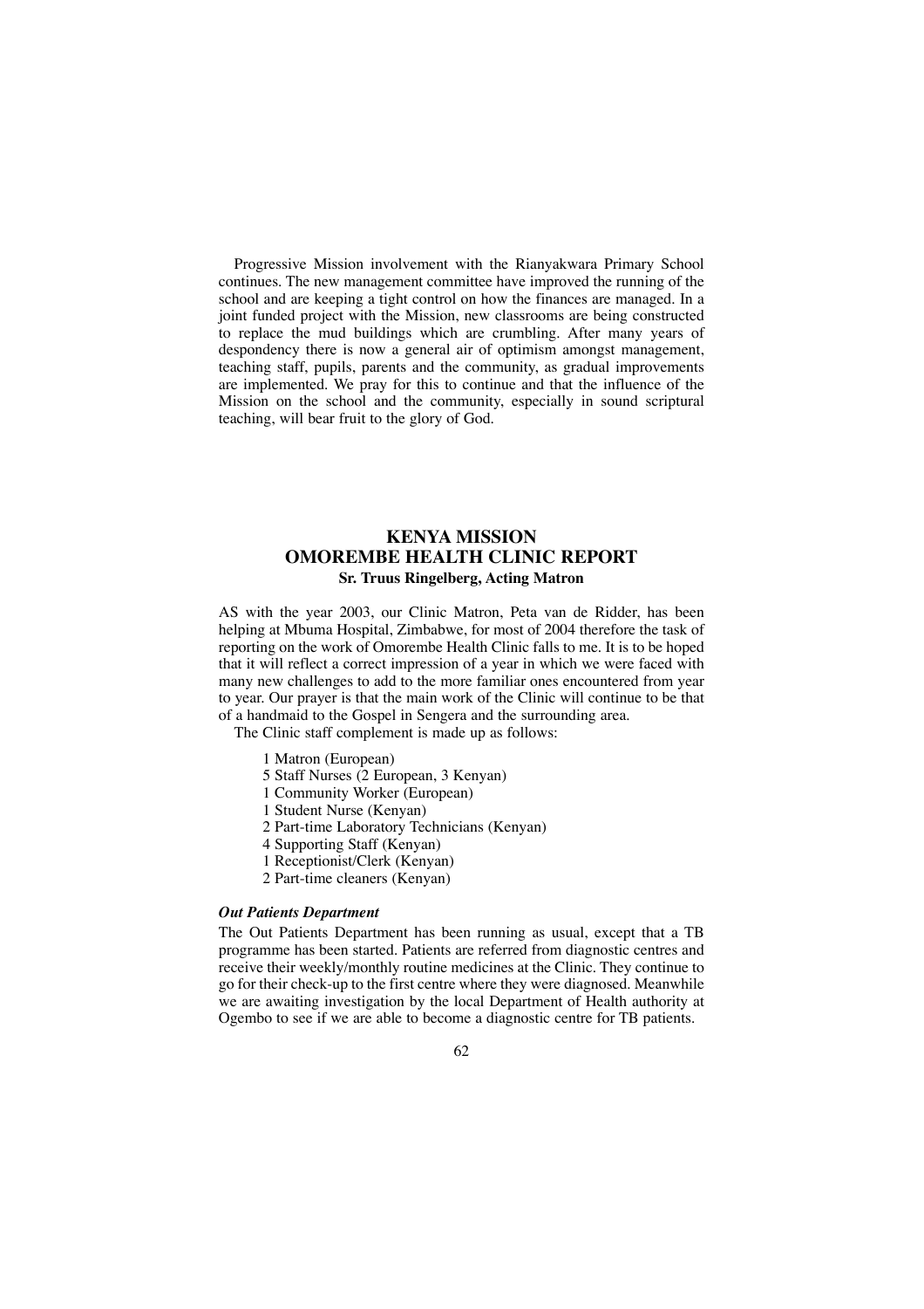Progressive Mission involvement with the Rianyakwara Primary School continues. The new management committee have improved the running of the school and are keeping a tight control on how the finances are managed. In a joint funded project with the Mission, new classrooms are being constructed to replace the mud buildings which are crumbling. After many years of despondency there is now a general air of optimism amongst management, teaching staff, pupils, parents and the community, as gradual improvements are implemented. We pray for this to continue and that the influence of the Mission on the school and the community, especially in sound scriptural teaching, will bear fruit to the glory of God.

## KENYA MISSION
## OMOREMBE HEALTH CLINIC REPORT

**Sr. Truus Ringelberg, Acting Matron**

AS with the year 2003, our Clinic Matron, Peta van de Ridder, has been helping at Mbuma Hospital, Zimbabwe, for most of 2004 therefore the task of reporting on the work of Omorembe Health Clinic falls to me. It is to be hoped that it will reflect a correct impression of a year in which we were faced with many new challenges to add to the more familiar ones encountered from year to year. Our prayer is that the main work of the Clinic will continue to be that of a handmaid to the Gospel in Sengera and the surrounding area.

The Clinic staff complement is made up as follows:

- 1 Matron (European)
- 5 Staff Nurses (2 European, 3 Kenyan)
- 1 Community Worker (European)
- 1 Student Nurse (Kenyan)
- 2 Part-time Laboratory Technicians (Kenyan)
- 4 Supporting Staff (Kenyan)
- 1 Receptionist/Clerk (Kenyan)
- 2 Part-time cleaners (Kenyan)

### *Out Patients Department*

The Out Patients Department has been running as usual, except that a TB programme has been started. Patients are referred from diagnostic centres and receive their weekly/monthly routine medicines at the Clinic. They continue to go for their check-up to the first centre where they were diagnosed. Meanwhile we are awaiting investigation by the local Department of Health authority at Ogembo to see if we are able to become a diagnostic centre for TB patients.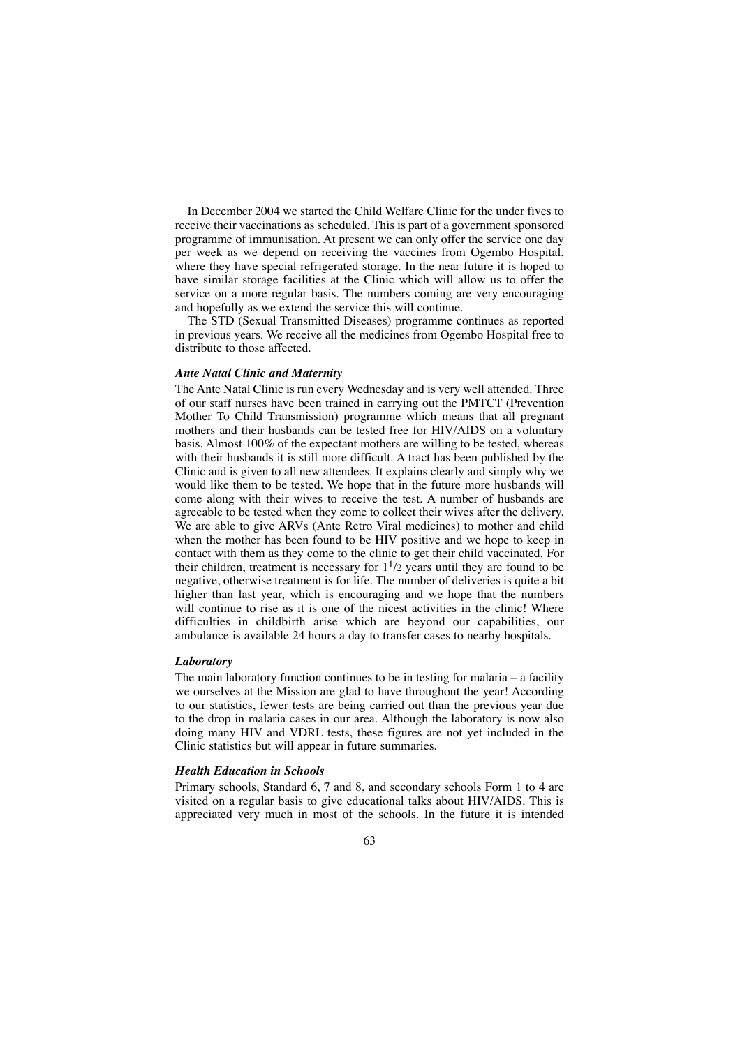In December 2004 we started the Child Welfare Clinic for the under fives to receive their vaccinations as scheduled. This is part of a government sponsored programme of immunisation. At present we can only offer the service one day per week as we depend on receiving the vaccines from Ogembo Hospital, where they have special refrigerated storage. In the near future it is hoped to have similar storage facilities at the Clinic which will allow us to offer the service on a more regular basis. The numbers coming are very encouraging and hopefully as we extend the service this will continue.

The STD (Sexual Transmitted Diseases) programme continues as reported in previous years. We receive all the medicines from Ogembo Hospital free to distribute to those affected.

### *Ante Natal Clinic and Maternity*

The Ante Natal Clinic is run every Wednesday and is very well attended. Three of our staff nurses have been trained in carrying out the PMTCT (Prevention Mother To Child Transmission) programme which means that all pregnant mothers and their husbands can be tested free for HIV/AIDS on a voluntary basis. Almost 100% of the expectant mothers are willing to be tested, whereas with their husbands it is still more difficult. A tract has been published by the Clinic and is given to all new attendees. It explains clearly and simply why we would like them to be tested. We hope that in the future more husbands will come along with their wives to receive the test. A number of husbands are agreeable to be tested when they come to collect their wives after the delivery. We are able to give ARVs (Ante Retro Viral medicines) to mother and child when the mother has been found to be HIV positive and we hope to keep in contact with them as they come to the clinic to get their child vaccinated. For their children, treatment is necessary for 1½ years until they are found to be negative, otherwise treatment is for life. The number of deliveries is quite a bit higher than last year, which is encouraging and we hope that the numbers will continue to rise as it is one of the nicest activities in the clinic! Where difficulties in childbirth arise which are beyond our capabilities, our ambulance is available 24 hours a day to transfer cases to nearby hospitals.

### *Laboratory*

The main laboratory function continues to be in testing for malaria – a facility we ourselves at the Mission are glad to have throughout the year! According to our statistics, fewer tests are being carried out than the previous year due to the drop in malaria cases in our area. Although the laboratory is now also doing many HIV and VDRL tests, these figures are not yet included in the Clinic statistics but will appear in future summaries.

### *Health Education in Schools*

Primary schools, Standard 6, 7 and 8, and secondary schools Form 1 to 4 are visited on a regular basis to give educational talks about HIV/AIDS. This is appreciated very much in most of the schools. In the future it is intended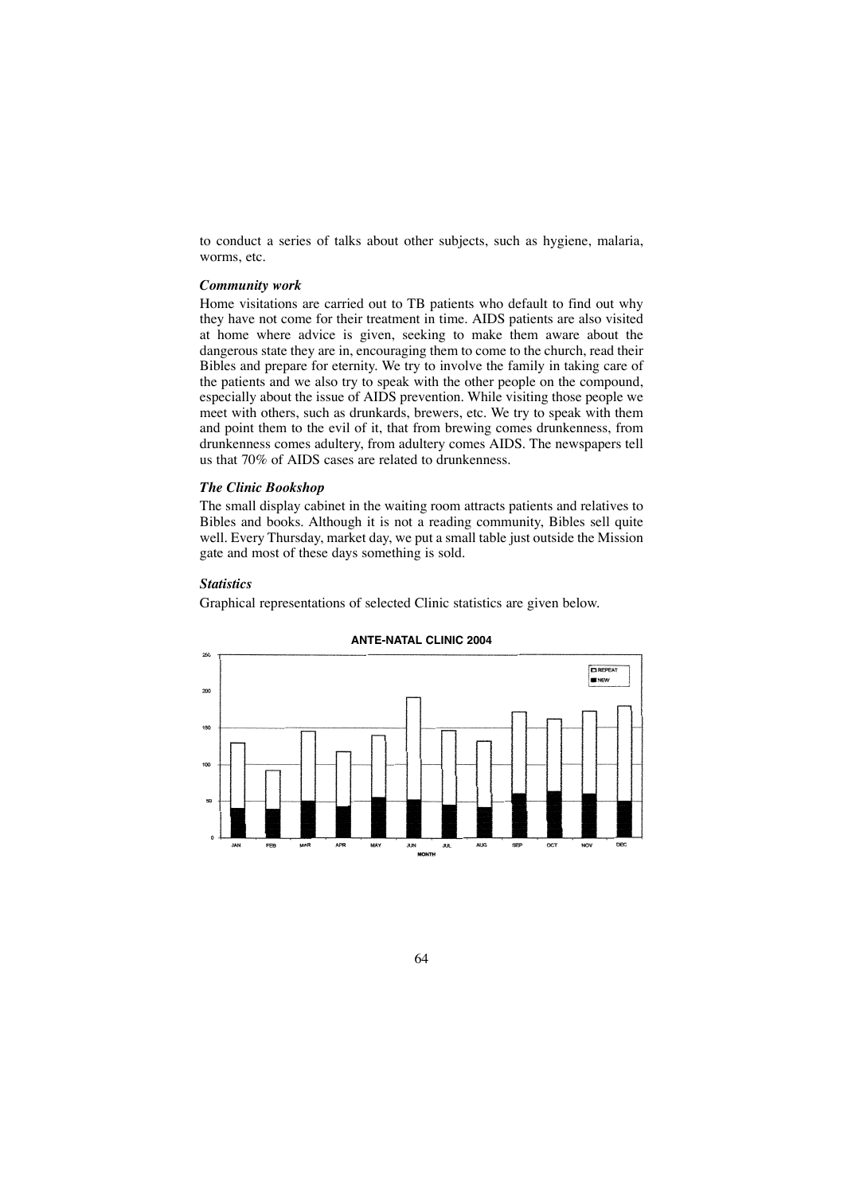to conduct a series of talks about other subjects, such as hygiene, malaria, worms, etc.

### *Community work*

Home visitations are carried out to TB patients who default to find out why they have not come for their treatment in time. AIDS patients are also visited at home where advice is given, seeking to make them aware about the dangerous state they are in, encouraging them to come to the church, read their Bibles and prepare for eternity. We try to involve the family in taking care of the patients and we also try to speak with the other people on the compound, especially about the issue of AIDS prevention. While visiting those people we meet with others, such as drunkards, brewers, etc. We try to speak with them and point them to the evil of it, that from brewing comes drunkenness, from drunkenness comes adultery, from adultery comes AIDS. The newspapers tell us that 70% of AIDS cases are related to drunkenness.

### *The Clinic Bookshop*

The small display cabinet in the waiting room attracts patients and relatives to Bibles and books. Although it is not a reading community, Bibles sell quite well. Every Thursday, market day, we put a small table just outside the Mission gate and most of these days something is sold.

### *Statistics*

Graphical representations of selected Clinic statistics are given below.

**ANTE-NATAL CLINIC 2004**

REPEAT
NEW

250
200
150
100
50
0

JAN FEB MAR APR MAY JUN JUL AUG SEP OCT NOV DEC

MONTH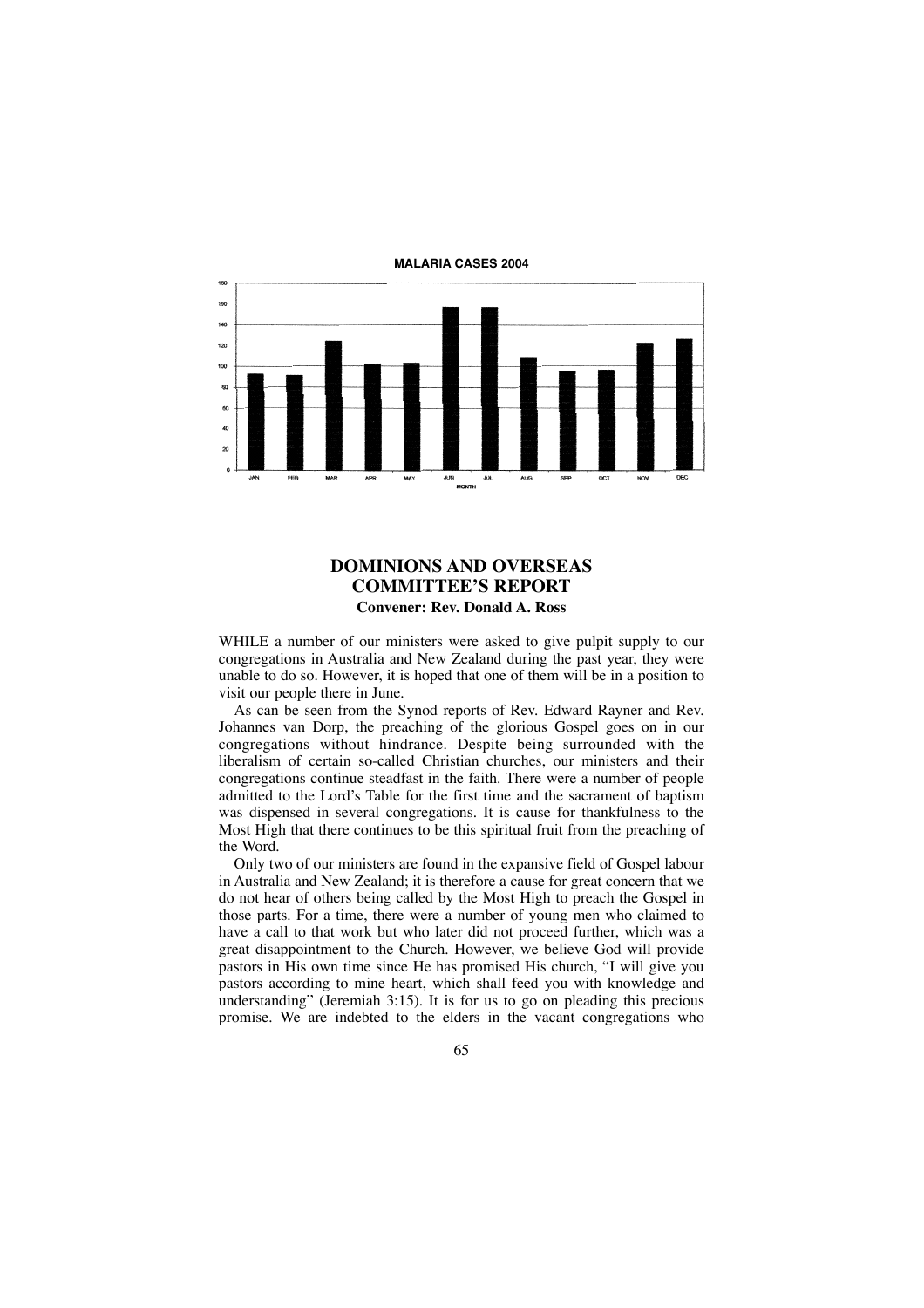MALARIA CASES 2004

180
160
140
120
100
80
60
40
20
0

JAN FEB MAR APR MAY JUN JUL AUG SEP OCT NOV DEC

MONTH

## DOMINIONS AND OVERSEAS COMMITTEE'S REPORT

**Convener: Rev. Donald A. Ross**

WHILE a number of our ministers were asked to give pulpit supply to our congregations in Australia and New Zealand during the past year, they were unable to do so. However, it is hoped that one of them will be in a position to visit our people there in June.

As can be seen from the Synod reports of Rev. Edward Rayner and Rev. Johannes van Dorp, the preaching of the glorious Gospel goes on in our congregations without hindrance. Despite being surrounded with the liberalism of certain so-called Christian churches, our ministers and their congregations continue steadfast in the faith. There were a number of people admitted to the Lord's Table for the first time and the sacrament of baptism was dispensed in several congregations. It is cause for thankfulness to the Most High that there continues to be this spiritual fruit from the preaching of the Word.

Only two of our ministers are found in the expansive field of Gospel labour in Australia and New Zealand; it is therefore a cause for great concern that we do not hear of others being called by the Most High to preach the Gospel in those parts. For a time, there were a number of young men who claimed to have a call to that work but who later did not proceed further, which was a great disappointment to the Church. However, we believe God will provide pastors in His own time since He has promised His church, "I will give you pastors according to mine heart, which shall feed you with knowledge and understanding" (Jeremiah 3:15). It is for us to go on pleading this precious promise. We are indebted to the elders in the vacant congregations who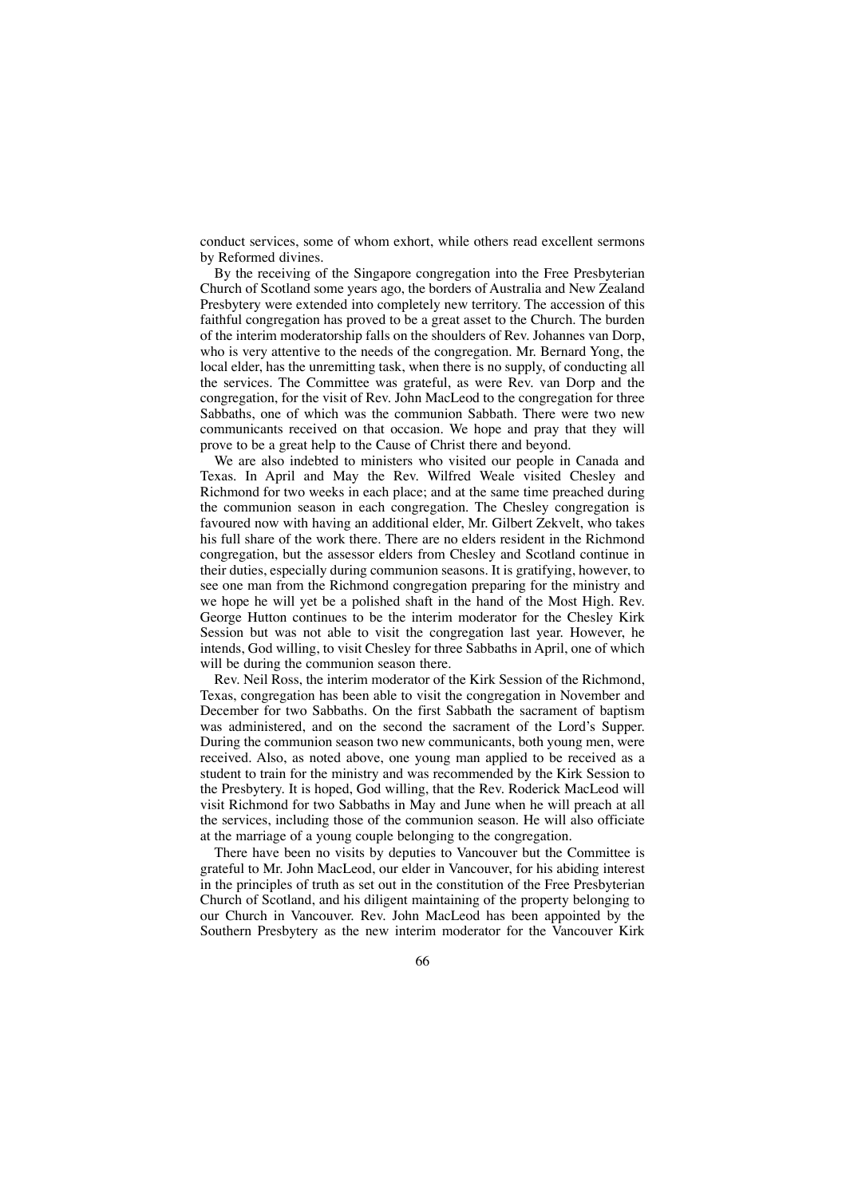conduct services, some of whom exhort, while others read excellent sermons by Reformed divines.

By the receiving of the Singapore congregation into the Free Presbyterian Church of Scotland some years ago, the borders of Australia and New Zealand Presbytery were extended into completely new territory. The accession of this faithful congregation has proved to be a great asset to the Church. The burden of the interim moderatorship falls on the shoulders of Rev. Johannes van Dorp, who is very attentive to the needs of the congregation. Mr. Bernard Yong, the local elder, has the unremitting task, when there is no supply, of conducting all the services. The Committee was grateful, as were Rev. van Dorp and the congregation, for the visit of Rev. John MacLeod to the congregation for three Sabbaths, one of which was the communion Sabbath. There were two new communicants received on that occasion. We hope and pray that they will prove to be a great help to the Cause of Christ there and beyond.

We are also indebted to ministers who visited our people in Canada and Texas. In April and May the Rev. Wilfred Weale visited Chesley and Richmond for two weeks in each place; and at the same time preached during the communion season in each congregation. The Chesley congregation is favoured now with having an additional elder, Mr. Gilbert Zekvelt, who takes his full share of the work there. There are no elders resident in the Richmond congregation, but the assessor elders from Chesley and Scotland continue in their duties, especially during communion seasons. It is gratifying, however, to see one man from the Richmond congregation preparing for the ministry and we hope he will yet be a polished shaft in the hand of the Most High. Rev. George Hutton continues to be the interim moderator for the Chesley Kirk Session but was not able to visit the congregation last year. However, he intends, God willing, to visit Chesley for three Sabbaths in April, one of which will be during the communion season there.

Rev. Neil Ross, the interim moderator of the Kirk Session of the Richmond, Texas, congregation has been able to visit the congregation in November and December for two Sabbaths. On the first Sabbath the sacrament of baptism was administered, and on the second the sacrament of the Lord's Supper. During the communion season two new communicants, both young men, were received. Also, as noted above, one young man applied to be received as a student to train for the ministry and was recommended by the Kirk Session to the Presbytery. It is hoped, God willing, that the Rev. Roderick MacLeod will visit Richmond for two Sabbaths in May and June when he will preach at all the services, including those of the communion season. He will also officiate at the marriage of a young couple belonging to the congregation.

There have been no visits by deputies to Vancouver but the Committee is grateful to Mr. John MacLeod, our elder in Vancouver, for his abiding interest in the principles of truth as set out in the constitution of the Free Presbyterian Church of Scotland, and his diligent maintaining of the property belonging to our Church in Vancouver. Rev. John MacLeod has been appointed by the Southern Presbytery as the new interim moderator for the Vancouver Kirk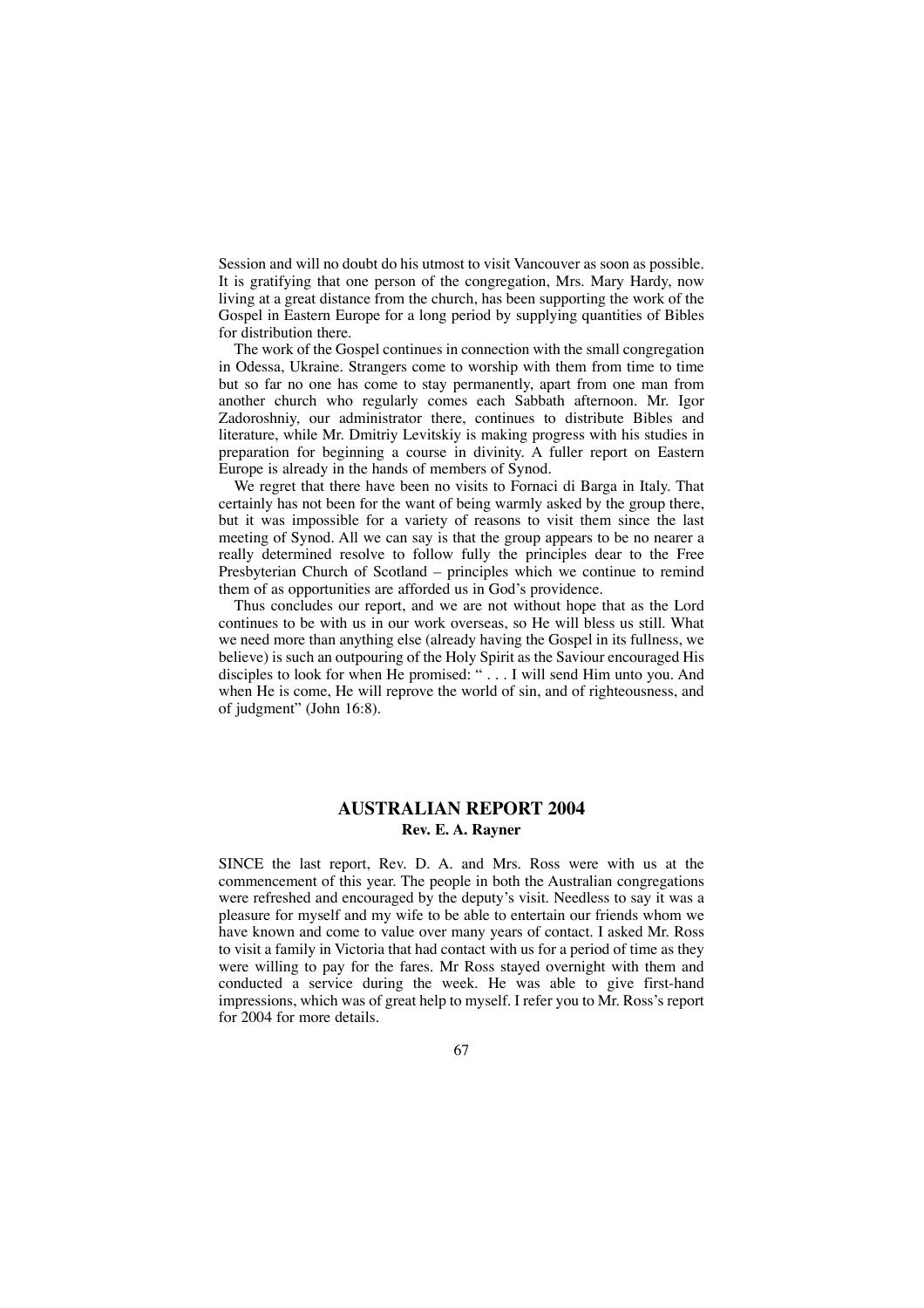Session and will no doubt do his utmost to visit Vancouver as soon as possible. It is gratifying that one person of the congregation, Mrs. Mary Hardy, now living at a great distance from the church, has been supporting the work of the Gospel in Eastern Europe for a long period by supplying quantities of Bibles for distribution there.

The work of the Gospel continues in connection with the small congregation in Odessa, Ukraine. Strangers come to worship with them from time to time but so far no one has come to stay permanently, apart from one man from another church who regularly comes each Sabbath afternoon. Mr. Igor Zadoroshniy, our administrator there, continues to distribute Bibles and literature, while Mr. Dmitriy Levitskiy is making progress with his studies in preparation for beginning a course in divinity. A fuller report on Eastern Europe is already in the hands of members of Synod.

We regret that there have been no visits to Fornaci di Barga in Italy. That certainly has not been for the want of being warmly asked by the group there, but it was impossible for a variety of reasons to visit them since the last meeting of Synod. All we can say is that the group appears to be no nearer a really determined resolve to follow fully the principles dear to the Free Presbyterian Church of Scotland – principles which we continue to remind them of as opportunities are afforded us in God's providence.

Thus concludes our report, and we are not without hope that as the Lord continues to be with us in our work overseas, so He will bless us still. What we need more than anything else (already having the Gospel in its fullness, we believe) is such an outpouring of the Holy Spirit as the Saviour encouraged His disciples to look for when He promised: " . . . I will send Him unto you. And when He is come, He will reprove the world of sin, and of righteousness, and of judgment" (John 16:8).

## AUSTRALIAN REPORT 2004

**Rev. E. A. Rayner**

SINCE the last report, Rev. D. A. and Mrs. Ross were with us at the commencement of this year. The people in both the Australian congregations were refreshed and encouraged by the deputy's visit. Needless to say it was a pleasure for myself and my wife to be able to entertain our friends whom we have known and come to value over many years of contact. I asked Mr. Ross to visit a family in Victoria that had contact with us for a period of time as they were willing to pay for the fares. Mr Ross stayed overnight with them and conducted a service during the week. He was able to give first-hand impressions, which was of great help to myself. I refer you to Mr. Ross's report for 2004 for more details.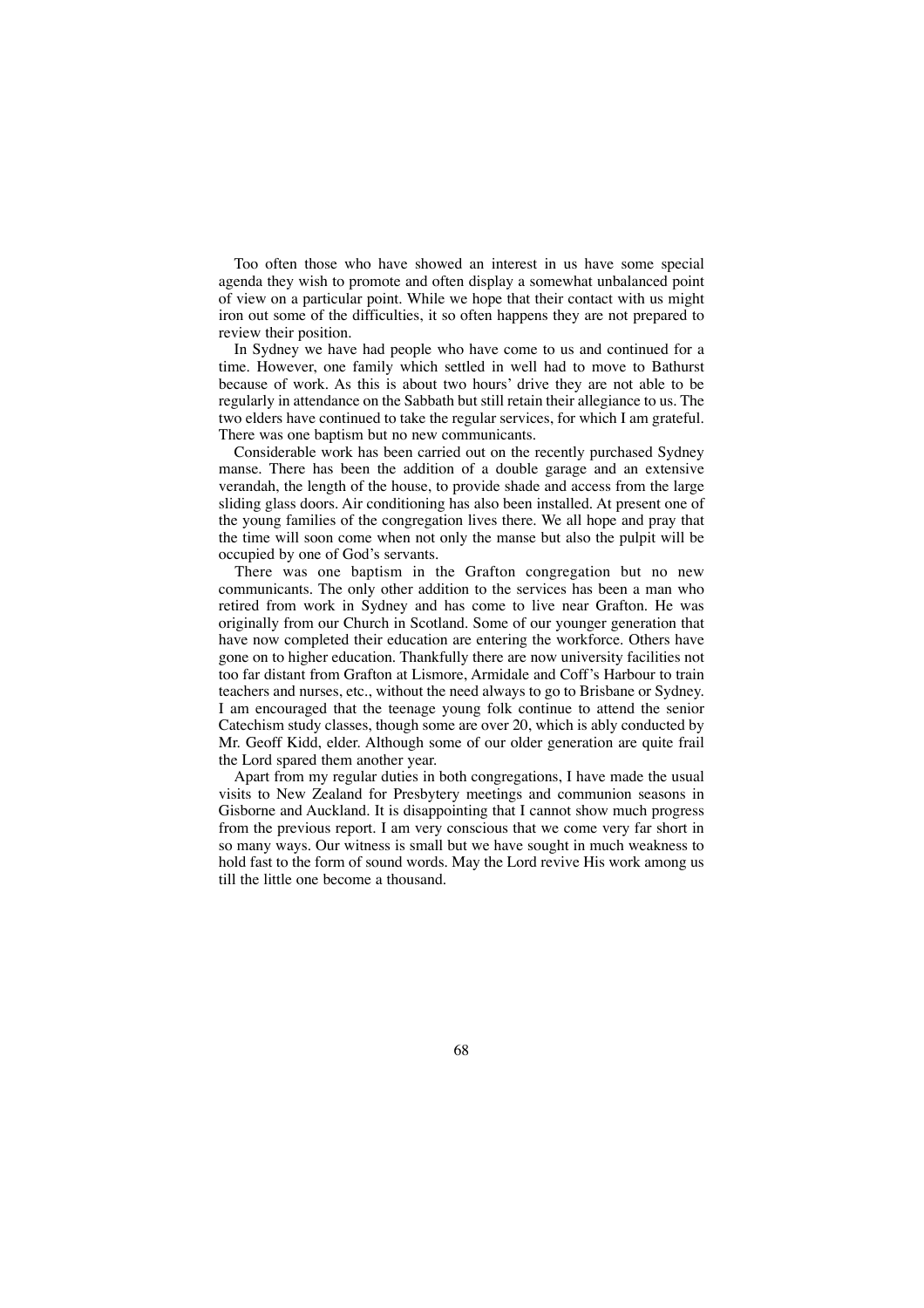Too often those who have showed an interest in us have some special agenda they wish to promote and often display a somewhat unbalanced point of view on a particular point. While we hope that their contact with us might iron out some of the difficulties, it so often happens they are not prepared to review their position.

In Sydney we have had people who have come to us and continued for a time. However, one family which settled in well had to move to Bathurst because of work. As this is about two hours' drive they are not able to be regularly in attendance on the Sabbath but still retain their allegiance to us. The two elders have continued to take the regular services, for which I am grateful. There was one baptism but no new communicants.

Considerable work has been carried out on the recently purchased Sydney manse. There has been the addition of a double garage and an extensive verandah, the length of the house, to provide shade and access from the large sliding glass doors. Air conditioning has also been installed. At present one of the young families of the congregation lives there. We all hope and pray that the time will soon come when not only the manse but also the pulpit will be occupied by one of God's servants.

There was one baptism in the Grafton congregation but no new communicants. The only other addition to the services has been a man who retired from work in Sydney and has come to live near Grafton. He was originally from our Church in Scotland. Some of our younger generation that have now completed their education are entering the workforce. Others have gone on to higher education. Thankfully there are now university facilities not too far distant from Grafton at Lismore, Armidale and Coff's Harbour to train teachers and nurses, etc., without the need always to go to Brisbane or Sydney. I am encouraged that the teenage young folk continue to attend the senior Catechism study classes, though some are over 20, which is ably conducted by Mr. Geoff Kidd, elder. Although some of our older generation are quite frail the Lord spared them another year.

Apart from my regular duties in both congregations, I have made the usual visits to New Zealand for Presbytery meetings and communion seasons in Gisborne and Auckland. It is disappointing that I cannot show much progress from the previous report. I am very conscious that we come very far short in so many ways. Our witness is small but we have sought in much weakness to hold fast to the form of sound words. May the Lord revive His work among us till the little one become a thousand.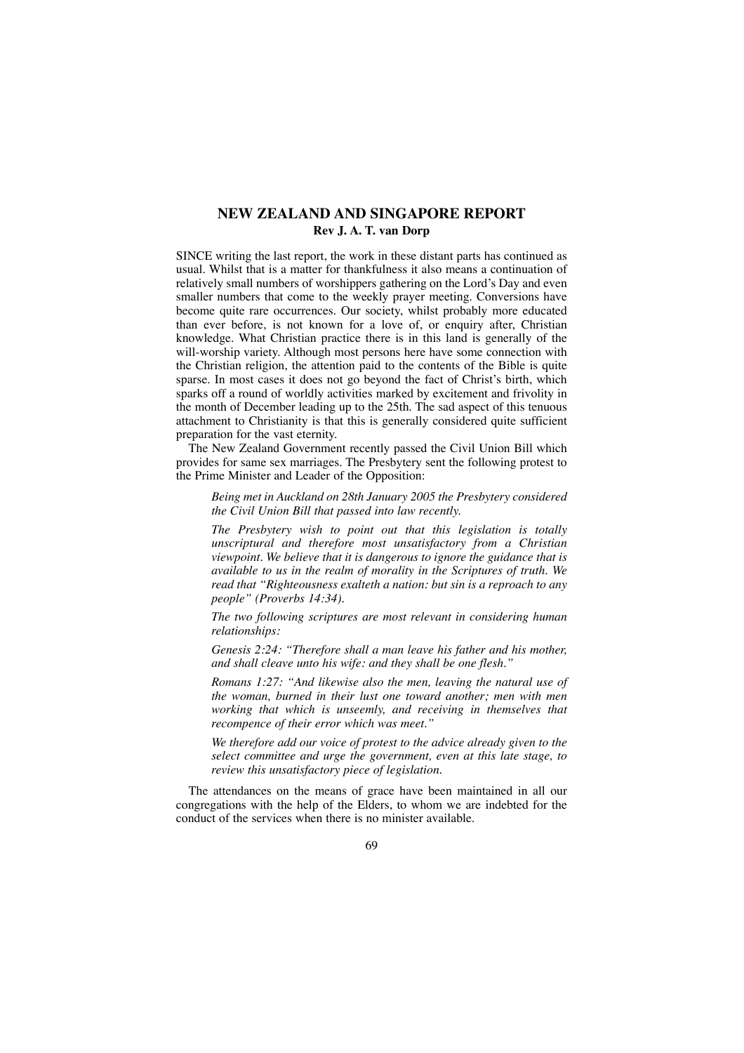## NEW ZEALAND AND SINGAPORE REPORT

**Rev J. A. T. van Dorp**

SINCE writing the last report, the work in these distant parts has continued as usual. Whilst that is a matter for thankfulness it also means a continuation of relatively small numbers of worshippers gathering on the Lord's Day and even smaller numbers that come to the weekly prayer meeting. Conversions have become quite rare occurrences. Our society, whilst probably more educated than ever before, is not known for a love of, or enquiry after, Christian knowledge. What Christian practice there is in this land is generally of the will-worship variety. Although most persons here have some connection with the Christian religion, the attention paid to the contents of the Bible is quite sparse. In most cases it does not go beyond the fact of Christ's birth, which sparks off a round of worldly activities marked by excitement and frivolity in the month of December leading up to the 25th. The sad aspect of this tenuous attachment to Christianity is that this is generally considered quite sufficient preparation for the vast eternity.

The New Zealand Government recently passed the Civil Union Bill which provides for same sex marriages. The Presbytery sent the following protest to the Prime Minister and Leader of the Opposition:

> *Being met in Auckland on 28th January 2005 the Presbytery considered the Civil Union Bill that passed into law recently.*
>
> *The Presbytery wish to point out that this legislation is totally unscriptural and therefore most unsatisfactory from a Christian viewpoint. We believe that it is dangerous to ignore the guidance that is available to us in the realm of morality in the Scriptures of truth. We read that "Righteousness exalteth a nation: but sin is a reproach to any people" (Proverbs 14:34).*
>
> *The two following scriptures are most relevant in considering human relationships:*
>
> *Genesis 2:24: "Therefore shall a man leave his father and his mother, and shall cleave unto his wife: and they shall be one flesh."*
>
> *Romans 1:27: "And likewise also the men, leaving the natural use of the woman, burned in their lust one toward another; men with men working that which is unseemly, and receiving in themselves that recompence of their error which was meet."*
>
> *We therefore add our voice of protest to the advice already given to the select committee and urge the government, even at this late stage, to review this unsatisfactory piece of legislation.*

The attendances on the means of grace have been maintained in all our congregations with the help of the Elders, to whom we are indebted for the conduct of the services when there is no minister available.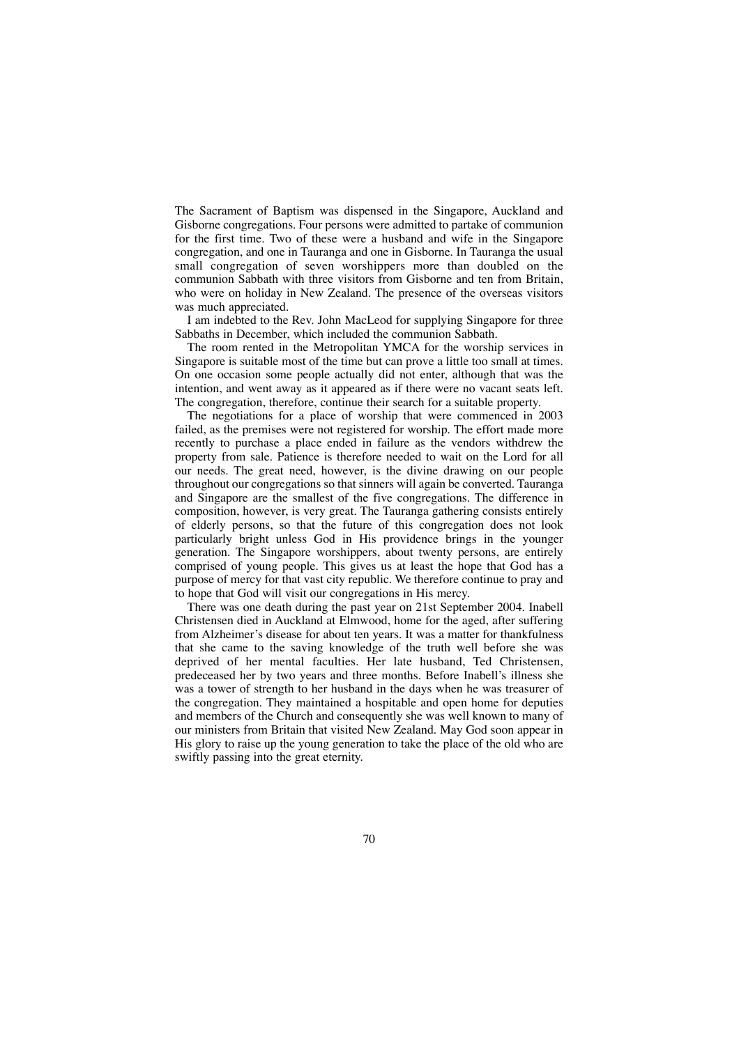The Sacrament of Baptism was dispensed in the Singapore, Auckland and Gisborne congregations. Four persons were admitted to partake of communion for the first time. Two of these were a husband and wife in the Singapore congregation, and one in Tauranga and one in Gisborne. In Tauranga the usual small congregation of seven worshippers more than doubled on the communion Sabbath with three visitors from Gisborne and ten from Britain, who were on holiday in New Zealand. The presence of the overseas visitors was much appreciated.

I am indebted to the Rev. John MacLeod for supplying Singapore for three Sabbaths in December, which included the communion Sabbath.

The room rented in the Metropolitan YMCA for the worship services in Singapore is suitable most of the time but can prove a little too small at times. On one occasion some people actually did not enter, although that was the intention, and went away as it appeared as if there were no vacant seats left. The congregation, therefore, continue their search for a suitable property.

The negotiations for a place of worship that were commenced in 2003 failed, as the premises were not registered for worship. The effort made more recently to purchase a place ended in failure as the vendors withdrew the property from sale. Patience is therefore needed to wait on the Lord for all our needs. The great need, however, is the divine drawing on our people throughout our congregations so that sinners will again be converted. Tauranga and Singapore are the smallest of the five congregations. The difference in composition, however, is very great. The Tauranga gathering consists entirely of elderly persons, so that the future of this congregation does not look particularly bright unless God in His providence brings in the younger generation. The Singapore worshippers, about twenty persons, are entirely comprised of young people. This gives us at least the hope that God has a purpose of mercy for that vast city republic. We therefore continue to pray and to hope that God will visit our congregations in His mercy.

There was one death during the past year on 21st September 2004. Inabell Christensen died in Auckland at Elmwood, home for the aged, after suffering from Alzheimer's disease for about ten years. It was a matter for thankfulness that she came to the saving knowledge of the truth well before she was deprived of her mental faculties. Her late husband, Ted Christensen, predeceased her by two years and three months. Before Inabell's illness she was a tower of strength to her husband in the days when he was treasurer of the congregation. They maintained a hospitable and open home for deputies and members of the Church and consequently she was well known to many of our ministers from Britain that visited New Zealand. May God soon appear in His glory to raise up the young generation to take the place of the old who are swiftly passing into the great eternity.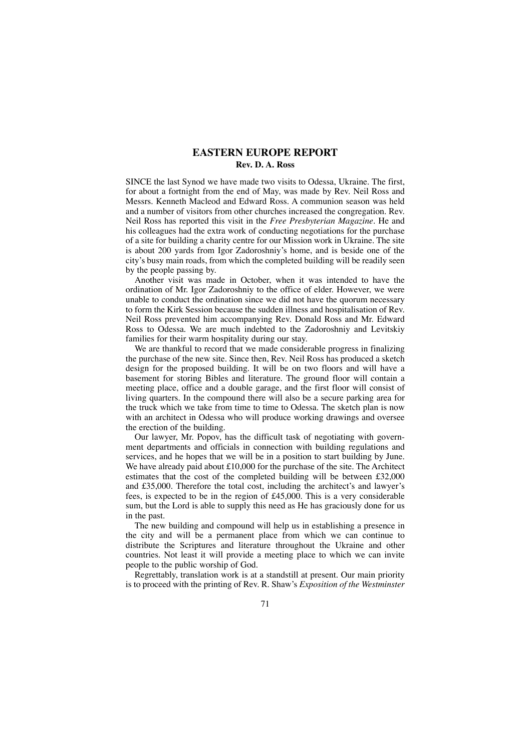## EASTERN EUROPE REPORT

**Rev. D. A. Ross**

SINCE the last Synod we have made two visits to Odessa, Ukraine. The first, for about a fortnight from the end of May, was made by Rev. Neil Ross and Messrs. Kenneth Macleod and Edward Ross. A communion season was held and a number of visitors from other churches increased the congregation. Rev. Neil Ross has reported this visit in the *Free Presbyterian Magazine*. He and his colleagues had the extra work of conducting negotiations for the purchase of a site for building a charity centre for our Mission work in Ukraine. The site is about 200 yards from Igor Zadoroshniy's home, and is beside one of the city's busy main roads, from which the completed building will be readily seen by the people passing by.

Another visit was made in October, when it was intended to have the ordination of Mr. Igor Zadoroshniy to the office of elder. However, we were unable to conduct the ordination since we did not have the quorum necessary to form the Kirk Session because the sudden illness and hospitalisation of Rev. Neil Ross prevented him accompanying Rev. Donald Ross and Mr. Edward Ross to Odessa. We are much indebted to the Zadoroshniy and Levitskiy families for their warm hospitality during our stay.

We are thankful to record that we made considerable progress in finalizing the purchase of the new site. Since then, Rev. Neil Ross has produced a sketch design for the proposed building. It will be on two floors and will have a basement for storing Bibles and literature. The ground floor will contain a meeting place, office and a double garage, and the first floor will consist of living quarters. In the compound there will also be a secure parking area for the truck which we take from time to time to Odessa. The sketch plan is now with an architect in Odessa who will produce working drawings and oversee the erection of the building.

Our lawyer, Mr. Popov, has the difficult task of negotiating with government departments and officials in connection with building regulations and services, and he hopes that we will be in a position to start building by June. We have already paid about £10,000 for the purchase of the site. The Architect estimates that the cost of the completed building will be between £32,000 and £35,000. Therefore the total cost, including the architect's and lawyer's fees, is expected to be in the region of £45,000. This is a very considerable sum, but the Lord is able to supply this need as He has graciously done for us in the past.

The new building and compound will help us in establishing a presence in the city and will be a permanent place from which we can continue to distribute the Scriptures and literature throughout the Ukraine and other countries. Not least it will provide a meeting place to which we can invite people to the public worship of God.

Regrettably, translation work is at a standstill at present. Our main priority is to proceed with the printing of Rev. R. Shaw's *Exposition of the Westminster*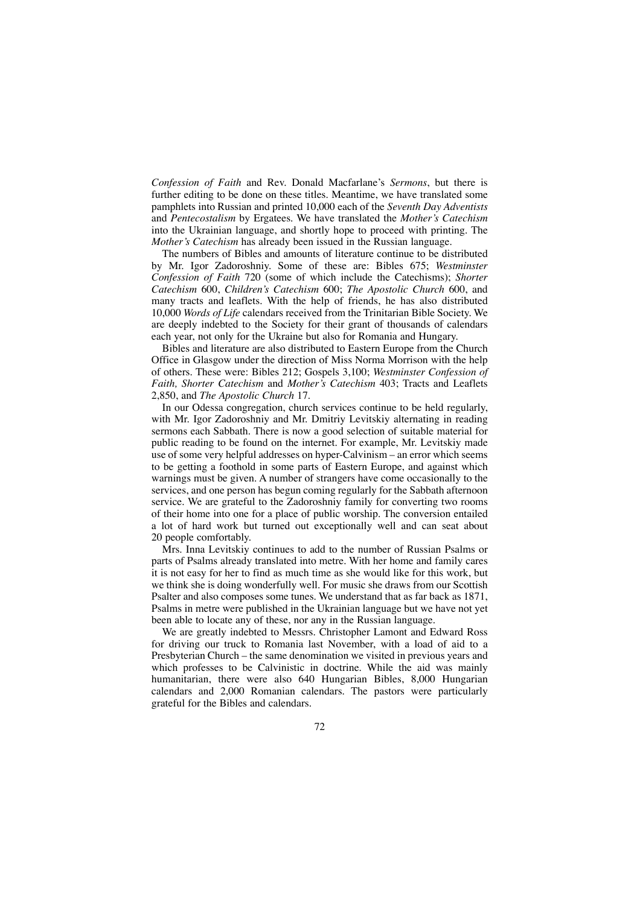*Confession of Faith* and Rev. Donald Macfarlane's *Sermons*, but there is further editing to be done on these titles. Meantime, we have translated some pamphlets into Russian and printed 10,000 each of the *Seventh Day Adventists* and *Pentecostalism* by Ergatees. We have translated the *Mother's Catechism* into the Ukrainian language, and shortly hope to proceed with printing. The *Mother's Catechism* has already been issued in the Russian language.

The numbers of Bibles and amounts of literature continue to be distributed by Mr. Igor Zadoroshniy. Some of these are: Bibles 675; *Westminster Confession of Faith* 720 (some of which include the Catechisms); *Shorter Catechism* 600, *Children's Catechism* 600; *The Apostolic Church* 600, and many tracts and leaflets. With the help of friends, he has also distributed 10,000 *Words of Life* calendars received from the Trinitarian Bible Society. We are deeply indebted to the Society for their grant of thousands of calendars each year, not only for the Ukraine but also for Romania and Hungary.

Bibles and literature are also distributed to Eastern Europe from the Church Office in Glasgow under the direction of Miss Norma Morrison with the help of others. These were: Bibles 212; Gospels 3,100; *Westminster Confession of Faith, Shorter Catechism* and *Mother's Catechism* 403; Tracts and Leaflets 2,850, and *The Apostolic Church* 17.

In our Odessa congregation, church services continue to be held regularly, with Mr. Igor Zadoroshniy and Mr. Dmitriy Levitskiy alternating in reading sermons each Sabbath. There is now a good selection of suitable material for public reading to be found on the internet. For example, Mr. Levitskiy made use of some very helpful addresses on hyper-Calvinism – an error which seems to be getting a foothold in some parts of Eastern Europe, and against which warnings must be given. A number of strangers have come occasionally to the services, and one person has begun coming regularly for the Sabbath afternoon service. We are grateful to the Zadoroshniy family for converting two rooms of their home into one for a place of public worship. The conversion entailed a lot of hard work but turned out exceptionally well and can seat about 20 people comfortably.

Mrs. Inna Levitskiy continues to add to the number of Russian Psalms or parts of Psalms already translated into metre. With her home and family cares it is not easy for her to find as much time as she would like for this work, but we think she is doing wonderfully well. For music she draws from our Scottish Psalter and also composes some tunes. We understand that as far back as 1871, Psalms in metre were published in the Ukrainian language but we have not yet been able to locate any of these, nor any in the Russian language.

We are greatly indebted to Messrs. Christopher Lamont and Edward Ross for driving our truck to Romania last November, with a load of aid to a Presbyterian Church – the same denomination we visited in previous years and which professes to be Calvinistic in doctrine. While the aid was mainly humanitarian, there were also 640 Hungarian Bibles, 8,000 Hungarian calendars and 2,000 Romanian calendars. The pastors were particularly grateful for the Bibles and calendars.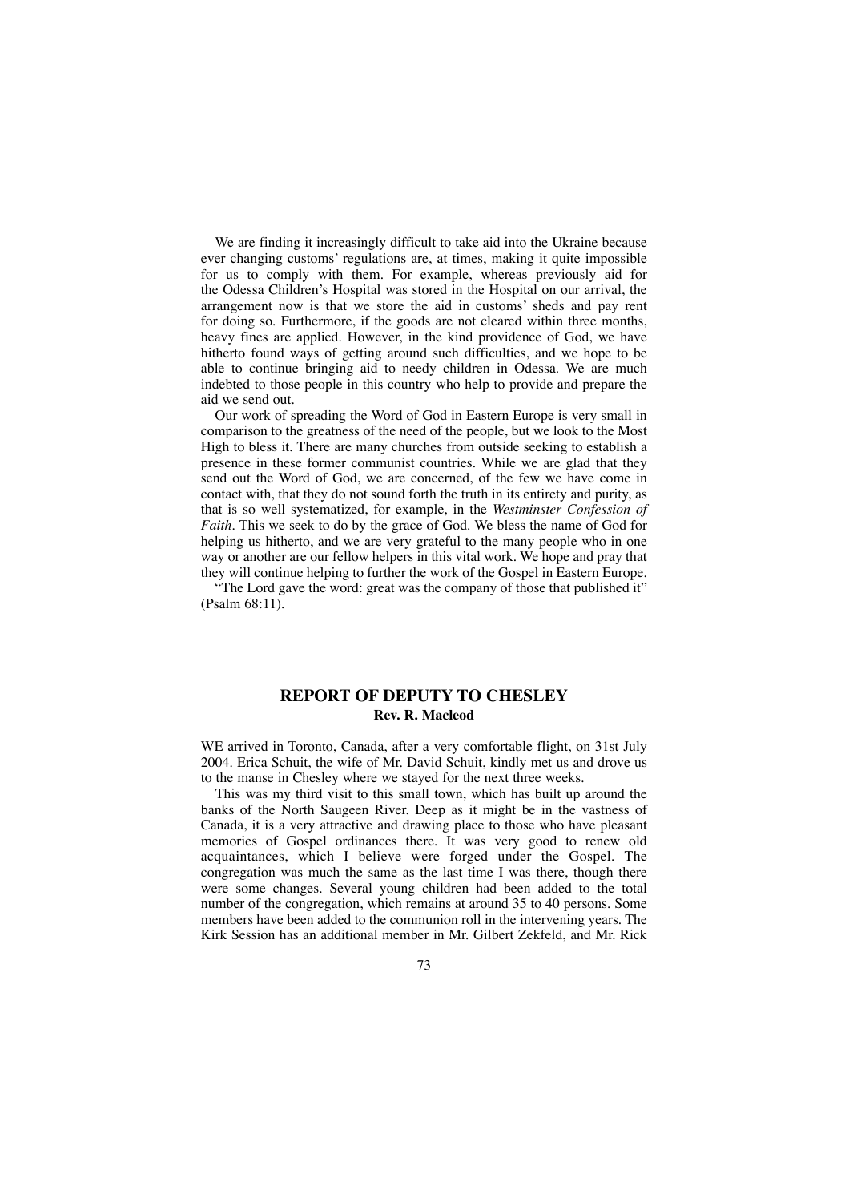We are finding it increasingly difficult to take aid into the Ukraine because ever changing customs' regulations are, at times, making it quite impossible for us to comply with them. For example, whereas previously aid for the Odessa Children's Hospital was stored in the Hospital on our arrival, the arrangement now is that we store the aid in customs' sheds and pay rent for doing so. Furthermore, if the goods are not cleared within three months, heavy fines are applied. However, in the kind providence of God, we have hitherto found ways of getting around such difficulties, and we hope to be able to continue bringing aid to needy children in Odessa. We are much indebted to those people in this country who help to provide and prepare the aid we send out.

Our work of spreading the Word of God in Eastern Europe is very small in comparison to the greatness of the need of the people, but we look to the Most High to bless it. There are many churches from outside seeking to establish a presence in these former communist countries. While we are glad that they send out the Word of God, we are concerned, of the few we have come in contact with, that they do not sound forth the truth in its entirety and purity, as that is so well systematized, for example, in the *Westminster Confession of Faith*. This we seek to do by the grace of God. We bless the name of God for helping us hitherto, and we are very grateful to the many people who in one way or another are our fellow helpers in this vital work. We hope and pray that they will continue helping to further the work of the Gospel in Eastern Europe.

"The Lord gave the word: great was the company of those that published it" (Psalm 68:11).

## REPORT OF DEPUTY TO CHESLEY

**Rev. R. Macleod**

WE arrived in Toronto, Canada, after a very comfortable flight, on 31st July 2004. Erica Schuit, the wife of Mr. David Schuit, kindly met us and drove us to the manse in Chesley where we stayed for the next three weeks.

This was my third visit to this small town, which has built up around the banks of the North Saugeen River. Deep as it might be in the vastness of Canada, it is a very attractive and drawing place to those who have pleasant memories of Gospel ordinances there. It was very good to renew old acquaintances, which I believe were forged under the Gospel. The congregation was much the same as the last time I was there, though there were some changes. Several young children had been added to the total number of the congregation, which remains at around 35 to 40 persons. Some members have been added to the communion roll in the intervening years. The Kirk Session has an additional member in Mr. Gilbert Zekfeld, and Mr. Rick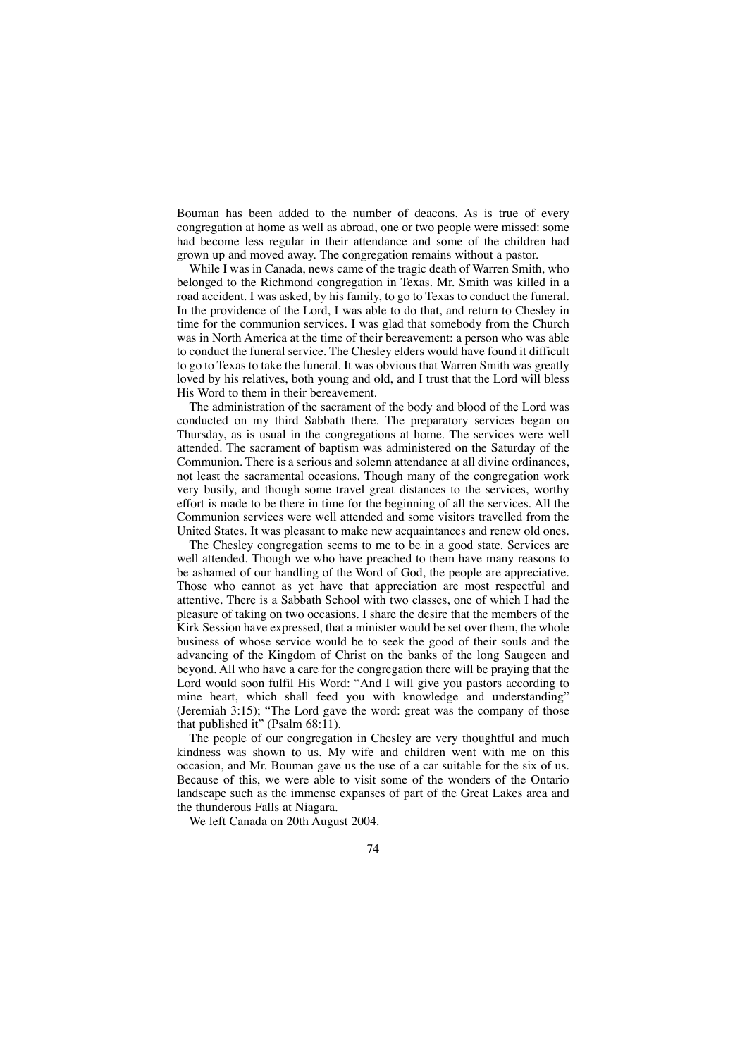Bouman has been added to the number of deacons. As is true of every congregation at home as well as abroad, one or two people were missed: some had become less regular in their attendance and some of the children had grown up and moved away. The congregation remains without a pastor.

While I was in Canada, news came of the tragic death of Warren Smith, who belonged to the Richmond congregation in Texas. Mr. Smith was killed in a road accident. I was asked, by his family, to go to Texas to conduct the funeral. In the providence of the Lord, I was able to do that, and return to Chesley in time for the communion services. I was glad that somebody from the Church was in North America at the time of their bereavement: a person who was able to conduct the funeral service. The Chesley elders would have found it difficult to go to Texas to take the funeral. It was obvious that Warren Smith was greatly loved by his relatives, both young and old, and I trust that the Lord will bless His Word to them in their bereavement.

The administration of the sacrament of the body and blood of the Lord was conducted on my third Sabbath there. The preparatory services began on Thursday, as is usual in the congregations at home. The services were well attended. The sacrament of baptism was administered on the Saturday of the Communion. There is a serious and solemn attendance at all divine ordinances, not least the sacramental occasions. Though many of the congregation work very busily, and though some travel great distances to the services, worthy effort is made to be there in time for the beginning of all the services. All the Communion services were well attended and some visitors travelled from the United States. It was pleasant to make new acquaintances and renew old ones.

The Chesley congregation seems to me to be in a good state. Services are well attended. Though we who have preached to them have many reasons to be ashamed of our handling of the Word of God, the people are appreciative. Those who cannot as yet have that appreciation are most respectful and attentive. There is a Sabbath School with two classes, one of which I had the pleasure of taking on two occasions. I share the desire that the members of the Kirk Session have expressed, that a minister would be set over them, the whole business of whose service would be to seek the good of their souls and the advancing of the Kingdom of Christ on the banks of the long Saugeen and beyond. All who have a care for the congregation there will be praying that the Lord would soon fulfil His Word: "And I will give you pastors according to mine heart, which shall feed you with knowledge and understanding" (Jeremiah 3:15); "The Lord gave the word: great was the company of those that published it" (Psalm 68:11).

The people of our congregation in Chesley are very thoughtful and much kindness was shown to us. My wife and children went with me on this occasion, and Mr. Bouman gave us the use of a car suitable for the six of us. Because of this, we were able to visit some of the wonders of the Ontario landscape such as the immense expanses of part of the Great Lakes area and the thunderous Falls at Niagara.

We left Canada on 20th August 2004.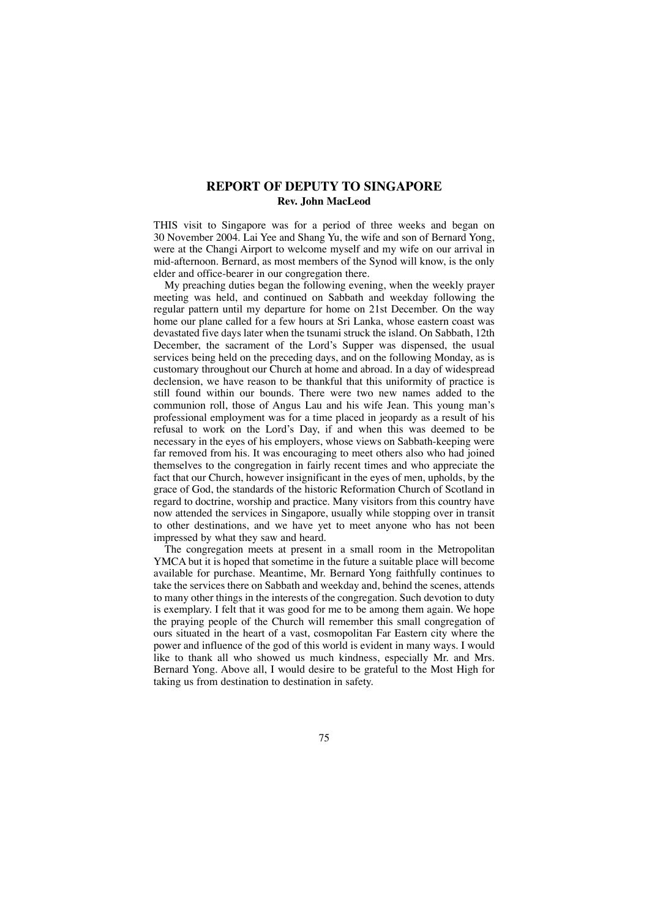## REPORT OF DEPUTY TO SINGAPORE

**Rev. John MacLeod**

THIS visit to Singapore was for a period of three weeks and began on 30 November 2004. Lai Yee and Shang Yu, the wife and son of Bernard Yong, were at the Changi Airport to welcome myself and my wife on our arrival in mid-afternoon. Bernard, as most members of the Synod will know, is the only elder and office-bearer in our congregation there.

My preaching duties began the following evening, when the weekly prayer meeting was held, and continued on Sabbath and weekday following the regular pattern until my departure for home on 21st December. On the way home our plane called for a few hours at Sri Lanka, whose eastern coast was devastated five days later when the tsunami struck the island. On Sabbath, 12th December, the sacrament of the Lord's Supper was dispensed, the usual services being held on the preceding days, and on the following Monday, as is customary throughout our Church at home and abroad. In a day of widespread declension, we have reason to be thankful that this uniformity of practice is still found within our bounds. There were two new names added to the communion roll, those of Angus Lau and his wife Jean. This young man's professional employment was for a time placed in jeopardy as a result of his refusal to work on the Lord's Day, if and when this was deemed to be necessary in the eyes of his employers, whose views on Sabbath-keeping were far removed from his. It was encouraging to meet others also who had joined themselves to the congregation in fairly recent times and who appreciate the fact that our Church, however insignificant in the eyes of men, upholds, by the grace of God, the standards of the historic Reformation Church of Scotland in regard to doctrine, worship and practice. Many visitors from this country have now attended the services in Singapore, usually while stopping over in transit to other destinations, and we have yet to meet anyone who has not been impressed by what they saw and heard.

The congregation meets at present in a small room in the Metropolitan YMCA but it is hoped that sometime in the future a suitable place will become available for purchase. Meantime, Mr. Bernard Yong faithfully continues to take the services there on Sabbath and weekday and, behind the scenes, attends to many other things in the interests of the congregation. Such devotion to duty is exemplary. I felt that it was good for me to be among them again. We hope the praying people of the Church will remember this small congregation of ours situated in the heart of a vast, cosmopolitan Far Eastern city where the power and influence of the god of this world is evident in many ways. I would like to thank all who showed us much kindness, especially Mr. and Mrs. Bernard Yong. Above all, I would desire to be grateful to the Most High for taking us from destination to destination in safety.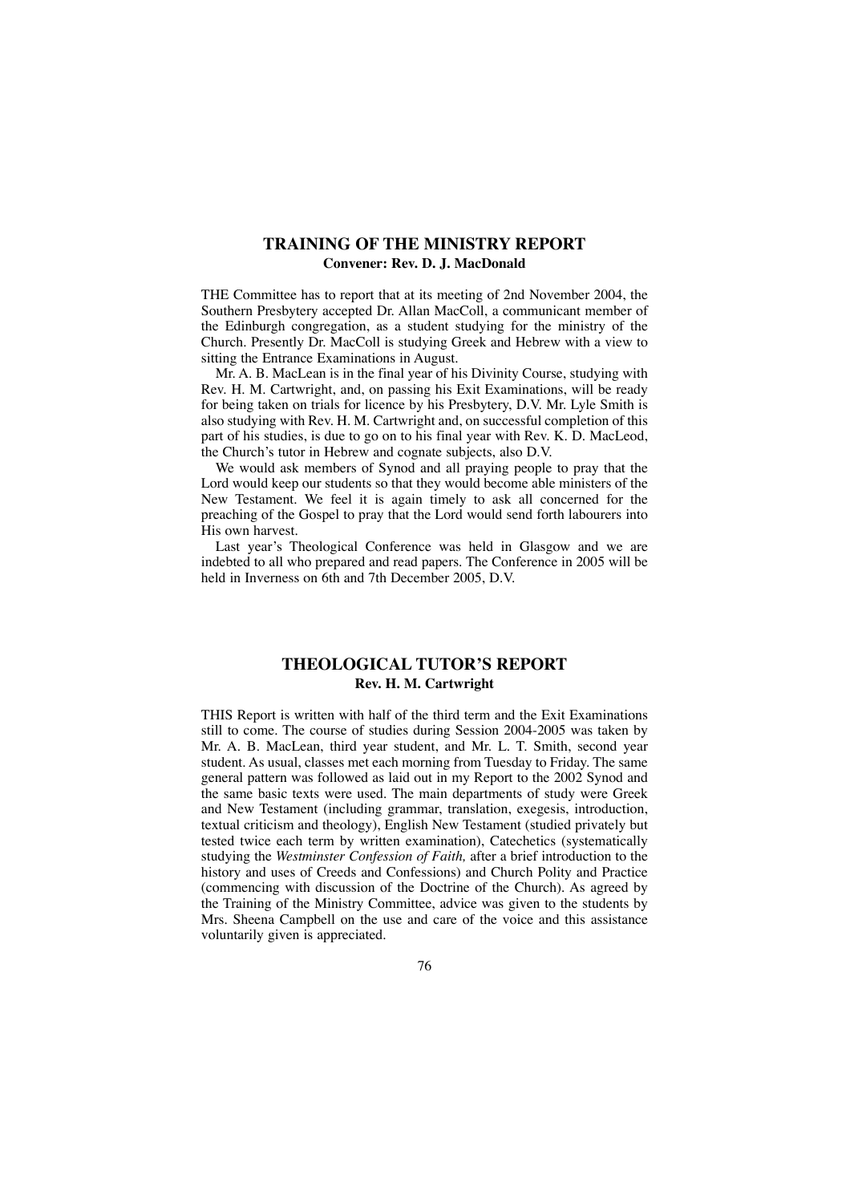## TRAINING OF THE MINISTRY REPORT

**Convener: Rev. D. J. MacDonald**

THE Committee has to report that at its meeting of 2nd November 2004, the Southern Presbytery accepted Dr. Allan MacColl, a communicant member of the Edinburgh congregation, as a student studying for the ministry of the Church. Presently Dr. MacColl is studying Greek and Hebrew with a view to sitting the Entrance Examinations in August.

Mr. A. B. MacLean is in the final year of his Divinity Course, studying with Rev. H. M. Cartwright, and, on passing his Exit Examinations, will be ready for being taken on trials for licence by his Presbytery, D.V. Mr. Lyle Smith is also studying with Rev. H. M. Cartwright and, on successful completion of this part of his studies, is due to go on to his final year with Rev. K. D. MacLeod, the Church's tutor in Hebrew and cognate subjects, also D.V.

We would ask members of Synod and all praying people to pray that the Lord would keep our students so that they would become able ministers of the New Testament. We feel it is again timely to ask all concerned for the preaching of the Gospel to pray that the Lord would send forth labourers into His own harvest.

Last year's Theological Conference was held in Glasgow and we are indebted to all who prepared and read papers. The Conference in 2005 will be held in Inverness on 6th and 7th December 2005, D.V.

## THEOLOGICAL TUTOR'S REPORT

**Rev. H. M. Cartwright**

THIS Report is written with half of the third term and the Exit Examinations still to come. The course of studies during Session 2004-2005 was taken by Mr. A. B. MacLean, third year student, and Mr. L. T. Smith, second year student. As usual, classes met each morning from Tuesday to Friday. The same general pattern was followed as laid out in my Report to the 2002 Synod and the same basic texts were used. The main departments of study were Greek and New Testament (including grammar, translation, exegesis, introduction, textual criticism and theology), English New Testament (studied privately but tested twice each term by written examination), Catechetics (systematically studying the *Westminster Confession of Faith,* after a brief introduction to the history and uses of Creeds and Confessions) and Church Polity and Practice (commencing with discussion of the Doctrine of the Church). As agreed by the Training of the Ministry Committee, advice was given to the students by Mrs. Sheena Campbell on the use and care of the voice and this assistance voluntarily given is appreciated.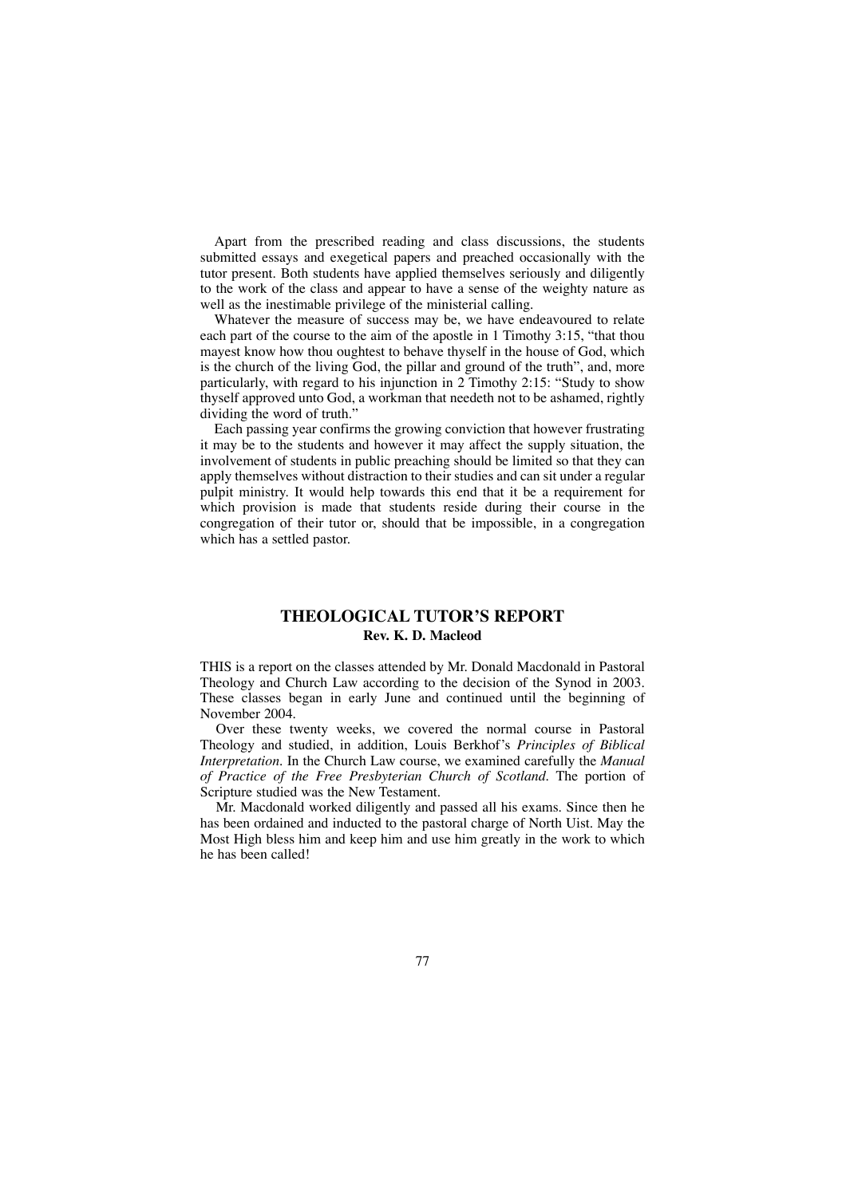Apart from the prescribed reading and class discussions, the students submitted essays and exegetical papers and preached occasionally with the tutor present. Both students have applied themselves seriously and diligently to the work of the class and appear to have a sense of the weighty nature as well as the inestimable privilege of the ministerial calling.

Whatever the measure of success may be, we have endeavoured to relate each part of the course to the aim of the apostle in 1 Timothy 3:15, "that thou mayest know how thou oughtest to behave thyself in the house of God, which is the church of the living God, the pillar and ground of the truth", and, more particularly, with regard to his injunction in 2 Timothy 2:15: "Study to show thyself approved unto God, a workman that needeth not to be ashamed, rightly dividing the word of truth."

Each passing year confirms the growing conviction that however frustrating it may be to the students and however it may affect the supply situation, the involvement of students in public preaching should be limited so that they can apply themselves without distraction to their studies and can sit under a regular pulpit ministry. It would help towards this end that it be a requirement for which provision is made that students reside during their course in the congregation of their tutor or, should that be impossible, in a congregation which has a settled pastor.

## THEOLOGICAL TUTOR'S REPORT

**Rev. K. D. Macleod**

THIS is a report on the classes attended by Mr. Donald Macdonald in Pastoral Theology and Church Law according to the decision of the Synod in 2003. These classes began in early June and continued until the beginning of November 2004.

Over these twenty weeks, we covered the normal course in Pastoral Theology and studied, in addition, Louis Berkhof's *Principles of Biblical Interpretation*. In the Church Law course, we examined carefully the *Manual of Practice of the Free Presbyterian Church of Scotland*. The portion of Scripture studied was the New Testament.

Mr. Macdonald worked diligently and passed all his exams. Since then he has been ordained and inducted to the pastoral charge of North Uist. May the Most High bless him and keep him and use him greatly in the work to which he has been called!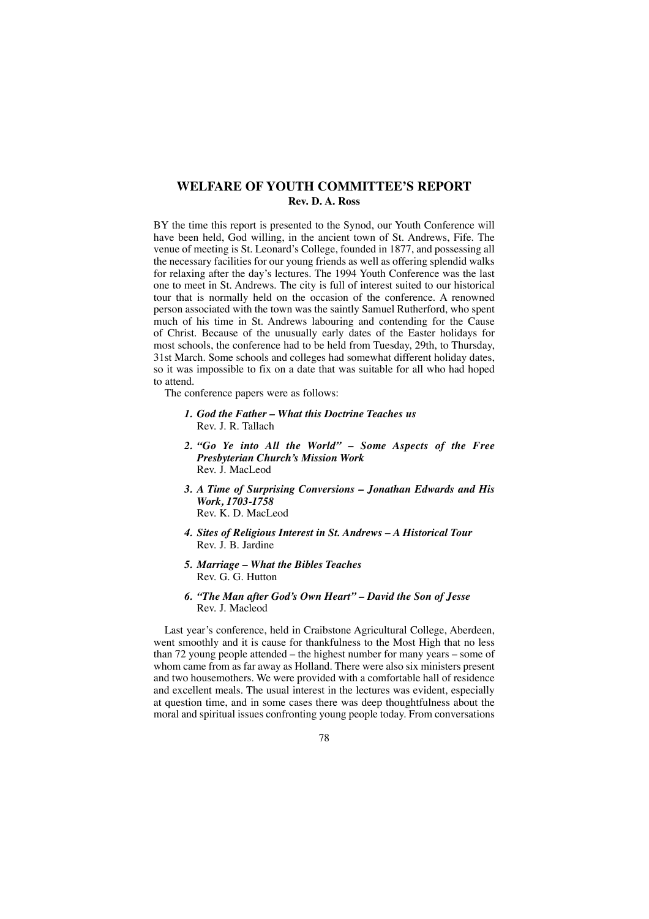## WELFARE OF YOUTH COMMITTEE'S REPORT

**Rev. D. A. Ross**

BY the time this report is presented to the Synod, our Youth Conference will have been held, God willing, in the ancient town of St. Andrews, Fife. The venue of meeting is St. Leonard's College, founded in 1877, and possessing all the necessary facilities for our young friends as well as offering splendid walks for relaxing after the day's lectures. The 1994 Youth Conference was the last one to meet in St. Andrews. The city is full of interest suited to our historical tour that is normally held on the occasion of the conference. A renowned person associated with the town was the saintly Samuel Rutherford, who spent much of his time in St. Andrews labouring and contending for the Cause of Christ. Because of the unusually early dates of the Easter holidays for most schools, the conference had to be held from Tuesday, 29th, to Thursday, 31st March. Some schools and colleges had somewhat different holiday dates, so it was impossible to fix on a date that was suitable for all who had hoped to attend.

The conference papers were as follows:

1. ***God the Father – What this Doctrine Teaches us***
   Rev. J. R. Tallach
2. ***"Go Ye into All the World" – Some Aspects of the Free Presbyterian Church's Mission Work***
   Rev. J. MacLeod
3. ***A Time of Surprising Conversions – Jonathan Edwards and His Work, 1703-1758***
   Rev. K. D. MacLeod
4. ***Sites of Religious Interest in St. Andrews – A Historical Tour***
   Rev. J. B. Jardine
5. ***Marriage – What the Bibles Teaches***
   Rev. G. G. Hutton
6. ***"The Man after God's Own Heart" – David the Son of Jesse***
   Rev. J. Macleod

Last year's conference, held in Craibstone Agricultural College, Aberdeen, went smoothly and it is cause for thankfulness to the Most High that no less than 72 young people attended – the highest number for many years – some of whom came from as far away as Holland. There were also six ministers present and two housemothers. We were provided with a comfortable hall of residence and excellent meals. The usual interest in the lectures was evident, especially at question time, and in some cases there was deep thoughtfulness about the moral and spiritual issues confronting young people today. From conversations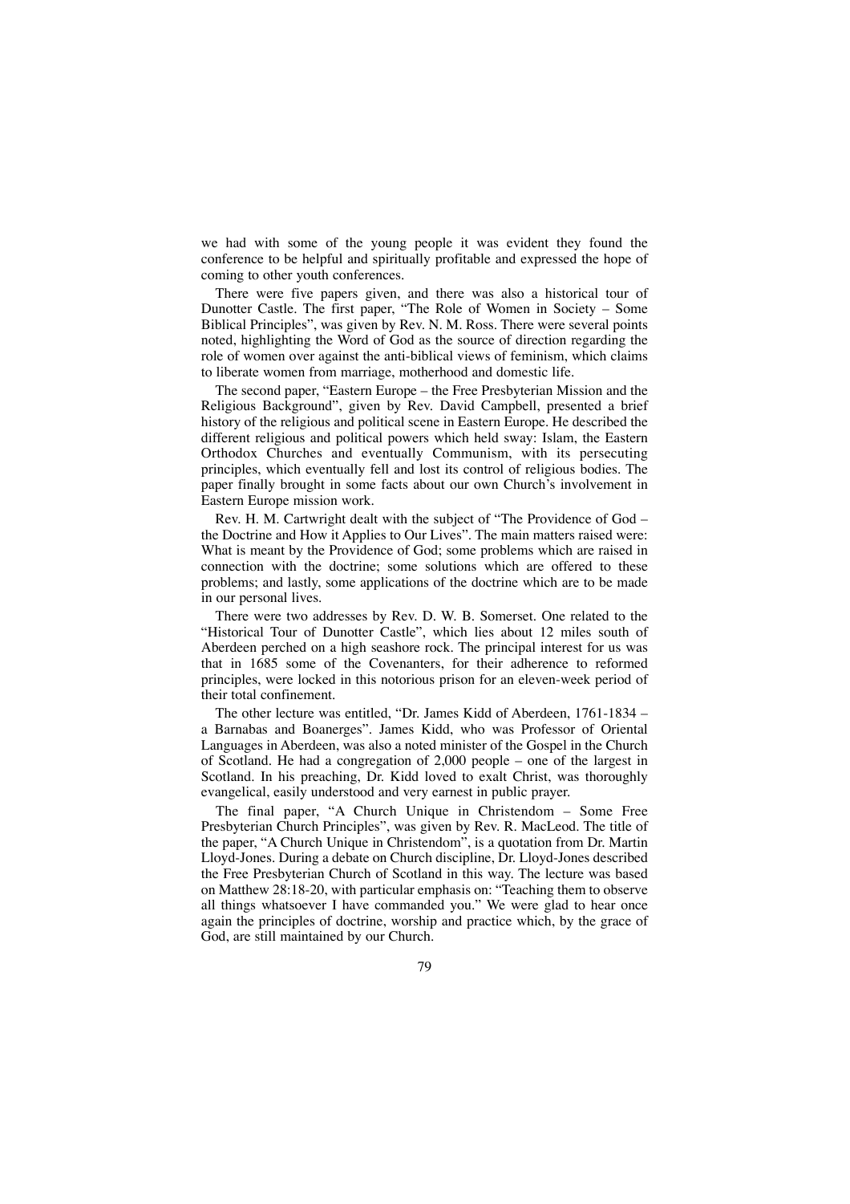we had with some of the young people it was evident they found the conference to be helpful and spiritually profitable and expressed the hope of coming to other youth conferences.

There were five papers given, and there was also a historical tour of Dunotter Castle. The first paper, "The Role of Women in Society – Some Biblical Principles", was given by Rev. N. M. Ross. There were several points noted, highlighting the Word of God as the source of direction regarding the role of women over against the anti-biblical views of feminism, which claims to liberate women from marriage, motherhood and domestic life.

The second paper, "Eastern Europe – the Free Presbyterian Mission and the Religious Background", given by Rev. David Campbell, presented a brief history of the religious and political scene in Eastern Europe. He described the different religious and political powers which held sway: Islam, the Eastern Orthodox Churches and eventually Communism, with its persecuting principles, which eventually fell and lost its control of religious bodies. The paper finally brought in some facts about our own Church's involvement in Eastern Europe mission work.

Rev. H. M. Cartwright dealt with the subject of "The Providence of God – the Doctrine and How it Applies to Our Lives". The main matters raised were: What is meant by the Providence of God; some problems which are raised in connection with the doctrine; some solutions which are offered to these problems; and lastly, some applications of the doctrine which are to be made in our personal lives.

There were two addresses by Rev. D. W. B. Somerset. One related to the "Historical Tour of Dunotter Castle", which lies about 12 miles south of Aberdeen perched on a high seashore rock. The principal interest for us was that in 1685 some of the Covenanters, for their adherence to reformed principles, were locked in this notorious prison for an eleven-week period of their total confinement.

The other lecture was entitled, "Dr. James Kidd of Aberdeen, 1761-1834 – a Barnabas and Boanerges". James Kidd, who was Professor of Oriental Languages in Aberdeen, was also a noted minister of the Gospel in the Church of Scotland. He had a congregation of 2,000 people – one of the largest in Scotland. In his preaching, Dr. Kidd loved to exalt Christ, was thoroughly evangelical, easily understood and very earnest in public prayer.

The final paper, "A Church Unique in Christendom – Some Free Presbyterian Church Principles", was given by Rev. R. MacLeod. The title of the paper, "A Church Unique in Christendom", is a quotation from Dr. Martin Lloyd-Jones. During a debate on Church discipline, Dr. Lloyd-Jones described the Free Presbyterian Church of Scotland in this way. The lecture was based on Matthew 28:18-20, with particular emphasis on: "Teaching them to observe all things whatsoever I have commanded you." We were glad to hear once again the principles of doctrine, worship and practice which, by the grace of God, are still maintained by our Church.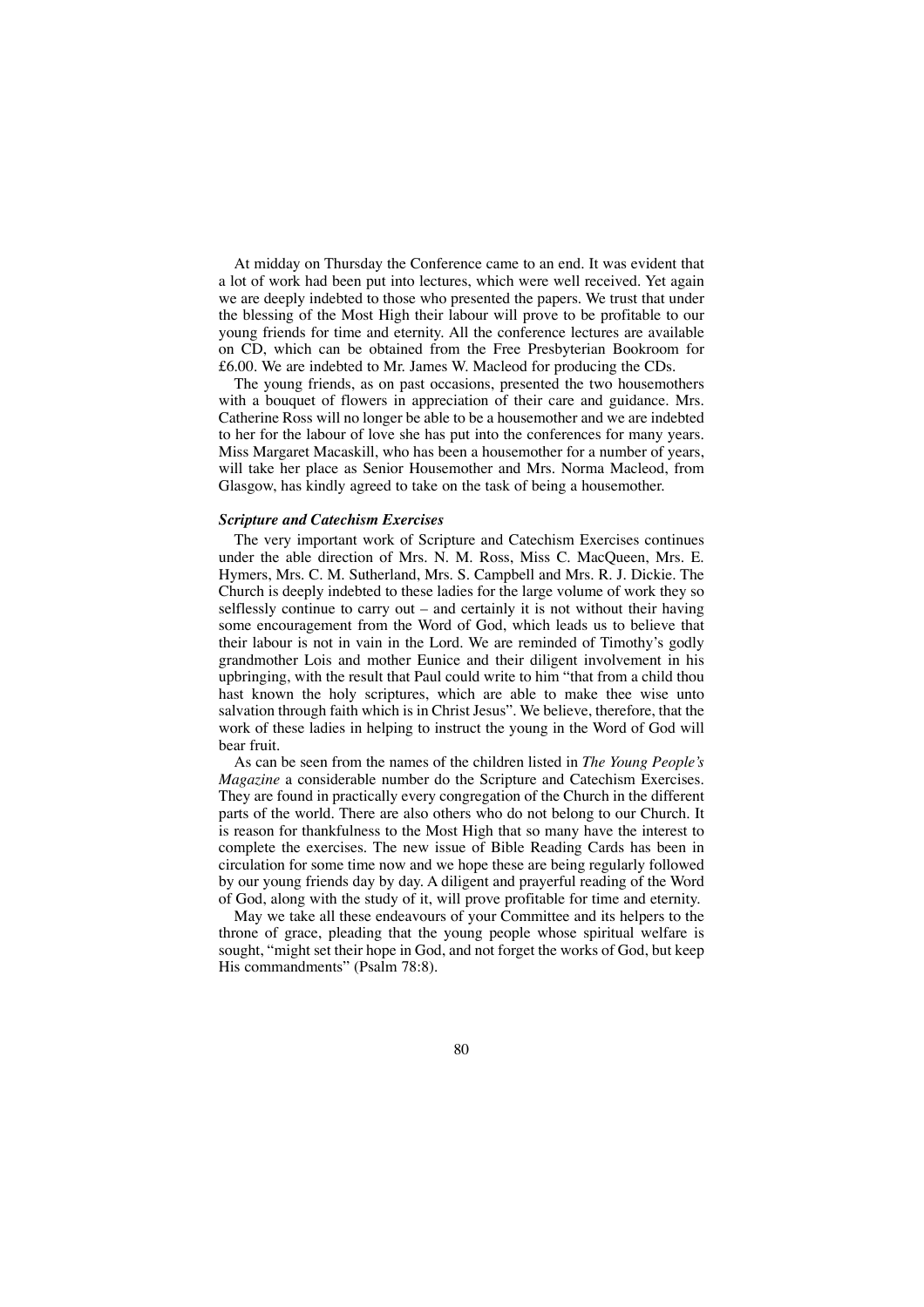At midday on Thursday the Conference came to an end. It was evident that a lot of work had been put into lectures, which were well received. Yet again we are deeply indebted to those who presented the papers. We trust that under the blessing of the Most High their labour will prove to be profitable to our young friends for time and eternity. All the conference lectures are available on CD, which can be obtained from the Free Presbyterian Bookroom for £6.00. We are indebted to Mr. James W. Macleod for producing the CDs.

The young friends, as on past occasions, presented the two housemothers with a bouquet of flowers in appreciation of their care and guidance. Mrs. Catherine Ross will no longer be able to be a housemother and we are indebted to her for the labour of love she has put into the conferences for many years. Miss Margaret Macaskill, who has been a housemother for a number of years, will take her place as Senior Housemother and Mrs. Norma Macleod, from Glasgow, has kindly agreed to take on the task of being a housemother.

***Scripture and Catechism Exercises***

The very important work of Scripture and Catechism Exercises continues under the able direction of Mrs. N. M. Ross, Miss C. MacQueen, Mrs. E. Hymers, Mrs. C. M. Sutherland, Mrs. S. Campbell and Mrs. R. J. Dickie. The Church is deeply indebted to these ladies for the large volume of work they so selflessly continue to carry out – and certainly it is not without their having some encouragement from the Word of God, which leads us to believe that their labour is not in vain in the Lord. We are reminded of Timothy's godly grandmother Lois and mother Eunice and their diligent involvement in his upbringing, with the result that Paul could write to him "that from a child thou hast known the holy scriptures, which are able to make thee wise unto salvation through faith which is in Christ Jesus". We believe, therefore, that the work of these ladies in helping to instruct the young in the Word of God will bear fruit.

As can be seen from the names of the children listed in *The Young People's Magazine* a considerable number do the Scripture and Catechism Exercises. They are found in practically every congregation of the Church in the different parts of the world. There are also others who do not belong to our Church. It is reason for thankfulness to the Most High that so many have the interest to complete the exercises. The new issue of Bible Reading Cards has been in circulation for some time now and we hope these are being regularly followed by our young friends day by day. A diligent and prayerful reading of the Word of God, along with the study of it, will prove profitable for time and eternity.

May we take all these endeavours of your Committee and its helpers to the throne of grace, pleading that the young people whose spiritual welfare is sought, "might set their hope in God, and not forget the works of God, but keep His commandments" (Psalm 78:8).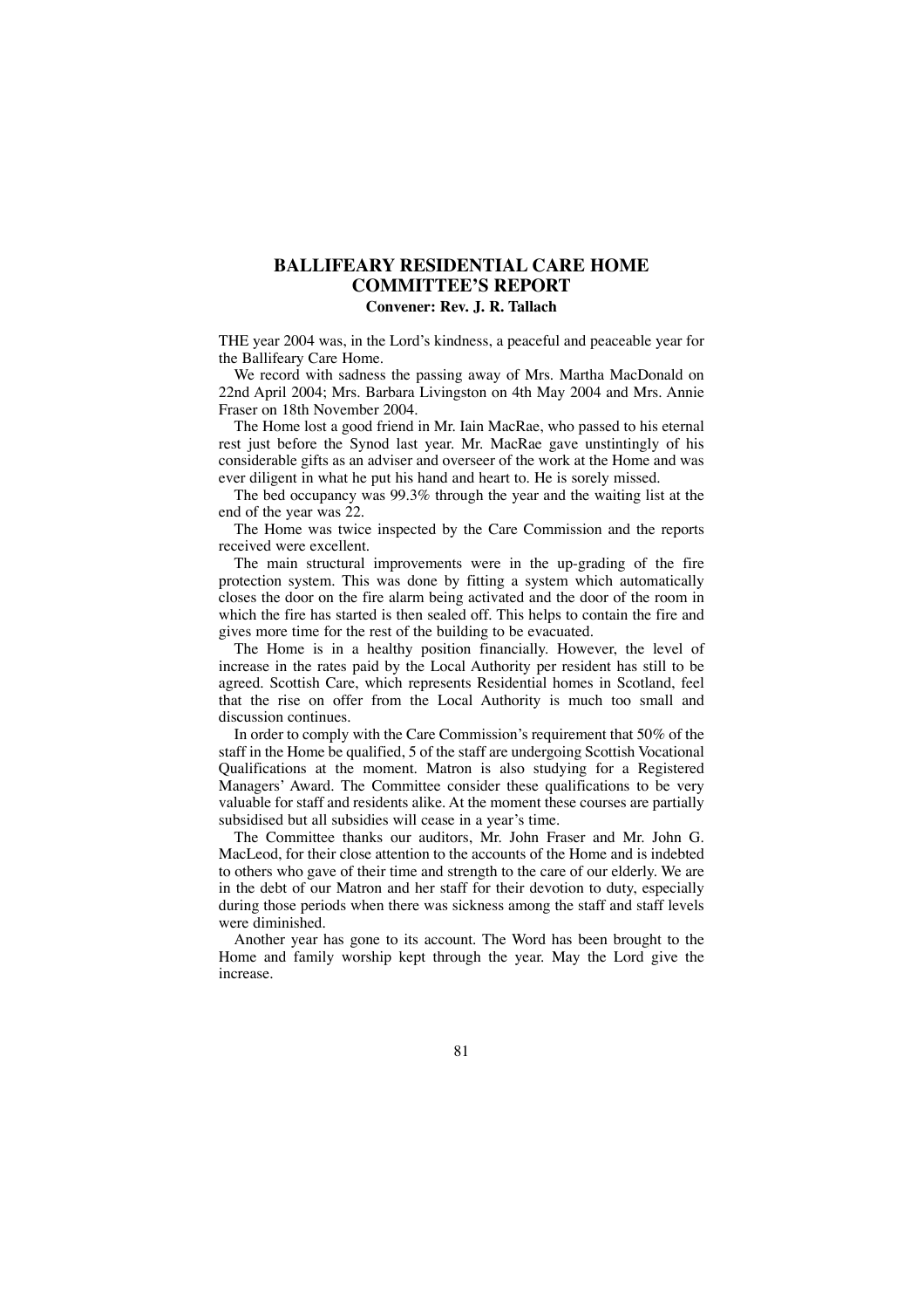# BALLIFEARY RESIDENTIAL CARE HOME COMMITTEE'S REPORT

**Convener: Rev. J. R. Tallach**

THE year 2004 was, in the Lord's kindness, a peaceful and peaceable year for the Ballifeary Care Home.

We record with sadness the passing away of Mrs. Martha MacDonald on 22nd April 2004; Mrs. Barbara Livingston on 4th May 2004 and Mrs. Annie Fraser on 18th November 2004.

The Home lost a good friend in Mr. Iain MacRae, who passed to his eternal rest just before the Synod last year. Mr. MacRae gave unstintingly of his considerable gifts as an adviser and overseer of the work at the Home and was ever diligent in what he put his hand and heart to. He is sorely missed.

The bed occupancy was 99.3% through the year and the waiting list at the end of the year was 22.

The Home was twice inspected by the Care Commission and the reports received were excellent.

The main structural improvements were in the up-grading of the fire protection system. This was done by fitting a system which automatically closes the door on the fire alarm being activated and the door of the room in which the fire has started is then sealed off. This helps to contain the fire and gives more time for the rest of the building to be evacuated.

The Home is in a healthy position financially. However, the level of increase in the rates paid by the Local Authority per resident has still to be agreed. Scottish Care, which represents Residential homes in Scotland, feel that the rise on offer from the Local Authority is much too small and discussion continues.

In order to comply with the Care Commission's requirement that 50% of the staff in the Home be qualified, 5 of the staff are undergoing Scottish Vocational Qualifications at the moment. Matron is also studying for a Registered Managers' Award. The Committee consider these qualifications to be very valuable for staff and residents alike. At the moment these courses are partially subsidised but all subsidies will cease in a year's time.

The Committee thanks our auditors, Mr. John Fraser and Mr. John G. MacLeod, for their close attention to the accounts of the Home and is indebted to others who gave of their time and strength to the care of our elderly. We are in the debt of our Matron and her staff for their devotion to duty, especially during those periods when there was sickness among the staff and staff levels were diminished.

Another year has gone to its account. The Word has been brought to the Home and family worship kept through the year. May the Lord give the increase.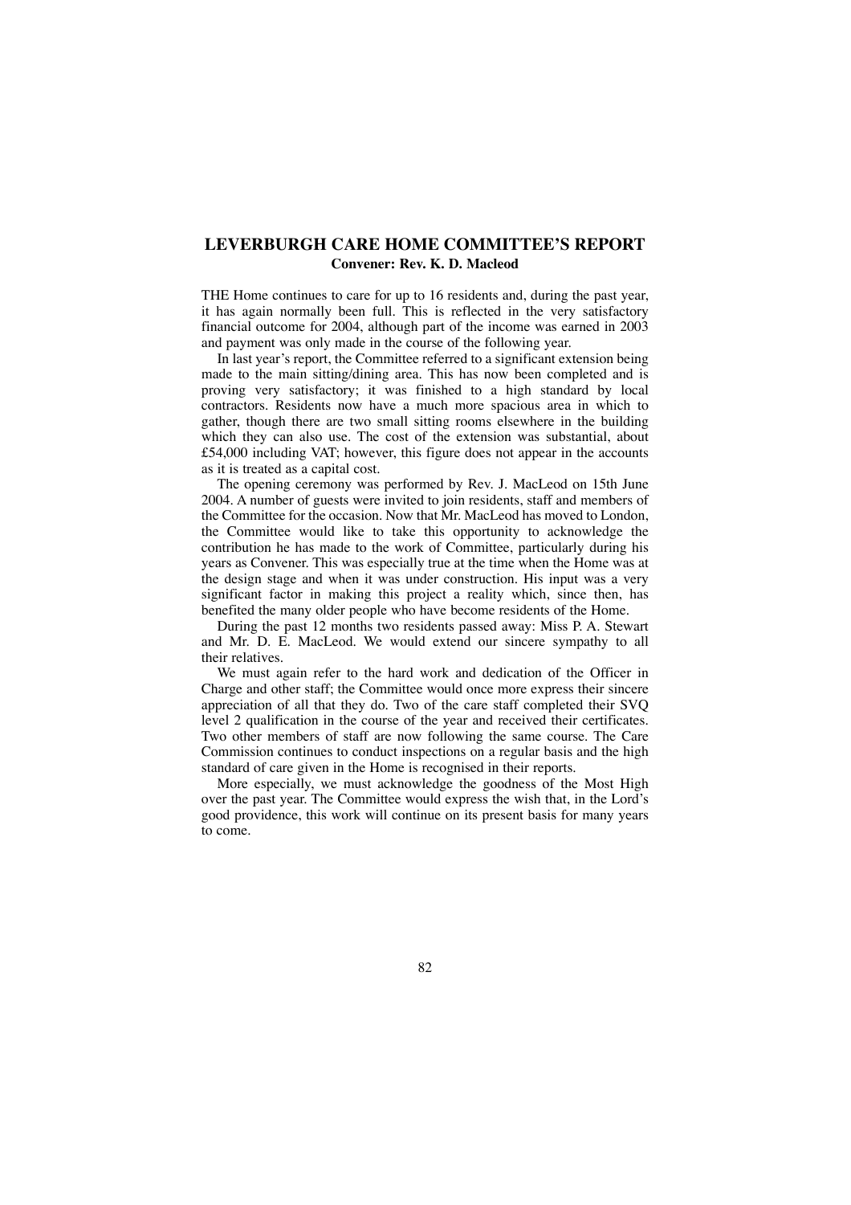# LEVERBURGH CARE HOME COMMITTEE'S REPORT

**Convener: Rev. K. D. Macleod**

THE Home continues to care for up to 16 residents and, during the past year, it has again normally been full. This is reflected in the very satisfactory financial outcome for 2004, although part of the income was earned in 2003 and payment was only made in the course of the following year.

In last year's report, the Committee referred to a significant extension being made to the main sitting/dining area. This has now been completed and is proving very satisfactory; it was finished to a high standard by local contractors. Residents now have a much more spacious area in which to gather, though there are two small sitting rooms elsewhere in the building which they can also use. The cost of the extension was substantial, about £54,000 including VAT; however, this figure does not appear in the accounts as it is treated as a capital cost.

The opening ceremony was performed by Rev. J. MacLeod on 15th June 2004. A number of guests were invited to join residents, staff and members of the Committee for the occasion. Now that Mr. MacLeod has moved to London, the Committee would like to take this opportunity to acknowledge the contribution he has made to the work of Committee, particularly during his years as Convener. This was especially true at the time when the Home was at the design stage and when it was under construction. His input was a very significant factor in making this project a reality which, since then, has benefited the many older people who have become residents of the Home.

During the past 12 months two residents passed away: Miss P. A. Stewart and Mr. D. E. MacLeod. We would extend our sincere sympathy to all their relatives.

We must again refer to the hard work and dedication of the Officer in Charge and other staff; the Committee would once more express their sincere appreciation of all that they do. Two of the care staff completed their SVQ level 2 qualification in the course of the year and received their certificates. Two other members of staff are now following the same course. The Care Commission continues to conduct inspections on a regular basis and the high standard of care given in the Home is recognised in their reports.

More especially, we must acknowledge the goodness of the Most High over the past year. The Committee would express the wish that, in the Lord's good providence, this work will continue on its present basis for many years to come.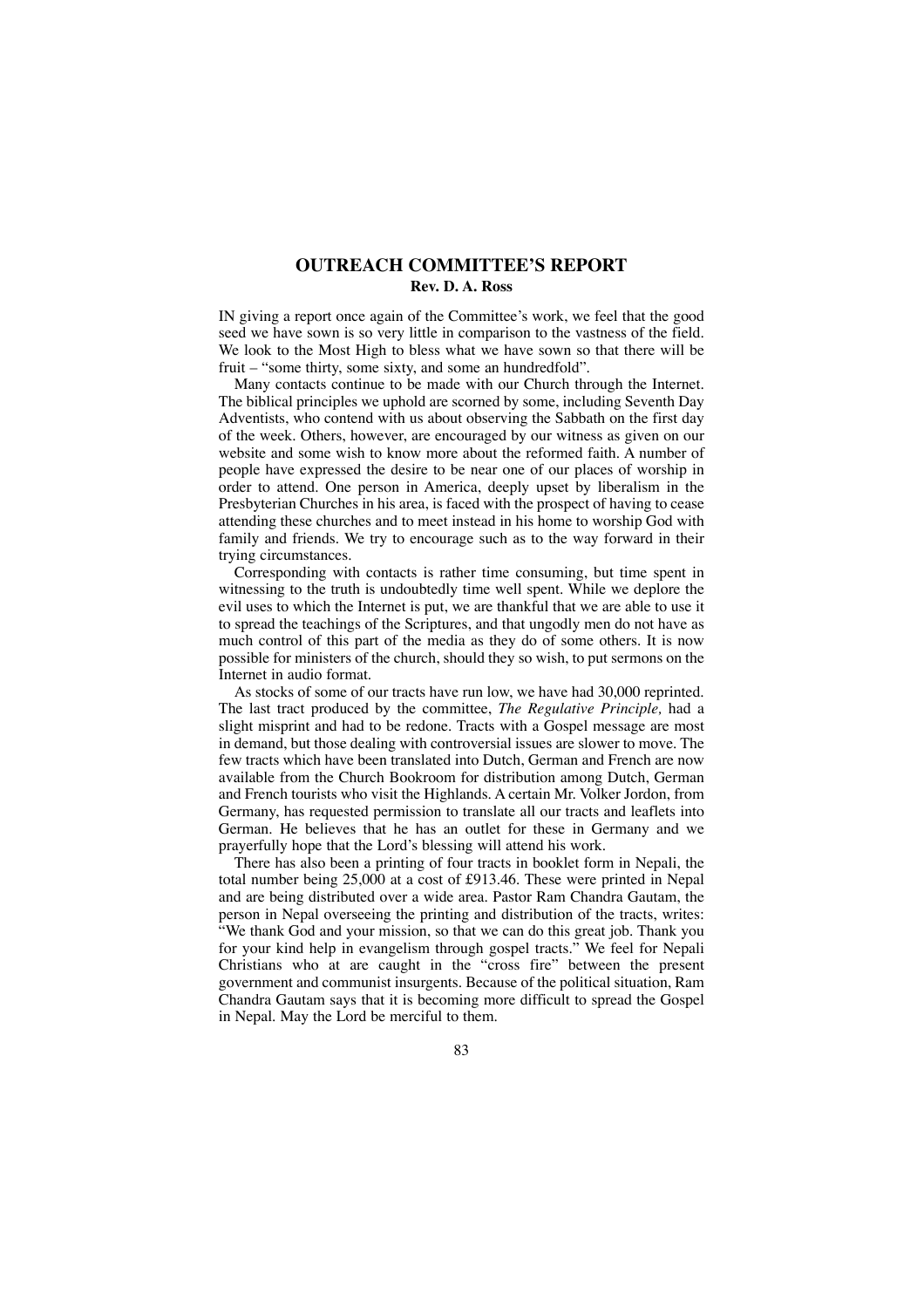## OUTREACH COMMITTEE'S REPORT

**Rev. D. A. Ross**

IN giving a report once again of the Committee's work, we feel that the good seed we have sown is so very little in comparison to the vastness of the field. We look to the Most High to bless what we have sown so that there will be fruit – "some thirty, some sixty, and some an hundredfold".

Many contacts continue to be made with our Church through the Internet. The biblical principles we uphold are scorned by some, including Seventh Day Adventists, who contend with us about observing the Sabbath on the first day of the week. Others, however, are encouraged by our witness as given on our website and some wish to know more about the reformed faith. A number of people have expressed the desire to be near one of our places of worship in order to attend. One person in America, deeply upset by liberalism in the Presbyterian Churches in his area, is faced with the prospect of having to cease attending these churches and to meet instead in his home to worship God with family and friends. We try to encourage such as to the way forward in their trying circumstances.

Corresponding with contacts is rather time consuming, but time spent in witnessing to the truth is undoubtedly time well spent. While we deplore the evil uses to which the Internet is put, we are thankful that we are able to use it to spread the teachings of the Scriptures, and that ungodly men do not have as much control of this part of the media as they do of some others. It is now possible for ministers of the church, should they so wish, to put sermons on the Internet in audio format.

As stocks of some of our tracts have run low, we have had 30,000 reprinted. The last tract produced by the committee, *The Regulative Principle,* had a slight misprint and had to be redone. Tracts with a Gospel message are most in demand, but those dealing with controversial issues are slower to move. The few tracts which have been translated into Dutch, German and French are now available from the Church Bookroom for distribution among Dutch, German and French tourists who visit the Highlands. A certain Mr. Volker Jordon, from Germany, has requested permission to translate all our tracts and leaflets into German. He believes that he has an outlet for these in Germany and we prayerfully hope that the Lord's blessing will attend his work.

There has also been a printing of four tracts in booklet form in Nepali, the total number being 25,000 at a cost of £913.46. These were printed in Nepal and are being distributed over a wide area. Pastor Ram Chandra Gautam, the person in Nepal overseeing the printing and distribution of the tracts, writes: "We thank God and your mission, so that we can do this great job. Thank you for your kind help in evangelism through gospel tracts." We feel for Nepali Christians who at are caught in the "cross fire" between the present government and communist insurgents. Because of the political situation, Ram Chandra Gautam says that it is becoming more difficult to spread the Gospel in Nepal. May the Lord be merciful to them.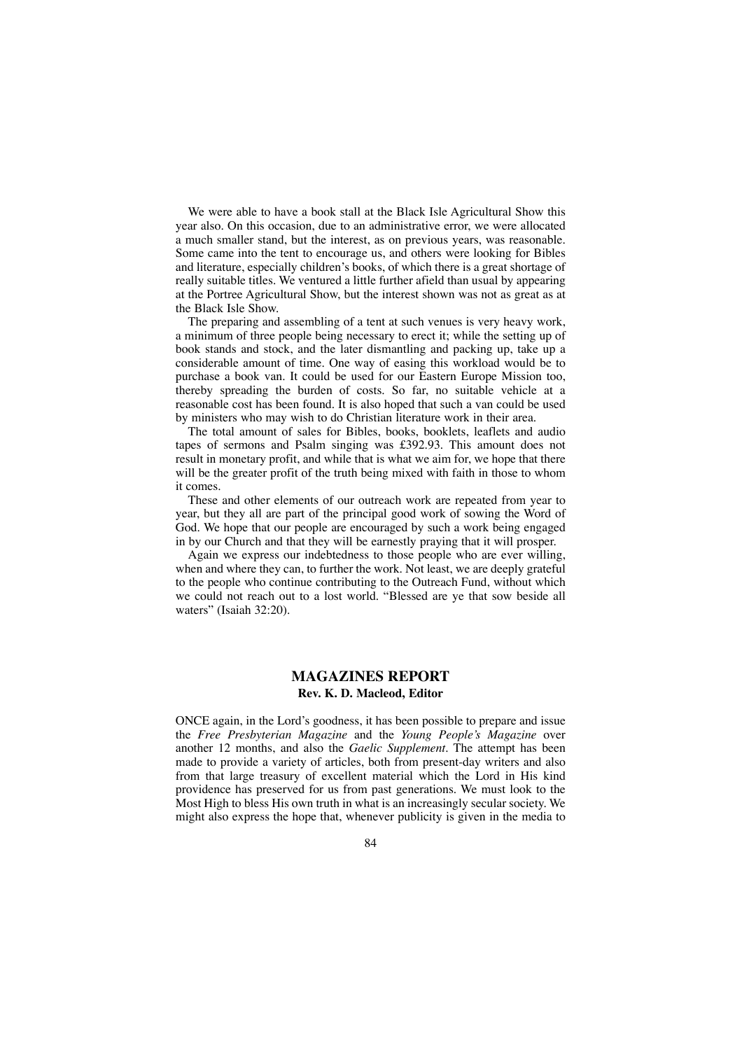We were able to have a book stall at the Black Isle Agricultural Show this year also. On this occasion, due to an administrative error, we were allocated a much smaller stand, but the interest, as on previous years, was reasonable. Some came into the tent to encourage us, and others were looking for Bibles and literature, especially children's books, of which there is a great shortage of really suitable titles. We ventured a little further afield than usual by appearing at the Portree Agricultural Show, but the interest shown was not as great as at the Black Isle Show.

The preparing and assembling of a tent at such venues is very heavy work, a minimum of three people being necessary to erect it; while the setting up of book stands and stock, and the later dismantling and packing up, take up a considerable amount of time. One way of easing this workload would be to purchase a book van. It could be used for our Eastern Europe Mission too, thereby spreading the burden of costs. So far, no suitable vehicle at a reasonable cost has been found. It is also hoped that such a van could be used by ministers who may wish to do Christian literature work in their area.

The total amount of sales for Bibles, books, booklets, leaflets and audio tapes of sermons and Psalm singing was £392.93. This amount does not result in monetary profit, and while that is what we aim for, we hope that there will be the greater profit of the truth being mixed with faith in those to whom it comes.

These and other elements of our outreach work are repeated from year to year, but they all are part of the principal good work of sowing the Word of God. We hope that our people are encouraged by such a work being engaged in by our Church and that they will be earnestly praying that it will prosper.

Again we express our indebtedness to those people who are ever willing, when and where they can, to further the work. Not least, we are deeply grateful to the people who continue contributing to the Outreach Fund, without which we could not reach out to a lost world. "Blessed are ye that sow beside all waters" (Isaiah 32:20).

## MAGAZINES REPORT

**Rev. K. D. Macleod, Editor**

ONCE again, in the Lord's goodness, it has been possible to prepare and issue the *Free Presbyterian Magazine* and the *Young People's Magazine* over another 12 months, and also the *Gaelic Supplement*. The attempt has been made to provide a variety of articles, both from present-day writers and also from that large treasury of excellent material which the Lord in His kind providence has preserved for us from past generations. We must look to the Most High to bless His own truth in what is an increasingly secular society. We might also express the hope that, whenever publicity is given in the media to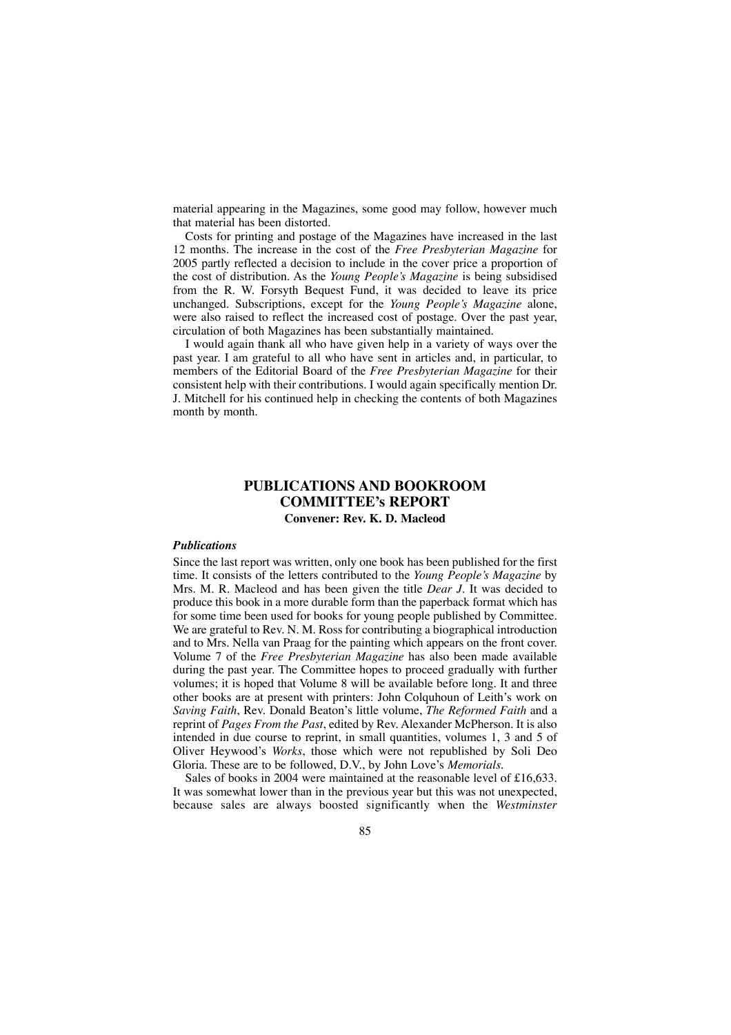material appearing in the Magazines, some good may follow, however much that material has been distorted.

Costs for printing and postage of the Magazines have increased in the last 12 months. The increase in the cost of the *Free Presbyterian Magazine* for 2005 partly reflected a decision to include in the cover price a proportion of the cost of distribution. As the *Young People's Magazine* is being subsidised from the R. W. Forsyth Bequest Fund, it was decided to leave its price unchanged. Subscriptions, except for the *Young People's Magazine* alone, were also raised to reflect the increased cost of postage. Over the past year, circulation of both Magazines has been substantially maintained.

I would again thank all who have given help in a variety of ways over the past year. I am grateful to all who have sent in articles and, in particular, to members of the Editorial Board of the *Free Presbyterian Magazine* for their consistent help with their contributions. I would again specifically mention Dr. J. Mitchell for his continued help in checking the contents of both Magazines month by month.

## PUBLICATIONS AND BOOKROOM COMMITTEE's REPORT

**Convener: Rev. K. D. Macleod**

### *Publications*

Since the last report was written, only one book has been published for the first time. It consists of the letters contributed to the *Young People's Magazine* by Mrs. M. R. Macleod and has been given the title *Dear J*. It was decided to produce this book in a more durable form than the paperback format which has for some time been used for books for young people published by Committee. We are grateful to Rev. N. M. Ross for contributing a biographical introduction and to Mrs. Nella van Praag for the painting which appears on the front cover. Volume 7 of the *Free Presbyterian Magazine* has also been made available during the past year. The Committee hopes to proceed gradually with further volumes; it is hoped that Volume 8 will be available before long. It and three other books are at present with printers: John Colquhoun of Leith's work on *Saving Faith*, Rev. Donald Beaton's little volume, *The Reformed Faith* and a reprint of *Pages From the Past*, edited by Rev. Alexander McPherson. It is also intended in due course to reprint, in small quantities, volumes 1, 3 and 5 of Oliver Heywood's *Works*, those which were not republished by Soli Deo Gloria. These are to be followed, D.V., by John Love's *Memorials*.

Sales of books in 2004 were maintained at the reasonable level of £16,633. It was somewhat lower than in the previous year but this was not unexpected, because sales are always boosted significantly when the *Westminster*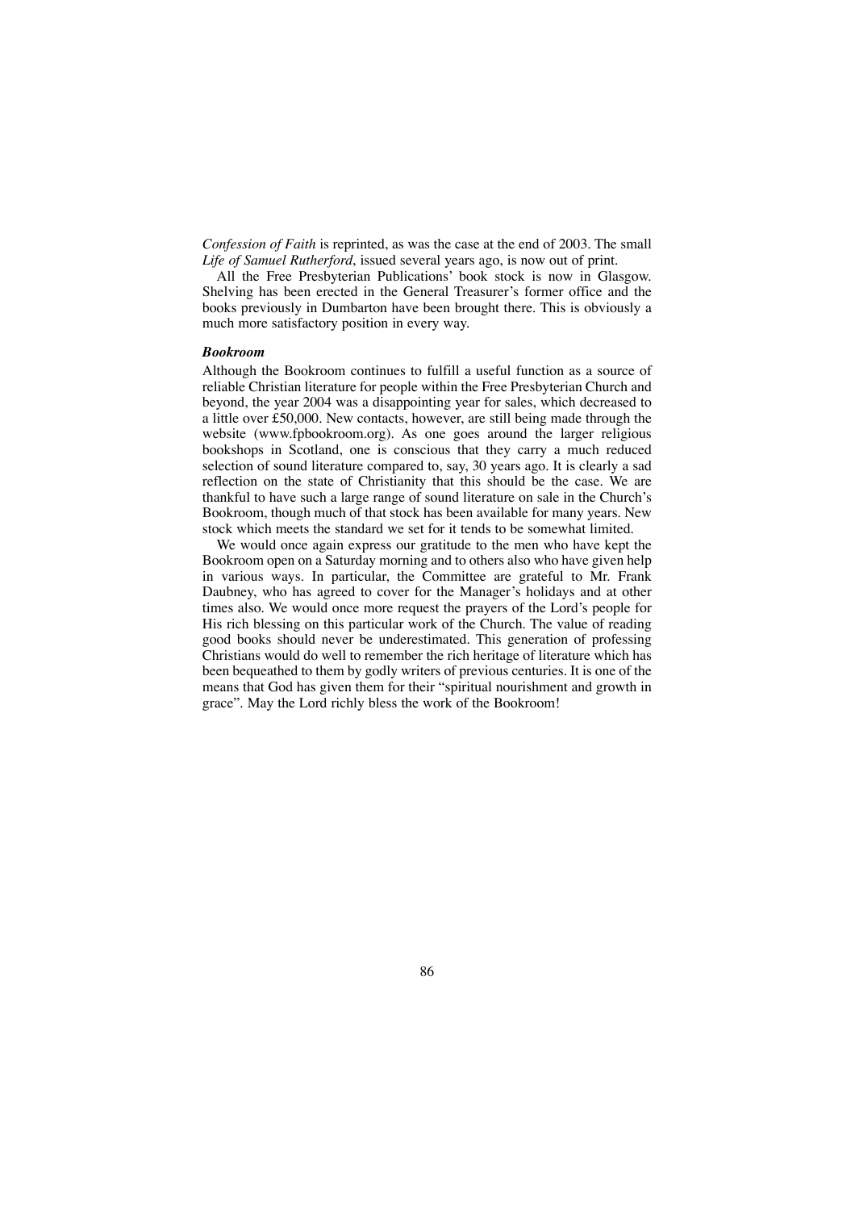*Confession of Faith* is reprinted, as was the case at the end of 2003. The small *Life of Samuel Rutherford*, issued several years ago, is now out of print.

All the Free Presbyterian Publications' book stock is now in Glasgow. Shelving has been erected in the General Treasurer's former office and the books previously in Dumbarton have been brought there. This is obviously a much more satisfactory position in every way.

### *Bookroom*

Although the Bookroom continues to fulfill a useful function as a source of reliable Christian literature for people within the Free Presbyterian Church and beyond, the year 2004 was a disappointing year for sales, which decreased to a little over £50,000. New contacts, however, are still being made through the website (www.fpbookroom.org). As one goes around the larger religious bookshops in Scotland, one is conscious that they carry a much reduced selection of sound literature compared to, say, 30 years ago. It is clearly a sad reflection on the state of Christianity that this should be the case. We are thankful to have such a large range of sound literature on sale in the Church's Bookroom, though much of that stock has been available for many years. New stock which meets the standard we set for it tends to be somewhat limited.

We would once again express our gratitude to the men who have kept the Bookroom open on a Saturday morning and to others also who have given help in various ways. In particular, the Committee are grateful to Mr. Frank Daubney, who has agreed to cover for the Manager's holidays and at other times also. We would once more request the prayers of the Lord's people for His rich blessing on this particular work of the Church. The value of reading good books should never be underestimated. This generation of professing Christians would do well to remember the rich heritage of literature which has been bequeathed to them by godly writers of previous centuries. It is one of the means that God has given them for their "spiritual nourishment and growth in grace". May the Lord richly bless the work of the Bookroom!